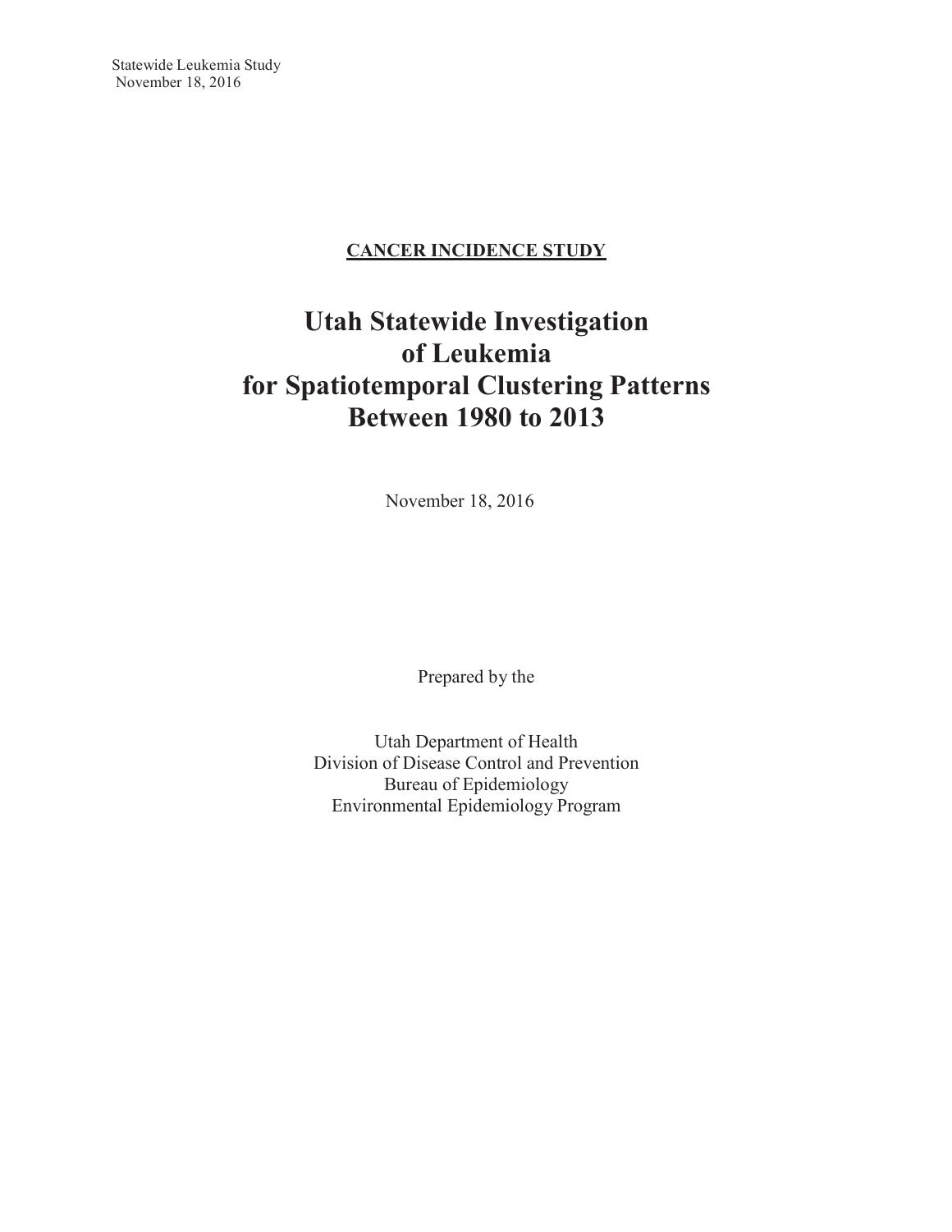**CANCER INCIDENCE STUDY**

# Utah Statewide Investigation of Leukemia for Spatiotemporal Clustering Patterns Between 1980 to 2013

November 18, 2016

Prepared by the

Utah Department of Health
Division of Disease Control and Prevention
Bureau of Epidemiology
Environmental Epidemiology Program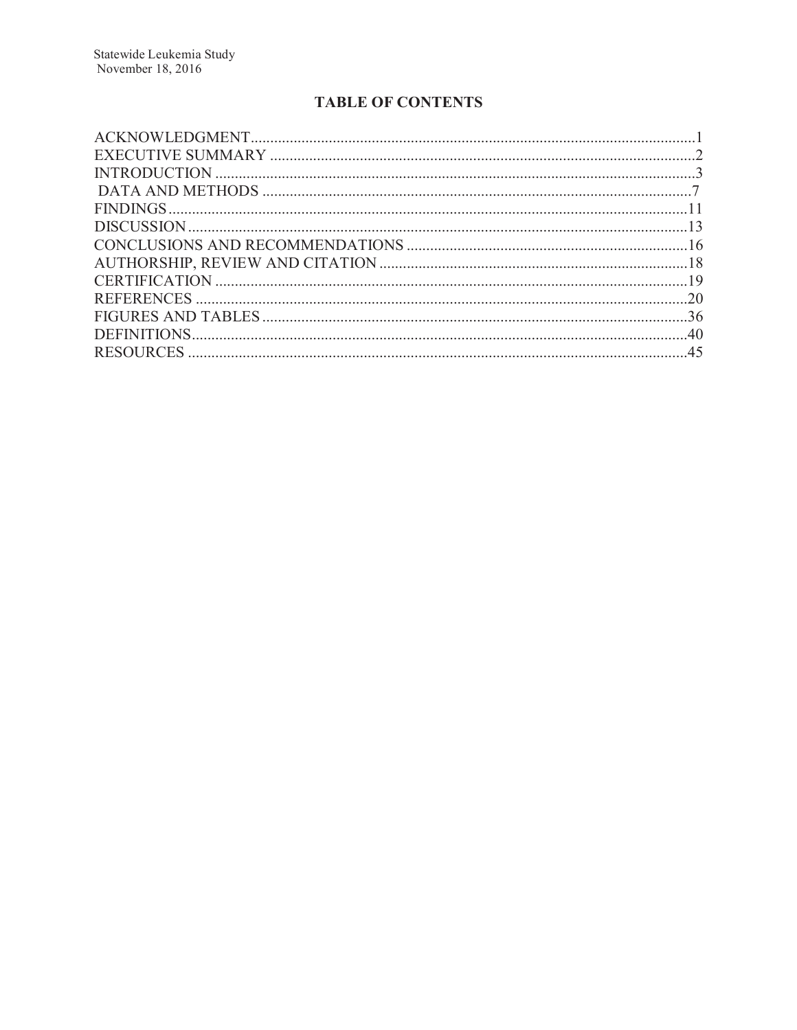## TABLE OF CONTENTS

- ACKNOWLEDGMENT ............ 1
- EXECUTIVE SUMMARY ............ 2
- INTRODUCTION ............ 3
- DATA AND METHODS ............ 7
- FINDINGS ............ 11
- DISCUSSION ............ 13
- CONCLUSIONS AND RECOMMENDATIONS ............ 16
- AUTHORSHIP, REVIEW AND CITATION ............ 18
- CERTIFICATION ............ 19
- REFERENCES ............ 20
- FIGURES AND TABLES ............ 36
- DEFINITIONS ............ 40
- RESOURCES ............ 45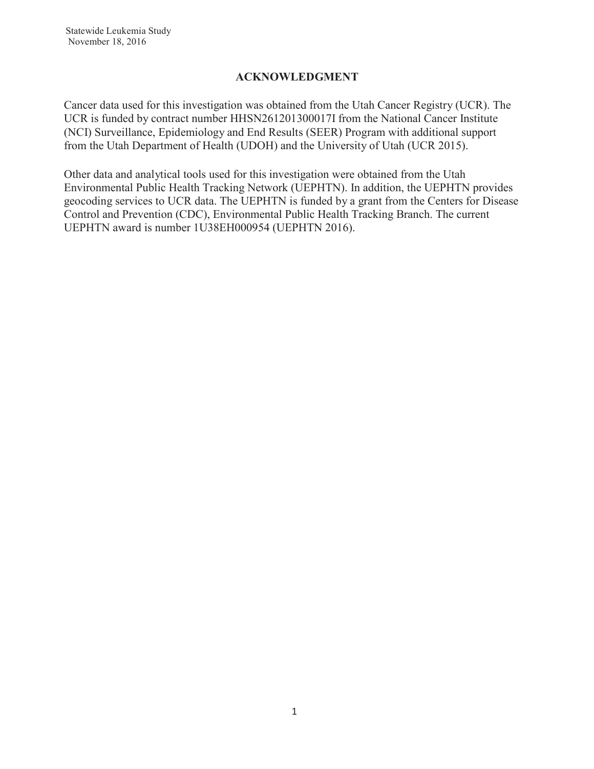# ACKNOWLEDGMENT

Cancer data used for this investigation was obtained from the Utah Cancer Registry (UCR). The UCR is funded by contract number HHSN261201300017I from the National Cancer Institute (NCI) Surveillance, Epidemiology and End Results (SEER) Program with additional support from the Utah Department of Health (UDOH) and the University of Utah (UCR 2015).

Other data and analytical tools used for this investigation were obtained from the Utah Environmental Public Health Tracking Network (UEPHTN). In addition, the UEPHTN provides geocoding services to UCR data. The UEPHTN is funded by a grant from the Centers for Disease Control and Prevention (CDC), Environmental Public Health Tracking Branch. The current UEPHTN award is number 1U38EH000954 (UEPHTN 2016).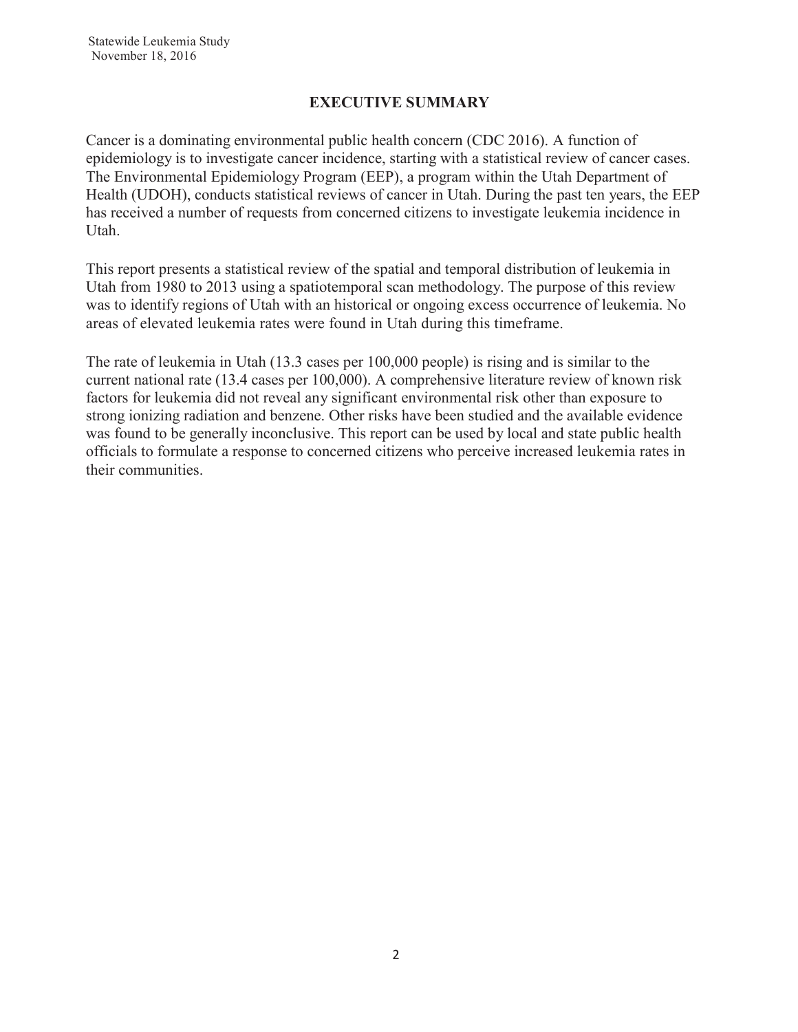## EXECUTIVE SUMMARY

Cancer is a dominating environmental public health concern (CDC 2016). A function of epidemiology is to investigate cancer incidence, starting with a statistical review of cancer cases. The Environmental Epidemiology Program (EEP), a program within the Utah Department of Health (UDOH), conducts statistical reviews of cancer in Utah. During the past ten years, the EEP has received a number of requests from concerned citizens to investigate leukemia incidence in Utah.

This report presents a statistical review of the spatial and temporal distribution of leukemia in Utah from 1980 to 2013 using a spatiotemporal scan methodology. The purpose of this review was to identify regions of Utah with an historical or ongoing excess occurrence of leukemia. No areas of elevated leukemia rates were found in Utah during this timeframe.

The rate of leukemia in Utah (13.3 cases per 100,000 people) is rising and is similar to the current national rate (13.4 cases per 100,000). A comprehensive literature review of known risk factors for leukemia did not reveal any significant environmental risk other than exposure to strong ionizing radiation and benzene. Other risks have been studied and the available evidence was found to be generally inconclusive. This report can be used by local and state public health officials to formulate a response to concerned citizens who perceive increased leukemia rates in their communities.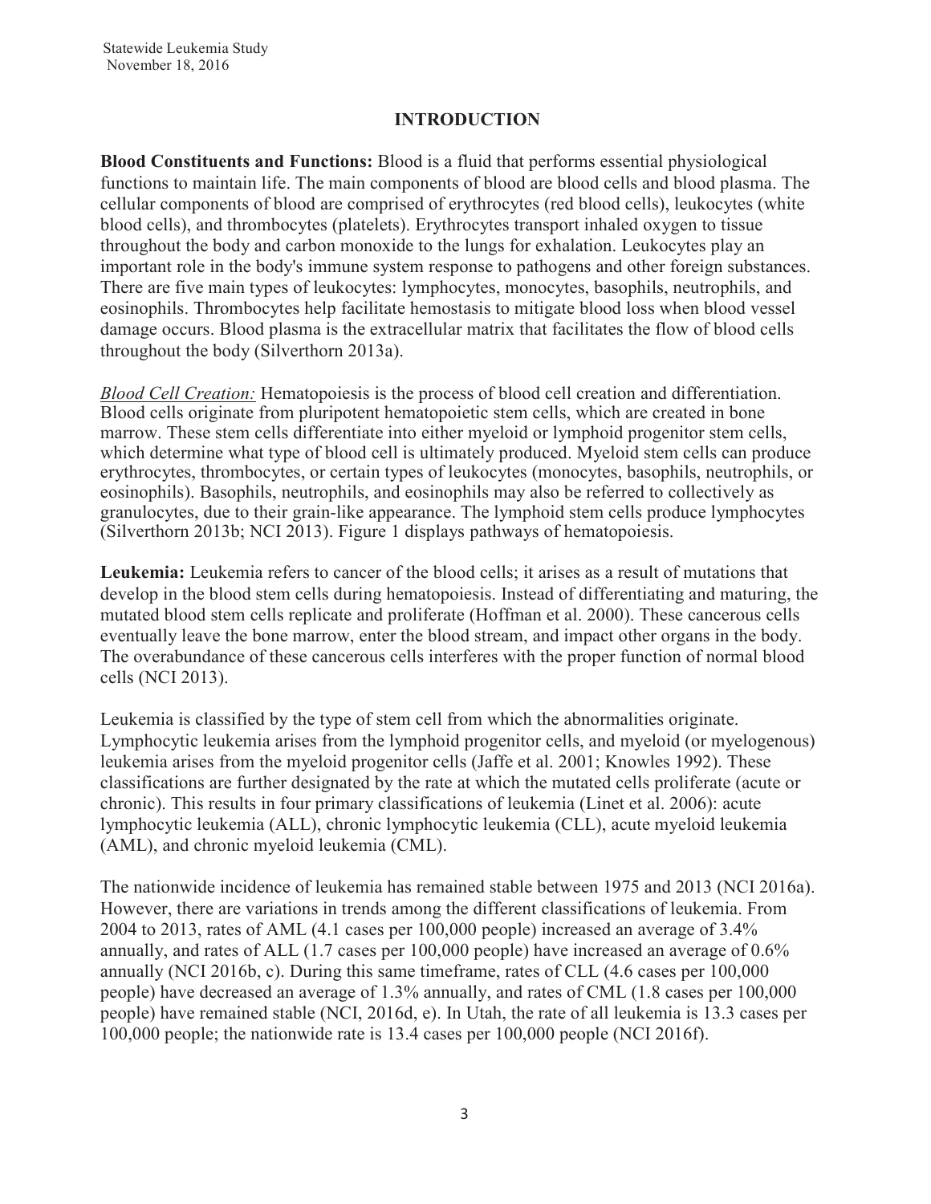## INTRODUCTION

**Blood Constituents and Functions:** Blood is a fluid that performs essential physiological functions to maintain life. The main components of blood are blood cells and blood plasma. The cellular components of blood are comprised of erythrocytes (red blood cells), leukocytes (white blood cells), and thrombocytes (platelets). Erythrocytes transport inhaled oxygen to tissue throughout the body and carbon monoxide to the lungs for exhalation. Leukocytes play an important role in the body's immune system response to pathogens and other foreign substances. There are five main types of leukocytes: lymphocytes, monocytes, basophils, neutrophils, and eosinophils. Thrombocytes help facilitate hemostasis to mitigate blood loss when blood vessel damage occurs. Blood plasma is the extracellular matrix that facilitates the flow of blood cells throughout the body (Silverthorn 2013a).

*Blood Cell Creation:* Hematopoiesis is the process of blood cell creation and differentiation. Blood cells originate from pluripotent hematopoietic stem cells, which are created in bone marrow. These stem cells differentiate into either myeloid or lymphoid progenitor stem cells, which determine what type of blood cell is ultimately produced. Myeloid stem cells can produce erythrocytes, thrombocytes, or certain types of leukocytes (monocytes, basophils, neutrophils, or eosinophils). Basophils, neutrophils, and eosinophils may also be referred to collectively as granulocytes, due to their grain-like appearance. The lymphoid stem cells produce lymphocytes (Silverthorn 2013b; NCI 2013). Figure 1 displays pathways of hematopoiesis.

**Leukemia:** Leukemia refers to cancer of the blood cells; it arises as a result of mutations that develop in the blood stem cells during hematopoiesis. Instead of differentiating and maturing, the mutated blood stem cells replicate and proliferate (Hoffman et al. 2000). These cancerous cells eventually leave the bone marrow, enter the blood stream, and impact other organs in the body. The overabundance of these cancerous cells interferes with the proper function of normal blood cells (NCI 2013).

Leukemia is classified by the type of stem cell from which the abnormalities originate. Lymphocytic leukemia arises from the lymphoid progenitor cells, and myeloid (or myelogenous) leukemia arises from the myeloid progenitor cells (Jaffe et al. 2001; Knowles 1992). These classifications are further designated by the rate at which the mutated cells proliferate (acute or chronic). This results in four primary classifications of leukemia (Linet et al. 2006): acute lymphocytic leukemia (ALL), chronic lymphocytic leukemia (CLL), acute myeloid leukemia (AML), and chronic myeloid leukemia (CML).

The nationwide incidence of leukemia has remained stable between 1975 and 2013 (NCI 2016a). However, there are variations in trends among the different classifications of leukemia. From 2004 to 2013, rates of AML (4.1 cases per 100,000 people) increased an average of 3.4% annually, and rates of ALL (1.7 cases per 100,000 people) have increased an average of 0.6% annually (NCI 2016b, c). During this same timeframe, rates of CLL (4.6 cases per 100,000 people) have decreased an average of 1.3% annually, and rates of CML (1.8 cases per 100,000 people) have remained stable (NCI, 2016d, e). In Utah, the rate of all leukemia is 13.3 cases per 100,000 people; the nationwide rate is 13.4 cases per 100,000 people (NCI 2016f).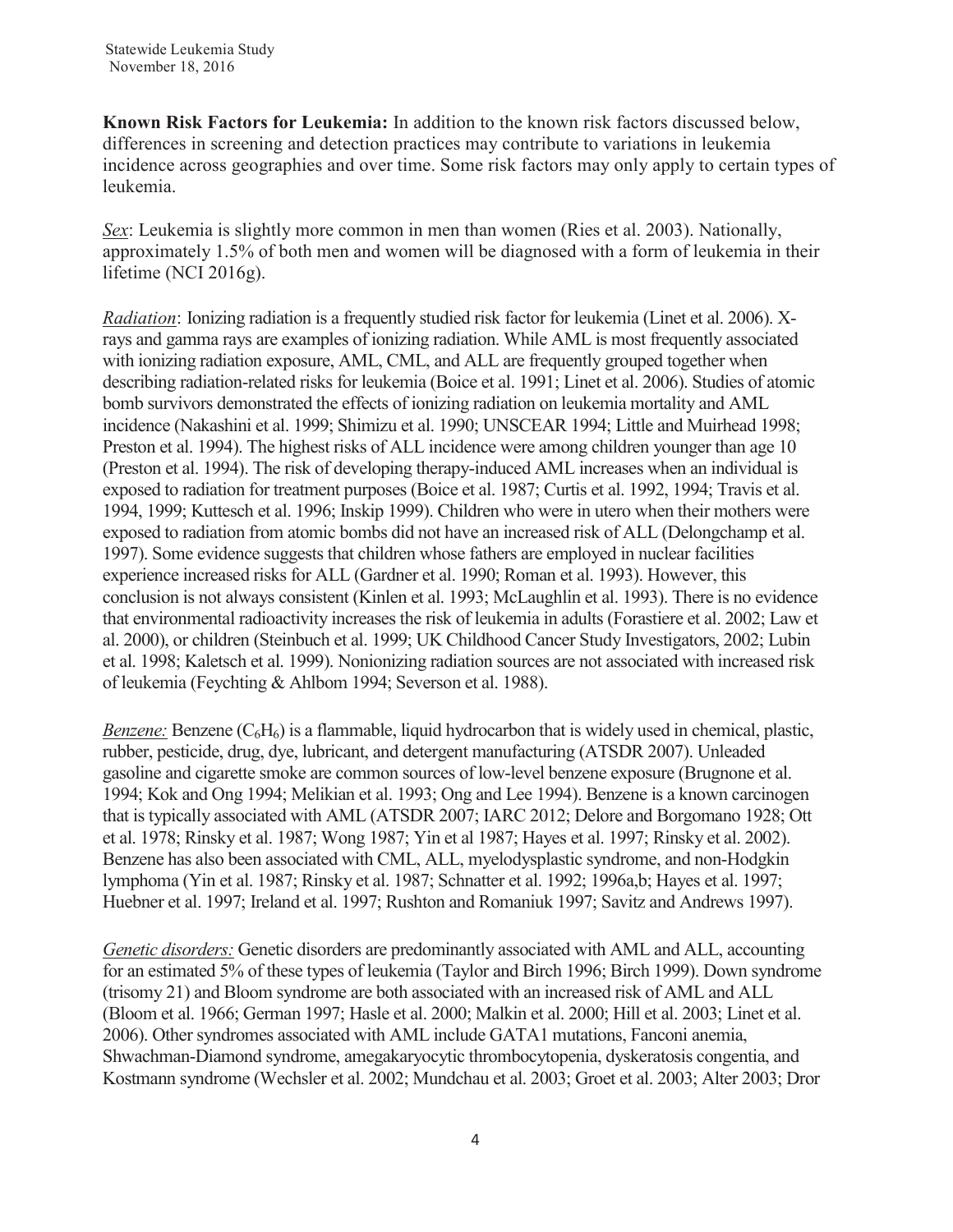**Known Risk Factors for Leukemia:** In addition to the known risk factors discussed below, differences in screening and detection practices may contribute to variations in leukemia incidence across geographies and over time. Some risk factors may only apply to certain types of leukemia.

*Sex*: Leukemia is slightly more common in men than women (Ries et al. 2003). Nationally, approximately 1.5% of both men and women will be diagnosed with a form of leukemia in their lifetime (NCI 2016g).

*Radiation*: Ionizing radiation is a frequently studied risk factor for leukemia (Linet et al. 2006). X-rays and gamma rays are examples of ionizing radiation. While AML is most frequently associated with ionizing radiation exposure, AML, CML, and ALL are frequently grouped together when describing radiation-related risks for leukemia (Boice et al. 1991; Linet et al. 2006). Studies of atomic bomb survivors demonstrated the effects of ionizing radiation on leukemia mortality and AML incidence (Nakashini et al. 1999; Shimizu et al. 1990; UNSCEAR 1994; Little and Muirhead 1998; Preston et al. 1994). The highest risks of ALL incidence were among children younger than age 10 (Preston et al. 1994). The risk of developing therapy-induced AML increases when an individual is exposed to radiation for treatment purposes (Boice et al. 1987; Curtis et al. 1992, 1994; Travis et al. 1994, 1999; Kuttesch et al. 1996; Inskip 1999). Children who were in utero when their mothers were exposed to radiation from atomic bombs did not have an increased risk of ALL (Delongchamp et al. 1997). Some evidence suggests that children whose fathers are employed in nuclear facilities experience increased risks for ALL (Gardner et al. 1990; Roman et al. 1993). However, this conclusion is not always consistent (Kinlen et al. 1993; McLaughlin et al. 1993). There is no evidence that environmental radioactivity increases the risk of leukemia in adults (Forastiere et al. 2002; Law et al. 2000), or children (Steinbuch et al. 1999; UK Childhood Cancer Study Investigators, 2002; Lubin et al. 1998; Kaletsch et al. 1999). Nonionizing radiation sources are not associated with increased risk of leukemia (Feychting & Ahlbom 1994; Severson et al. 1988).

*Benzene:* Benzene ($C_6H_6$) is a flammable, liquid hydrocarbon that is widely used in chemical, plastic, rubber, pesticide, drug, dye, lubricant, and detergent manufacturing (ATSDR 2007). Unleaded gasoline and cigarette smoke are common sources of low-level benzene exposure (Brugnone et al. 1994; Kok and Ong 1994; Melikian et al. 1993; Ong and Lee 1994). Benzene is a known carcinogen that is typically associated with AML (ATSDR 2007; IARC 2012; Delore and Borgomano 1928; Ott et al. 1978; Rinsky et al. 1987; Wong 1987; Yin et al 1987; Hayes et al. 1997; Rinsky et al. 2002). Benzene has also been associated with CML, ALL, myelodysplastic syndrome, and non-Hodgkin lymphoma (Yin et al. 1987; Rinsky et al. 1987; Schnatter et al. 1992; 1996a,b; Hayes et al. 1997; Huebner et al. 1997; Ireland et al. 1997; Rushton and Romaniuk 1997; Savitz and Andrews 1997).

*Genetic disorders:* Genetic disorders are predominantly associated with AML and ALL, accounting for an estimated 5% of these types of leukemia (Taylor and Birch 1996; Birch 1999). Down syndrome (trisomy 21) and Bloom syndrome are both associated with an increased risk of AML and ALL (Bloom et al. 1966; German 1997; Hasle et al. 2000; Malkin et al. 2000; Hill et al. 2003; Linet et al. 2006). Other syndromes associated with AML include GATA1 mutations, Fanconi anemia, Shwachman-Diamond syndrome, amegakaryocytic thrombocytopenia, dyskeratosis congentia, and Kostmann syndrome (Wechsler et al. 2002; Mundchau et al. 2003; Groet et al. 2003; Alter 2003; Dror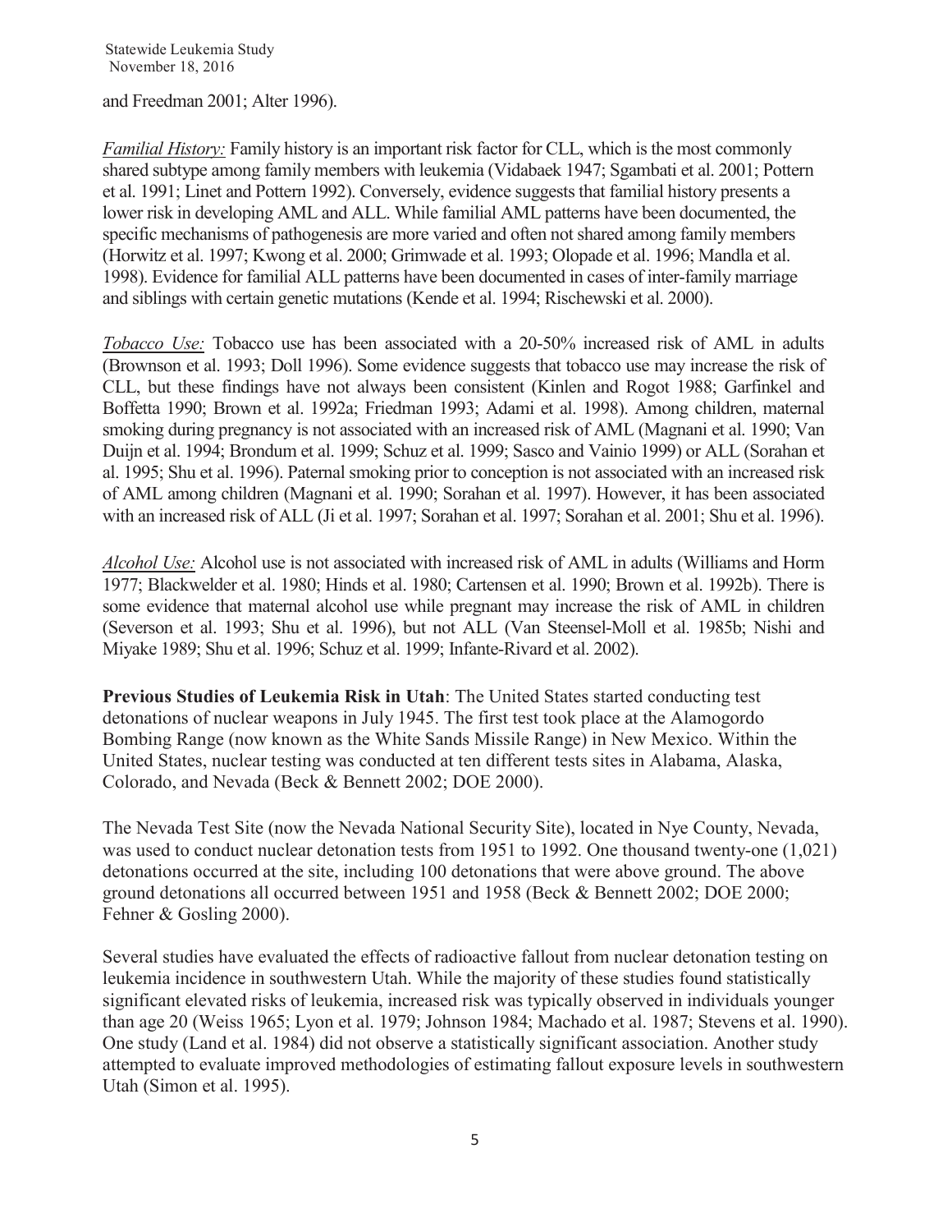and Freedman 2001; Alter 1996).

*Familial History:* Family history is an important risk factor for CLL, which is the most commonly shared subtype among family members with leukemia (Vidabaek 1947; Sgambati et al. 2001; Pottern et al. 1991; Linet and Pottern 1992). Conversely, evidence suggests that familial history presents a lower risk in developing AML and ALL. While familial AML patterns have been documented, the specific mechanisms of pathogenesis are more varied and often not shared among family members (Horwitz et al. 1997; Kwong et al. 2000; Grimwade et al. 1993; Olopade et al. 1996; Mandla et al. 1998). Evidence for familial ALL patterns have been documented in cases of inter-family marriage and siblings with certain genetic mutations (Kende et al. 1994; Rischewski et al. 2000).

*Tobacco Use:* Tobacco use has been associated with a 20-50% increased risk of AML in adults (Brownson et al. 1993; Doll 1996). Some evidence suggests that tobacco use may increase the risk of CLL, but these findings have not always been consistent (Kinlen and Rogot 1988; Garfinkel and Boffetta 1990; Brown et al. 1992a; Friedman 1993; Adami et al. 1998). Among children, maternal smoking during pregnancy is not associated with an increased risk of AML (Magnani et al. 1990; Van Duijn et al. 1994; Brondum et al. 1999; Schuz et al. 1999; Sasco and Vainio 1999) or ALL (Sorahan et al. 1995; Shu et al. 1996). Paternal smoking prior to conception is not associated with an increased risk of AML among children (Magnani et al. 1990; Sorahan et al. 1997). However, it has been associated with an increased risk of ALL (Ji et al. 1997; Sorahan et al. 1997; Sorahan et al. 2001; Shu et al. 1996).

*Alcohol Use:* Alcohol use is not associated with increased risk of AML in adults (Williams and Horm 1977; Blackwelder et al. 1980; Hinds et al. 1980; Cartensen et al. 1990; Brown et al. 1992b). There is some evidence that maternal alcohol use while pregnant may increase the risk of AML in children (Severson et al. 1993; Shu et al. 1996), but not ALL (Van Steensel-Moll et al. 1985b; Nishi and Miyake 1989; Shu et al. 1996; Schuz et al. 1999; Infante-Rivard et al. 2002).

**Previous Studies of Leukemia Risk in Utah**: The United States started conducting test detonations of nuclear weapons in July 1945. The first test took place at the Alamogordo Bombing Range (now known as the White Sands Missile Range) in New Mexico. Within the United States, nuclear testing was conducted at ten different tests sites in Alabama, Alaska, Colorado, and Nevada (Beck & Bennett 2002; DOE 2000).

The Nevada Test Site (now the Nevada National Security Site), located in Nye County, Nevada, was used to conduct nuclear detonation tests from 1951 to 1992. One thousand twenty-one (1,021) detonations occurred at the site, including 100 detonations that were above ground. The above ground detonations all occurred between 1951 and 1958 (Beck & Bennett 2002; DOE 2000; Fehner & Gosling 2000).

Several studies have evaluated the effects of radioactive fallout from nuclear detonation testing on leukemia incidence in southwestern Utah. While the majority of these studies found statistically significant elevated risks of leukemia, increased risk was typically observed in individuals younger than age 20 (Weiss 1965; Lyon et al. 1979; Johnson 1984; Machado et al. 1987; Stevens et al. 1990). One study (Land et al. 1984) did not observe a statistically significant association. Another study attempted to evaluate improved methodologies of estimating fallout exposure levels in southwestern Utah (Simon et al. 1995).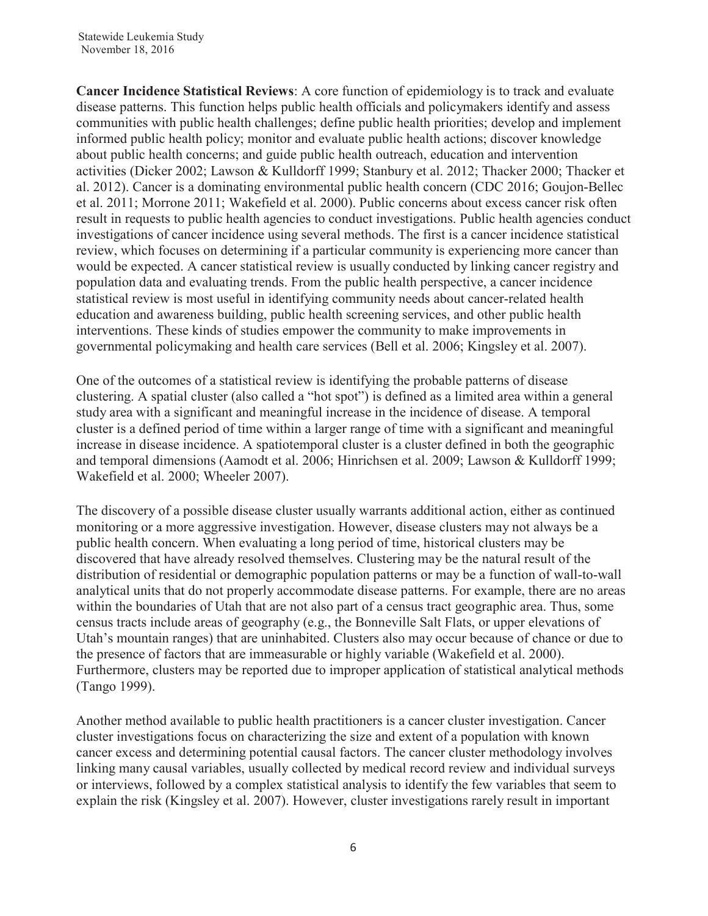**Cancer Incidence Statistical Reviews**: A core function of epidemiology is to track and evaluate disease patterns. This function helps public health officials and policymakers identify and assess communities with public health challenges; define public health priorities; develop and implement informed public health policy; monitor and evaluate public health actions; discover knowledge about public health concerns; and guide public health outreach, education and intervention activities (Dicker 2002; Lawson & Kulldorff 1999; Stanbury et al. 2012; Thacker 2000; Thacker et al. 2012). Cancer is a dominating environmental public health concern (CDC 2016; Goujon-Bellec et al. 2011; Morrone 2011; Wakefield et al. 2000). Public concerns about excess cancer risk often result in requests to public health agencies to conduct investigations. Public health agencies conduct investigations of cancer incidence using several methods. The first is a cancer incidence statistical review, which focuses on determining if a particular community is experiencing more cancer than would be expected. A cancer statistical review is usually conducted by linking cancer registry and population data and evaluating trends. From the public health perspective, a cancer incidence statistical review is most useful in identifying community needs about cancer-related health education and awareness building, public health screening services, and other public health interventions. These kinds of studies empower the community to make improvements in governmental policymaking and health care services (Bell et al. 2006; Kingsley et al. 2007).

One of the outcomes of a statistical review is identifying the probable patterns of disease clustering. A spatial cluster (also called a "hot spot") is defined as a limited area within a general study area with a significant and meaningful increase in the incidence of disease. A temporal cluster is a defined period of time within a larger range of time with a significant and meaningful increase in disease incidence. A spatiotemporal cluster is a cluster defined in both the geographic and temporal dimensions (Aamodt et al. 2006; Hinrichsen et al. 2009; Lawson & Kulldorff 1999; Wakefield et al. 2000; Wheeler 2007).

The discovery of a possible disease cluster usually warrants additional action, either as continued monitoring or a more aggressive investigation. However, disease clusters may not always be a public health concern. When evaluating a long period of time, historical clusters may be discovered that have already resolved themselves. Clustering may be the natural result of the distribution of residential or demographic population patterns or may be a function of wall-to-wall analytical units that do not properly accommodate disease patterns. For example, there are no areas within the boundaries of Utah that are not also part of a census tract geographic area. Thus, some census tracts include areas of geography (e.g., the Bonneville Salt Flats, or upper elevations of Utah's mountain ranges) that are uninhabited. Clusters also may occur because of chance or due to the presence of factors that are immeasurable or highly variable (Wakefield et al. 2000). Furthermore, clusters may be reported due to improper application of statistical analytical methods (Tango 1999).

Another method available to public health practitioners is a cancer cluster investigation. Cancer cluster investigations focus on characterizing the size and extent of a population with known cancer excess and determining potential causal factors. The cancer cluster methodology involves linking many causal variables, usually collected by medical record review and individual surveys or interviews, followed by a complex statistical analysis to identify the few variables that seem to explain the risk (Kingsley et al. 2007). However, cluster investigations rarely result in important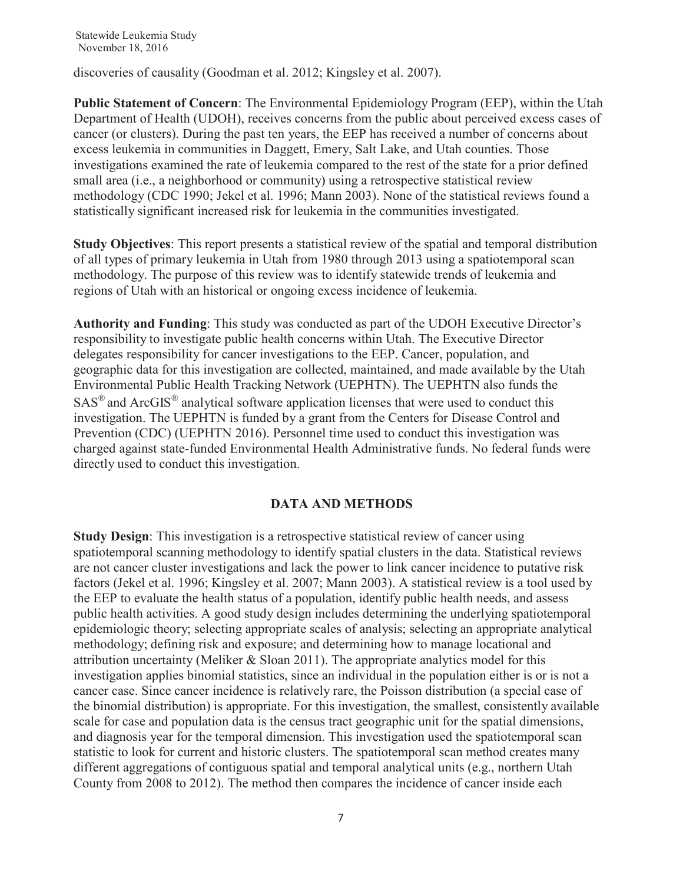discoveries of causality (Goodman et al. 2012; Kingsley et al. 2007).

**Public Statement of Concern**: The Environmental Epidemiology Program (EEP), within the Utah Department of Health (UDOH), receives concerns from the public about perceived excess cases of cancer (or clusters). During the past ten years, the EEP has received a number of concerns about excess leukemia in communities in Daggett, Emery, Salt Lake, and Utah counties. Those investigations examined the rate of leukemia compared to the rest of the state for a prior defined small area (i.e., a neighborhood or community) using a retrospective statistical review methodology (CDC 1990; Jekel et al. 1996; Mann 2003). None of the statistical reviews found a statistically significant increased risk for leukemia in the communities investigated.

**Study Objectives**: This report presents a statistical review of the spatial and temporal distribution of all types of primary leukemia in Utah from 1980 through 2013 using a spatiotemporal scan methodology. The purpose of this review was to identify statewide trends of leukemia and regions of Utah with an historical or ongoing excess incidence of leukemia.

**Authority and Funding**: This study was conducted as part of the UDOH Executive Director's responsibility to investigate public health concerns within Utah. The Executive Director delegates responsibility for cancer investigations to the EEP. Cancer, population, and geographic data for this investigation are collected, maintained, and made available by the Utah Environmental Public Health Tracking Network (UEPHTN). The UEPHTN also funds the SAS® and ArcGIS® analytical software application licenses that were used to conduct this investigation. The UEPHTN is funded by a grant from the Centers for Disease Control and Prevention (CDC) (UEPHTN 2016). Personnel time used to conduct this investigation was charged against state-funded Environmental Health Administrative funds. No federal funds were directly used to conduct this investigation.

## DATA AND METHODS

**Study Design**: This investigation is a retrospective statistical review of cancer using spatiotemporal scanning methodology to identify spatial clusters in the data. Statistical reviews are not cancer cluster investigations and lack the power to link cancer incidence to putative risk factors (Jekel et al. 1996; Kingsley et al. 2007; Mann 2003). A statistical review is a tool used by the EEP to evaluate the health status of a population, identify public health needs, and assess public health activities. A good study design includes determining the underlying spatiotemporal epidemiologic theory; selecting appropriate scales of analysis; selecting an appropriate analytical methodology; defining risk and exposure; and determining how to manage locational and attribution uncertainty (Meliker & Sloan 2011). The appropriate analytics model for this investigation applies binomial statistics, since an individual in the population either is or is not a cancer case. Since cancer incidence is relatively rare, the Poisson distribution (a special case of the binomial distribution) is appropriate. For this investigation, the smallest, consistently available scale for case and population data is the census tract geographic unit for the spatial dimensions, and diagnosis year for the temporal dimension. This investigation used the spatiotemporal scan statistic to look for current and historic clusters. The spatiotemporal scan method creates many different aggregations of contiguous spatial and temporal analytical units (e.g., northern Utah County from 2008 to 2012). The method then compares the incidence of cancer inside each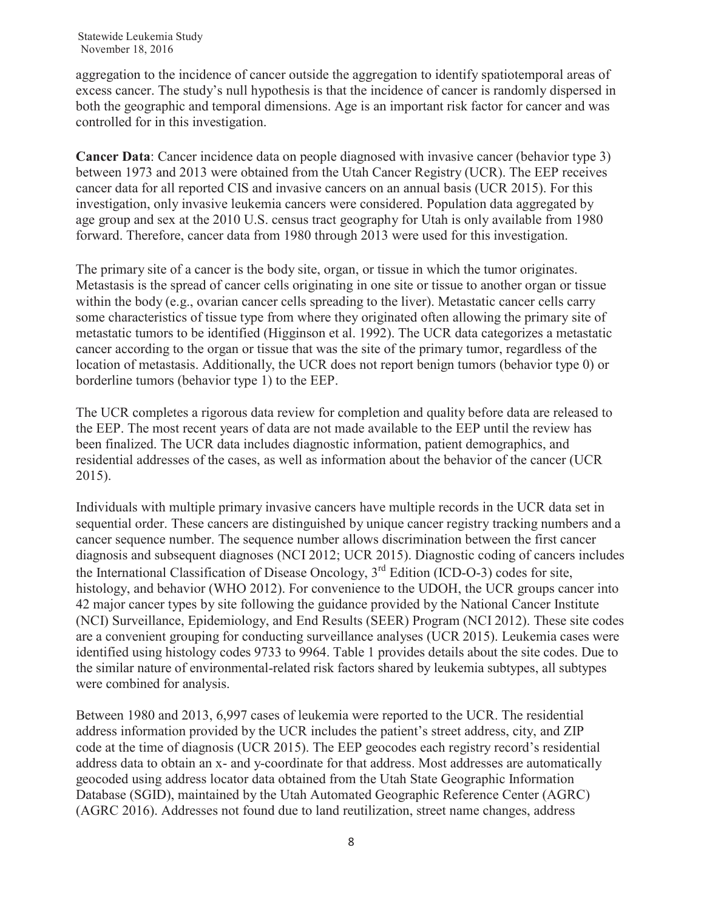aggregation to the incidence of cancer outside the aggregation to identify spatiotemporal areas of excess cancer. The study's null hypothesis is that the incidence of cancer is randomly dispersed in both the geographic and temporal dimensions. Age is an important risk factor for cancer and was controlled for in this investigation.

**Cancer Data**: Cancer incidence data on people diagnosed with invasive cancer (behavior type 3) between 1973 and 2013 were obtained from the Utah Cancer Registry (UCR). The EEP receives cancer data for all reported CIS and invasive cancers on an annual basis (UCR 2015). For this investigation, only invasive leukemia cancers were considered. Population data aggregated by age group and sex at the 2010 U.S. census tract geography for Utah is only available from 1980 forward. Therefore, cancer data from 1980 through 2013 were used for this investigation.

The primary site of a cancer is the body site, organ, or tissue in which the tumor originates. Metastasis is the spread of cancer cells originating in one site or tissue to another organ or tissue within the body (e.g., ovarian cancer cells spreading to the liver). Metastatic cancer cells carry some characteristics of tissue type from where they originated often allowing the primary site of metastatic tumors to be identified (Higginson et al. 1992). The UCR data categorizes a metastatic cancer according to the organ or tissue that was the site of the primary tumor, regardless of the location of metastasis. Additionally, the UCR does not report benign tumors (behavior type 0) or borderline tumors (behavior type 1) to the EEP.

The UCR completes a rigorous data review for completion and quality before data are released to the EEP. The most recent years of data are not made available to the EEP until the review has been finalized. The UCR data includes diagnostic information, patient demographics, and residential addresses of the cases, as well as information about the behavior of the cancer (UCR 2015).

Individuals with multiple primary invasive cancers have multiple records in the UCR data set in sequential order. These cancers are distinguished by unique cancer registry tracking numbers and a cancer sequence number. The sequence number allows discrimination between the first cancer diagnosis and subsequent diagnoses (NCI 2012; UCR 2015). Diagnostic coding of cancers includes the International Classification of Disease Oncology, 3rd Edition (ICD-O-3) codes for site, histology, and behavior (WHO 2012). For convenience to the UDOH, the UCR groups cancer into 42 major cancer types by site following the guidance provided by the National Cancer Institute (NCI) Surveillance, Epidemiology, and End Results (SEER) Program (NCI 2012). These site codes are a convenient grouping for conducting surveillance analyses (UCR 2015). Leukemia cases were identified using histology codes 9733 to 9964. Table 1 provides details about the site codes. Due to the similar nature of environmental-related risk factors shared by leukemia subtypes, all subtypes were combined for analysis.

Between 1980 and 2013, 6,997 cases of leukemia were reported to the UCR. The residential address information provided by the UCR includes the patient's street address, city, and ZIP code at the time of diagnosis (UCR 2015). The EEP geocodes each registry record's residential address data to obtain an x- and y-coordinate for that address. Most addresses are automatically geocoded using address locator data obtained from the Utah State Geographic Information Database (SGID), maintained by the Utah Automated Geographic Reference Center (AGRC) (AGRC 2016). Addresses not found due to land reutilization, street name changes, address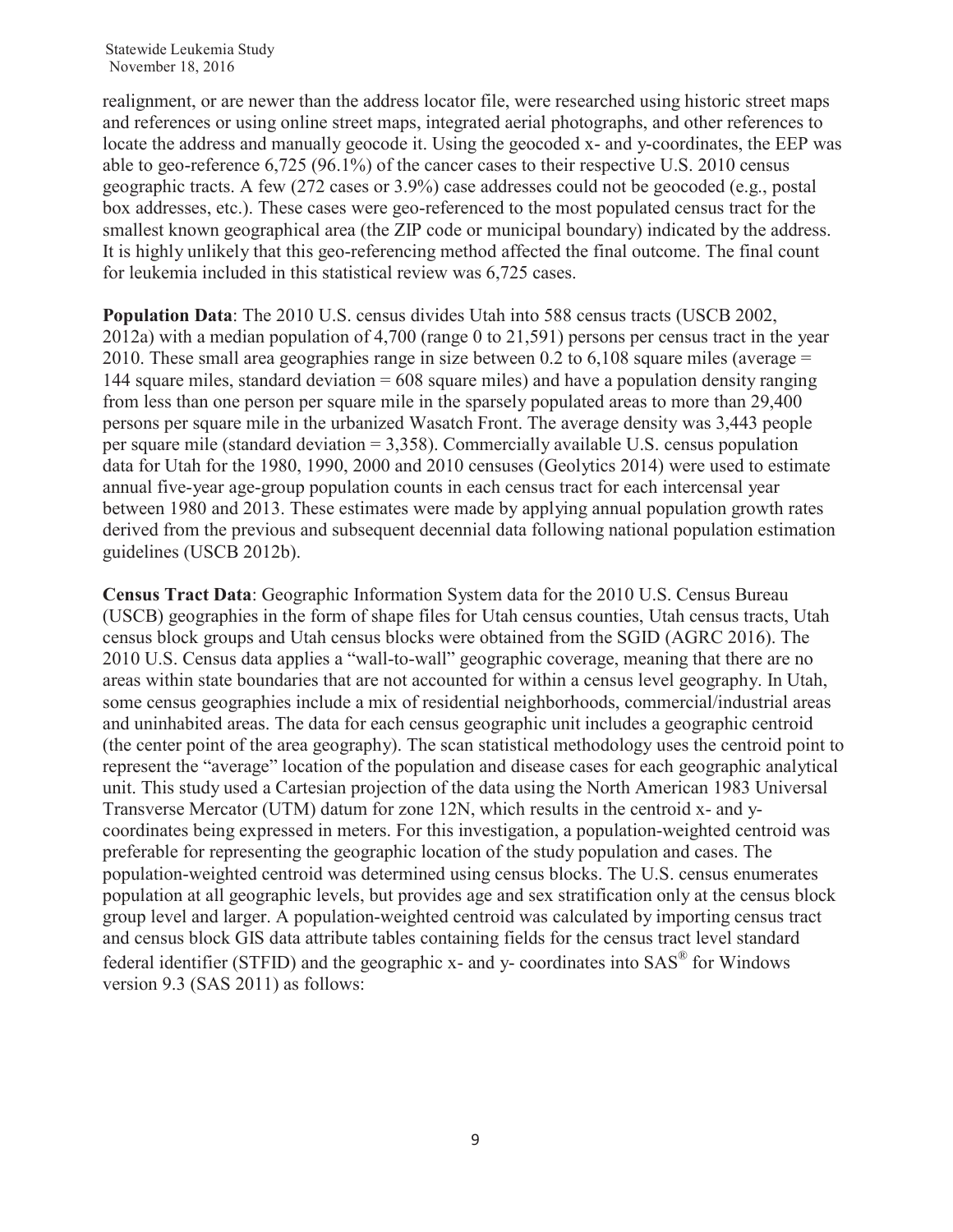realignment, or are newer than the address locator file, were researched using historic street maps and references or using online street maps, integrated aerial photographs, and other references to locate the address and manually geocode it. Using the geocoded x- and y-coordinates, the EEP was able to geo-reference 6,725 (96.1%) of the cancer cases to their respective U.S. 2010 census geographic tracts. A few (272 cases or 3.9%) case addresses could not be geocoded (e.g., postal box addresses, etc.). These cases were geo-referenced to the most populated census tract for the smallest known geographical area (the ZIP code or municipal boundary) indicated by the address. It is highly unlikely that this geo-referencing method affected the final outcome. The final count for leukemia included in this statistical review was 6,725 cases.

**Population Data**: The 2010 U.S. census divides Utah into 588 census tracts (USCB 2002, 2012a) with a median population of 4,700 (range 0 to 21,591) persons per census tract in the year 2010. These small area geographies range in size between 0.2 to 6,108 square miles (average = 144 square miles, standard deviation = 608 square miles) and have a population density ranging from less than one person per square mile in the sparsely populated areas to more than 29,400 persons per square mile in the urbanized Wasatch Front. The average density was 3,443 people per square mile (standard deviation = 3,358). Commercially available U.S. census population data for Utah for the 1980, 1990, 2000 and 2010 censuses (Geolytics 2014) were used to estimate annual five-year age-group population counts in each census tract for each intercensal year between 1980 and 2013. These estimates were made by applying annual population growth rates derived from the previous and subsequent decennial data following national population estimation guidelines (USCB 2012b).

**Census Tract Data**: Geographic Information System data for the 2010 U.S. Census Bureau (USCB) geographies in the form of shape files for Utah census counties, Utah census tracts, Utah census block groups and Utah census blocks were obtained from the SGID (AGRC 2016). The 2010 U.S. Census data applies a "wall-to-wall" geographic coverage, meaning that there are no areas within state boundaries that are not accounted for within a census level geography. In Utah, some census geographies include a mix of residential neighborhoods, commercial/industrial areas and uninhabited areas. The data for each census geographic unit includes a geographic centroid (the center point of the area geography). The scan statistical methodology uses the centroid point to represent the "average" location of the population and disease cases for each geographic analytical unit. This study used a Cartesian projection of the data using the North American 1983 Universal Transverse Mercator (UTM) datum for zone 12N, which results in the centroid x- and y-coordinates being expressed in meters. For this investigation, a population-weighted centroid was preferable for representing the geographic location of the study population and cases. The population-weighted centroid was determined using census blocks. The U.S. census enumerates population at all geographic levels, but provides age and sex stratification only at the census block group level and larger. A population-weighted centroid was calculated by importing census tract and census block GIS data attribute tables containing fields for the census tract level standard federal identifier (STFID) and the geographic x- and y- coordinates into SAS® for Windows version 9.3 (SAS 2011) as follows: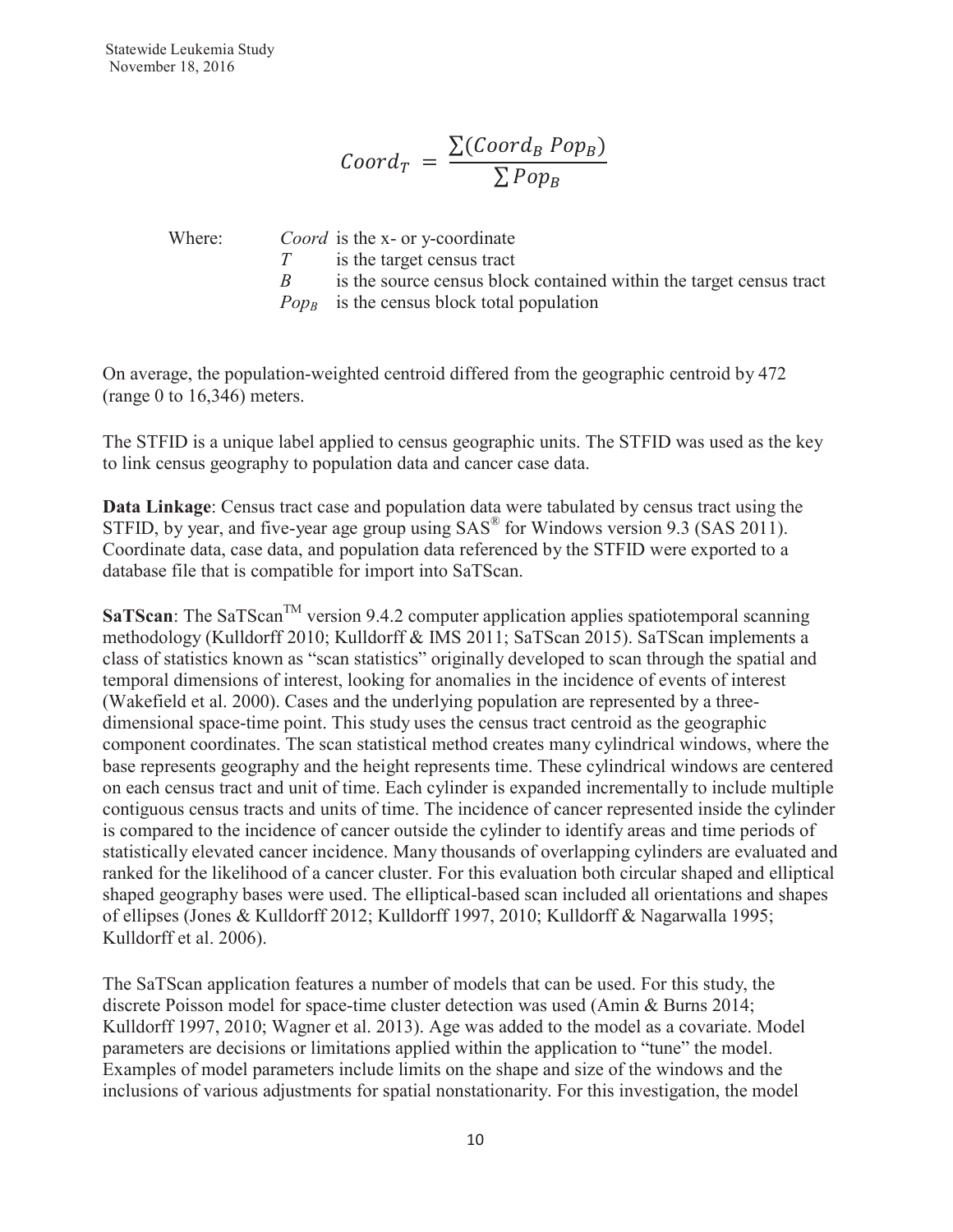$$Coord_T = \frac{\sum(Coord_B \; Pop_B)}{\sum Pop_B}$$

Where:

- *Coord* is the x- or y-coordinate
- $T$ is the target census tract
- $B$ is the source census block contained within the target census tract
- $Pop_B$ is the census block total population

On average, the population-weighted centroid differed from the geographic centroid by 472 (range 0 to 16,346) meters.

The STFID is a unique label applied to census geographic units. The STFID was used as the key to link census geography to population data and cancer case data.

**Data Linkage**: Census tract case and population data were tabulated by census tract using the STFID, by year, and five-year age group using SAS® for Windows version 9.3 (SAS 2011). Coordinate data, case data, and population data referenced by the STFID were exported to a database file that is compatible for import into SaTScan.

**SaTScan**: The SaTScan™ version 9.4.2 computer application applies spatiotemporal scanning methodology (Kulldorff 2010; Kulldorff & IMS 2011; SaTScan 2015). SaTScan implements a class of statistics known as "scan statistics" originally developed to scan through the spatial and temporal dimensions of interest, looking for anomalies in the incidence of events of interest (Wakefield et al. 2000). Cases and the underlying population are represented by a three-dimensional space-time point. This study uses the census tract centroid as the geographic component coordinates. The scan statistical method creates many cylindrical windows, where the base represents geography and the height represents time. These cylindrical windows are centered on each census tract and unit of time. Each cylinder is expanded incrementally to include multiple contiguous census tracts and units of time. The incidence of cancer represented inside the cylinder is compared to the incidence of cancer outside the cylinder to identify areas and time periods of statistically elevated cancer incidence. Many thousands of overlapping cylinders are evaluated and ranked for the likelihood of a cancer cluster. For this evaluation both circular shaped and elliptical shaped geography bases were used. The elliptical-based scan included all orientations and shapes of ellipses (Jones & Kulldorff 2012; Kulldorff 1997, 2010; Kulldorff & Nagarwalla 1995; Kulldorff et al. 2006).

The SaTScan application features a number of models that can be used. For this study, the discrete Poisson model for space-time cluster detection was used (Amin & Burns 2014; Kulldorff 1997, 2010; Wagner et al. 2013). Age was added to the model as a covariate. Model parameters are decisions or limitations applied within the application to "tune" the model. Examples of model parameters include limits on the shape and size of the windows and the inclusions of various adjustments for spatial nonstationarity. For this investigation, the model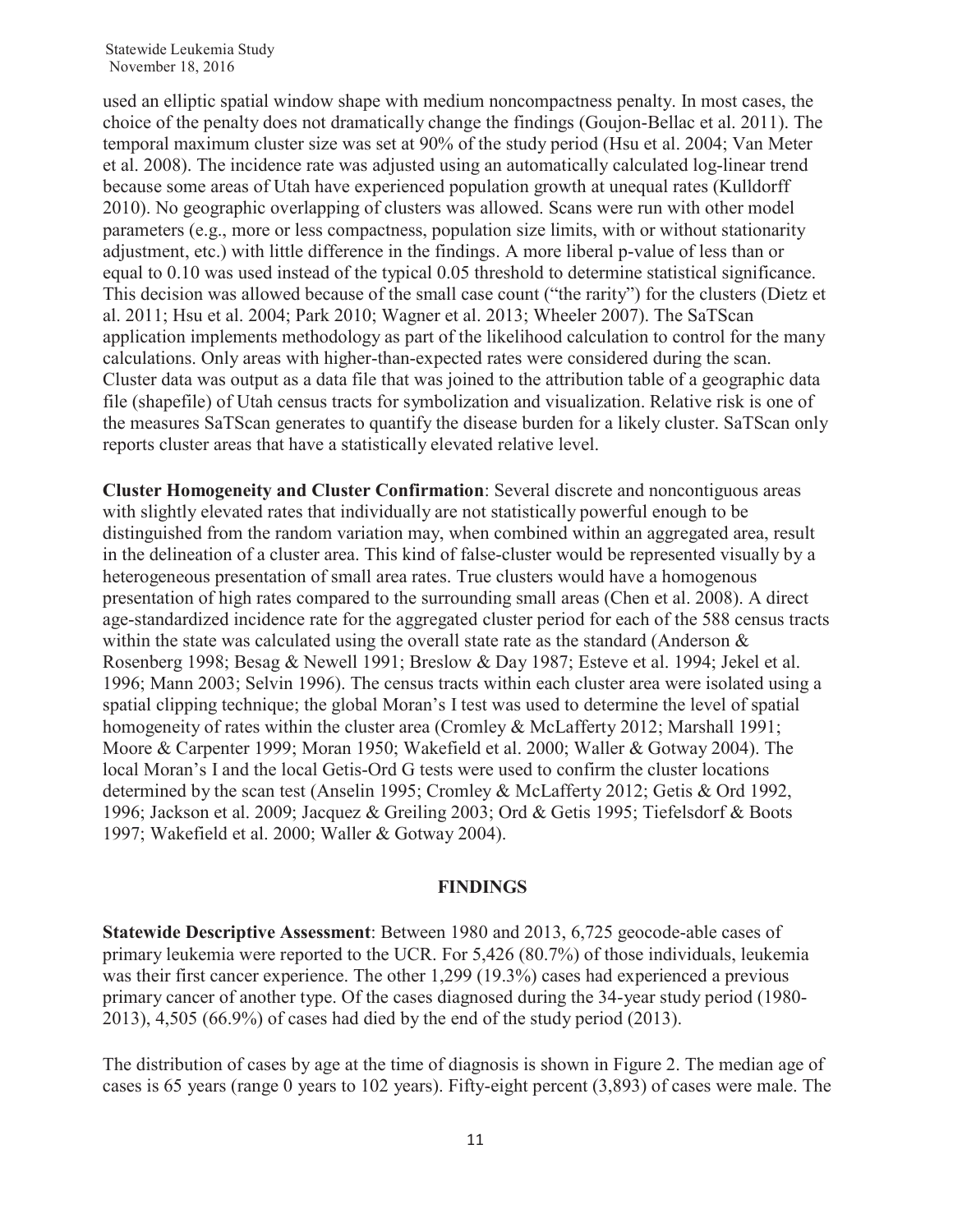used an elliptic spatial window shape with medium noncompactness penalty. In most cases, the choice of the penalty does not dramatically change the findings (Goujon-Bellac et al. 2011). The temporal maximum cluster size was set at 90% of the study period (Hsu et al. 2004; Van Meter et al. 2008). The incidence rate was adjusted using an automatically calculated log-linear trend because some areas of Utah have experienced population growth at unequal rates (Kulldorff 2010). No geographic overlapping of clusters was allowed. Scans were run with other model parameters (e.g., more or less compactness, population size limits, with or without stationarity adjustment, etc.) with little difference in the findings. A more liberal p-value of less than or equal to 0.10 was used instead of the typical 0.05 threshold to determine statistical significance. This decision was allowed because of the small case count ("the rarity") for the clusters (Dietz et al. 2011; Hsu et al. 2004; Park 2010; Wagner et al. 2013; Wheeler 2007). The SaTScan application implements methodology as part of the likelihood calculation to control for the many calculations. Only areas with higher-than-expected rates were considered during the scan. Cluster data was output as a data file that was joined to the attribution table of a geographic data file (shapefile) of Utah census tracts for symbolization and visualization. Relative risk is one of the measures SaTScan generates to quantify the disease burden for a likely cluster. SaTScan only reports cluster areas that have a statistically elevated relative level.

**Cluster Homogeneity and Cluster Confirmation**: Several discrete and noncontiguous areas with slightly elevated rates that individually are not statistically powerful enough to be distinguished from the random variation may, when combined within an aggregated area, result in the delineation of a cluster area. This kind of false-cluster would be represented visually by a heterogeneous presentation of small area rates. True clusters would have a homogenous presentation of high rates compared to the surrounding small areas (Chen et al. 2008). A direct age-standardized incidence rate for the aggregated cluster period for each of the 588 census tracts within the state was calculated using the overall state rate as the standard (Anderson & Rosenberg 1998; Besag & Newell 1991; Breslow & Day 1987; Esteve et al. 1994; Jekel et al. 1996; Mann 2003; Selvin 1996). The census tracts within each cluster area were isolated using a spatial clipping technique; the global Moran's I test was used to determine the level of spatial homogeneity of rates within the cluster area (Cromley & McLafferty 2012; Marshall 1991; Moore & Carpenter 1999; Moran 1950; Wakefield et al. 2000; Waller & Gotway 2004). The local Moran's I and the local Getis-Ord G tests were used to confirm the cluster locations determined by the scan test (Anselin 1995; Cromley & McLafferty 2012; Getis & Ord 1992, 1996; Jackson et al. 2009; Jacquez & Greiling 2003; Ord & Getis 1995; Tiefelsdorf & Boots 1997; Wakefield et al. 2000; Waller & Gotway 2004).

## FINDINGS

**Statewide Descriptive Assessment**: Between 1980 and 2013, 6,725 geocode-able cases of primary leukemia were reported to the UCR. For 5,426 (80.7%) of those individuals, leukemia was their first cancer experience. The other 1,299 (19.3%) cases had experienced a previous primary cancer of another type. Of the cases diagnosed during the 34-year study period (1980-2013), 4,505 (66.9%) of cases had died by the end of the study period (2013).

The distribution of cases by age at the time of diagnosis is shown in Figure 2. The median age of cases is 65 years (range 0 years to 102 years). Fifty-eight percent (3,893) of cases were male. The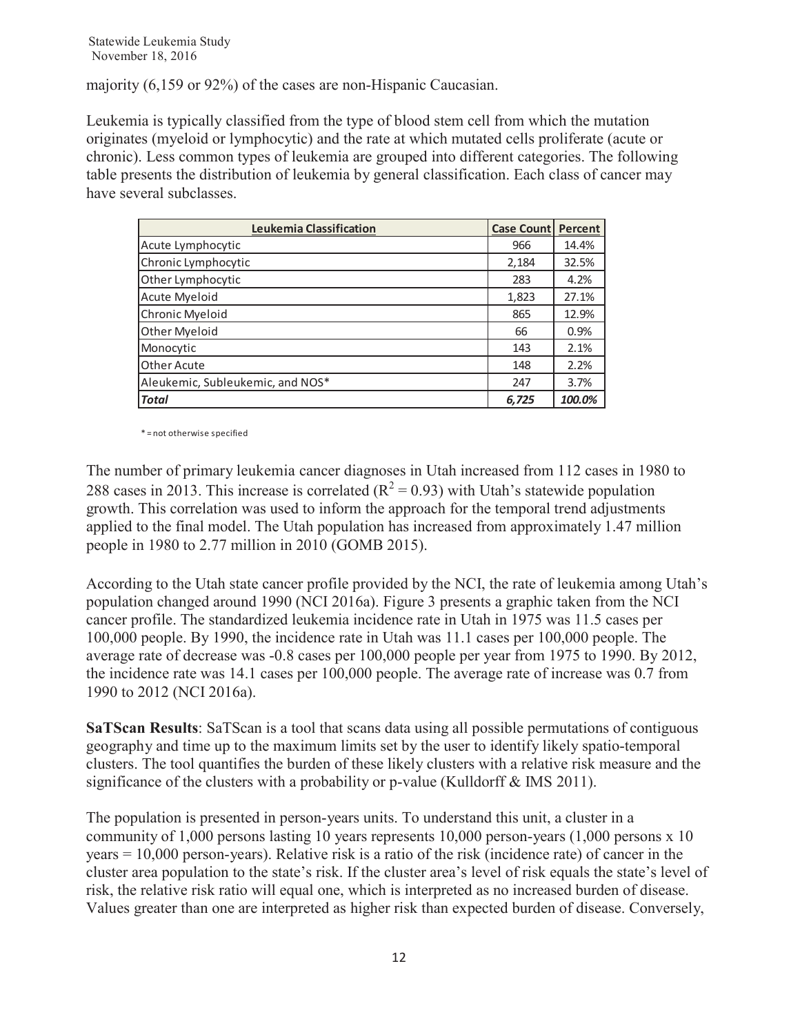majority (6,159 or 92%) of the cases are non-Hispanic Caucasian.

Leukemia is typically classified from the type of blood stem cell from which the mutation originates (myeloid or lymphocytic) and the rate at which mutated cells proliferate (acute or chronic). Less common types of leukemia are grouped into different categories. The following table presents the distribution of leukemia by general classification. Each class of cancer may have several subclasses.

| Leukemia Classification | Case Count | Percent |
|---|---|---|
| Acute Lymphocytic | 966 | 14.4% |
| Chronic Lymphocytic | 2,184 | 32.5% |
| Other Lymphocytic | 283 | 4.2% |
| Acute Myeloid | 1,823 | 27.1% |
| Chronic Myeloid | 865 | 12.9% |
| Other Myeloid | 66 | 0.9% |
| Monocytic | 143 | 2.1% |
| Other Acute | 148 | 2.2% |
| Aleukemic, Subleukemic, and NOS* | 247 | 3.7% |
| ***Total*** | ***6,725*** | ***100.0%*** |

* = not otherwise specified

The number of primary leukemia cancer diagnoses in Utah increased from 112 cases in 1980 to 288 cases in 2013. This increase is correlated ($R^2 = 0.93$) with Utah's statewide population growth. This correlation was used to inform the approach for the temporal trend adjustments applied to the final model. The Utah population has increased from approximately 1.47 million people in 1980 to 2.77 million in 2010 (GOMB 2015).

According to the Utah state cancer profile provided by the NCI, the rate of leukemia among Utah's population changed around 1990 (NCI 2016a). Figure 3 presents a graphic taken from the NCI cancer profile. The standardized leukemia incidence rate in Utah in 1975 was 11.5 cases per 100,000 people. By 1990, the incidence rate in Utah was 11.1 cases per 100,000 people. The average rate of decrease was -0.8 cases per 100,000 people per year from 1975 to 1990. By 2012, the incidence rate was 14.1 cases per 100,000 people. The average rate of increase was 0.7 from 1990 to 2012 (NCI 2016a).

**SaTScan Results**: SaTScan is a tool that scans data using all possible permutations of contiguous geography and time up to the maximum limits set by the user to identify likely spatio-temporal clusters. The tool quantifies the burden of these likely clusters with a relative risk measure and the significance of the clusters with a probability or p-value (Kulldorff & IMS 2011).

The population is presented in person-years units. To understand this unit, a cluster in a community of 1,000 persons lasting 10 years represents 10,000 person-years (1,000 persons x 10 years = 10,000 person-years). Relative risk is a ratio of the risk (incidence rate) of cancer in the cluster area population to the state's risk. If the cluster area's level of risk equals the state's level of risk, the relative risk ratio will equal one, which is interpreted as no increased burden of disease. Values greater than one are interpreted as higher risk than expected burden of disease. Conversely,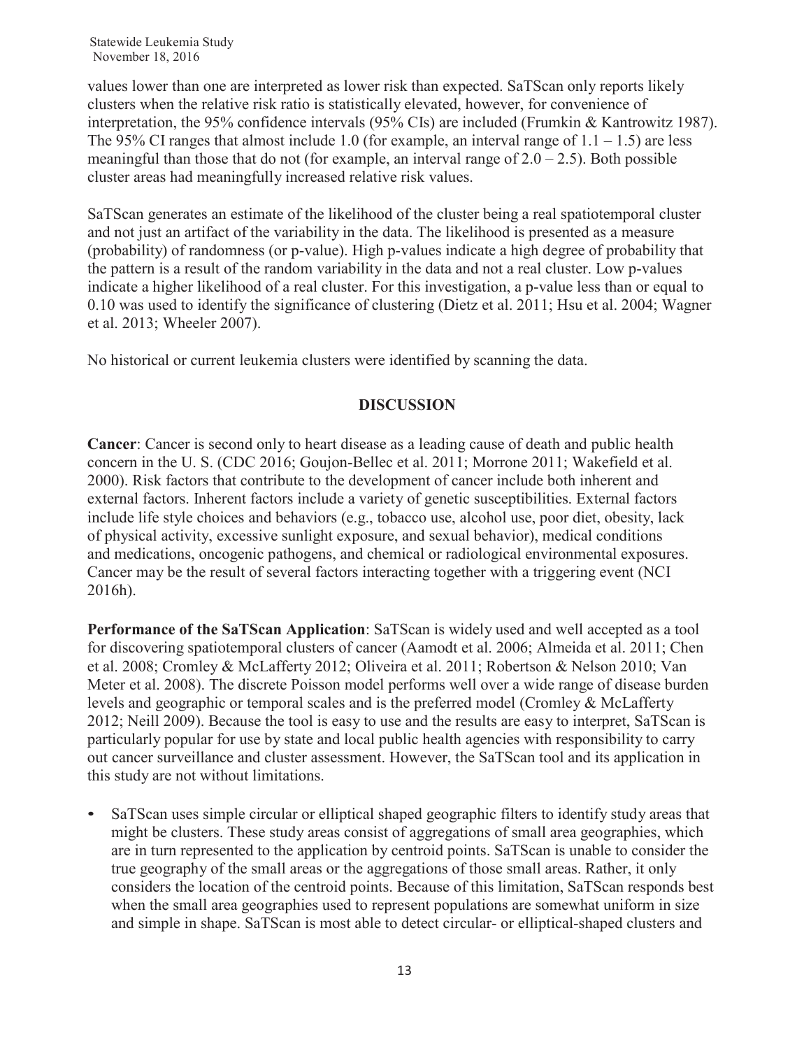values lower than one are interpreted as lower risk than expected. SaTScan only reports likely clusters when the relative risk ratio is statistically elevated, however, for convenience of interpretation, the 95% confidence intervals (95% CIs) are included (Frumkin & Kantrowitz 1987). The 95% CI ranges that almost include 1.0 (for example, an interval range of 1.1 – 1.5) are less meaningful than those that do not (for example, an interval range of 2.0 – 2.5). Both possible cluster areas had meaningfully increased relative risk values.

SaTScan generates an estimate of the likelihood of the cluster being a real spatiotemporal cluster and not just an artifact of the variability in the data. The likelihood is presented as a measure (probability) of randomness (or p-value). High p-values indicate a high degree of probability that the pattern is a result of the random variability in the data and not a real cluster. Low p-values indicate a higher likelihood of a real cluster. For this investigation, a p-value less than or equal to 0.10 was used to identify the significance of clustering (Dietz et al. 2011; Hsu et al. 2004; Wagner et al. 2013; Wheeler 2007).

No historical or current leukemia clusters were identified by scanning the data.

## DISCUSSION

**Cancer**: Cancer is second only to heart disease as a leading cause of death and public health concern in the U. S. (CDC 2016; Goujon-Bellec et al. 2011; Morrone 2011; Wakefield et al. 2000). Risk factors that contribute to the development of cancer include both inherent and external factors. Inherent factors include a variety of genetic susceptibilities. External factors include life style choices and behaviors (e.g., tobacco use, alcohol use, poor diet, obesity, lack of physical activity, excessive sunlight exposure, and sexual behavior), medical conditions and medications, oncogenic pathogens, and chemical or radiological environmental exposures. Cancer may be the result of several factors interacting together with a triggering event (NCI 2016h).

**Performance of the SaTScan Application**: SaTScan is widely used and well accepted as a tool for discovering spatiotemporal clusters of cancer (Aamodt et al. 2006; Almeida et al. 2011; Chen et al. 2008; Cromley & McLafferty 2012; Oliveira et al. 2011; Robertson & Nelson 2010; Van Meter et al. 2008). The discrete Poisson model performs well over a wide range of disease burden levels and geographic or temporal scales and is the preferred model (Cromley & McLafferty 2012; Neill 2009). Because the tool is easy to use and the results are easy to interpret, SaTScan is particularly popular for use by state and local public health agencies with responsibility to carry out cancer surveillance and cluster assessment. However, the SaTScan tool and its application in this study are not without limitations.

- SaTScan uses simple circular or elliptical shaped geographic filters to identify study areas that might be clusters. These study areas consist of aggregations of small area geographies, which are in turn represented to the application by centroid points. SaTScan is unable to consider the true geography of the small areas or the aggregations of those small areas. Rather, it only considers the location of the centroid points. Because of this limitation, SaTScan responds best when the small area geographies used to represent populations are somewhat uniform in size and simple in shape. SaTScan is most able to detect circular- or elliptical-shaped clusters and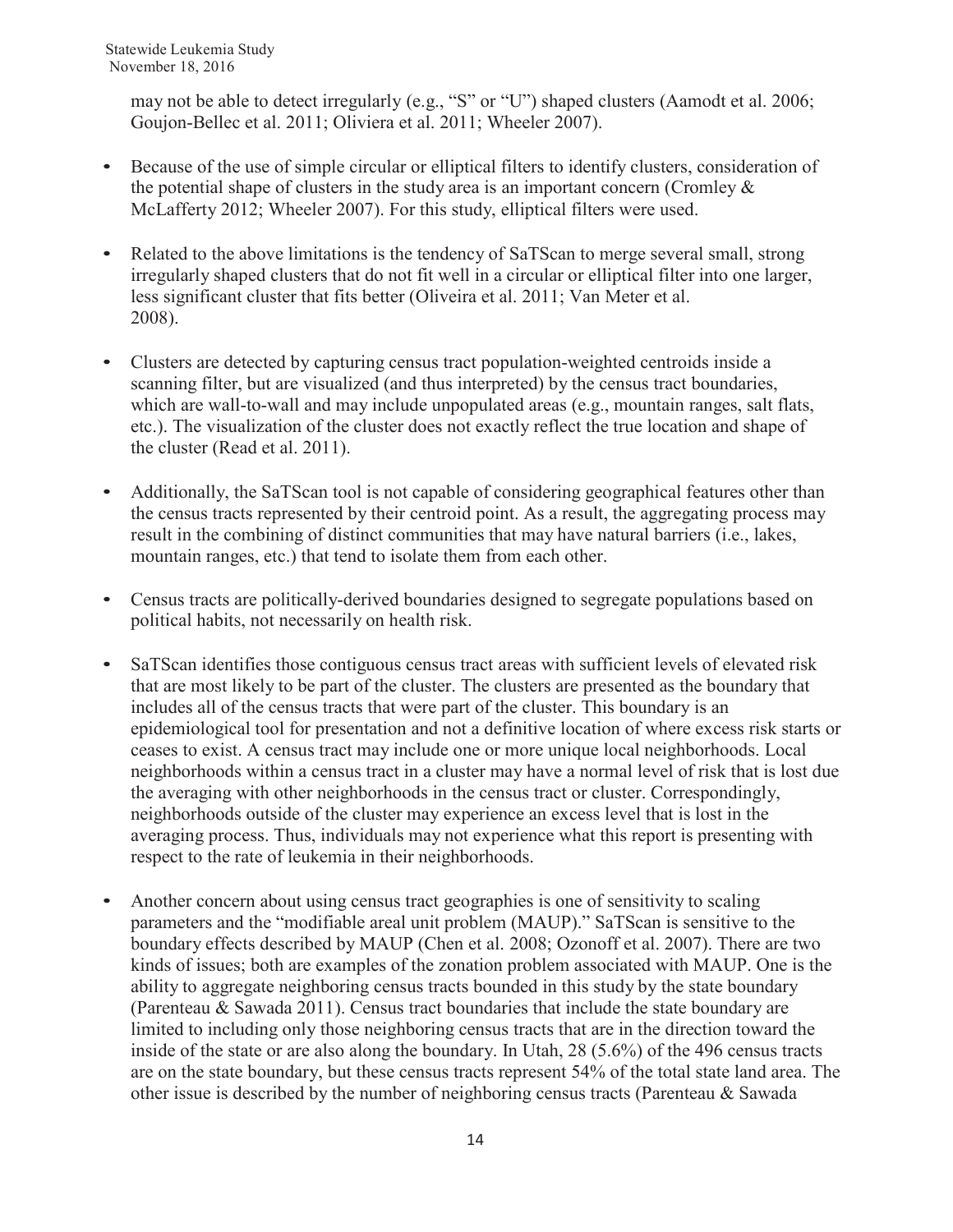may not be able to detect irregularly (e.g., "S" or "U") shaped clusters (Aamodt et al. 2006; Goujon-Bellec et al. 2011; Oliviera et al. 2011; Wheeler 2007).

- Because of the use of simple circular or elliptical filters to identify clusters, consideration of the potential shape of clusters in the study area is an important concern (Cromley & McLafferty 2012; Wheeler 2007). For this study, elliptical filters were used.

- Related to the above limitations is the tendency of SaTScan to merge several small, strong irregularly shaped clusters that do not fit well in a circular or elliptical filter into one larger, less significant cluster that fits better (Oliveira et al. 2011; Van Meter et al. 2008).

- Clusters are detected by capturing census tract population-weighted centroids inside a scanning filter, but are visualized (and thus interpreted) by the census tract boundaries, which are wall-to-wall and may include unpopulated areas (e.g., mountain ranges, salt flats, etc.). The visualization of the cluster does not exactly reflect the true location and shape of the cluster (Read et al. 2011).

- Additionally, the SaTScan tool is not capable of considering geographical features other than the census tracts represented by their centroid point. As a result, the aggregating process may result in the combining of distinct communities that may have natural barriers (i.e., lakes, mountain ranges, etc.) that tend to isolate them from each other.

- Census tracts are politically-derived boundaries designed to segregate populations based on political habits, not necessarily on health risk.

- SaTScan identifies those contiguous census tract areas with sufficient levels of elevated risk that are most likely to be part of the cluster. The clusters are presented as the boundary that includes all of the census tracts that were part of the cluster. This boundary is an epidemiological tool for presentation and not a definitive location of where excess risk starts or ceases to exist. A census tract may include one or more unique local neighborhoods. Local neighborhoods within a census tract in a cluster may have a normal level of risk that is lost due the averaging with other neighborhoods in the census tract or cluster. Correspondingly, neighborhoods outside of the cluster may experience an excess level that is lost in the averaging process. Thus, individuals may not experience what this report is presenting with respect to the rate of leukemia in their neighborhoods.

- Another concern about using census tract geographies is one of sensitivity to scaling parameters and the "modifiable areal unit problem (MAUP)." SaTScan is sensitive to the boundary effects described by MAUP (Chen et al. 2008; Ozonoff et al. 2007). There are two kinds of issues; both are examples of the zonation problem associated with MAUP. One is the ability to aggregate neighboring census tracts bounded in this study by the state boundary (Parenteau & Sawada 2011). Census tract boundaries that include the state boundary are limited to including only those neighboring census tracts that are in the direction toward the inside of the state or are also along the boundary. In Utah, 28 (5.6%) of the 496 census tracts are on the state boundary, but these census tracts represent 54% of the total state land area. The other issue is described by the number of neighboring census tracts (Parenteau & Sawada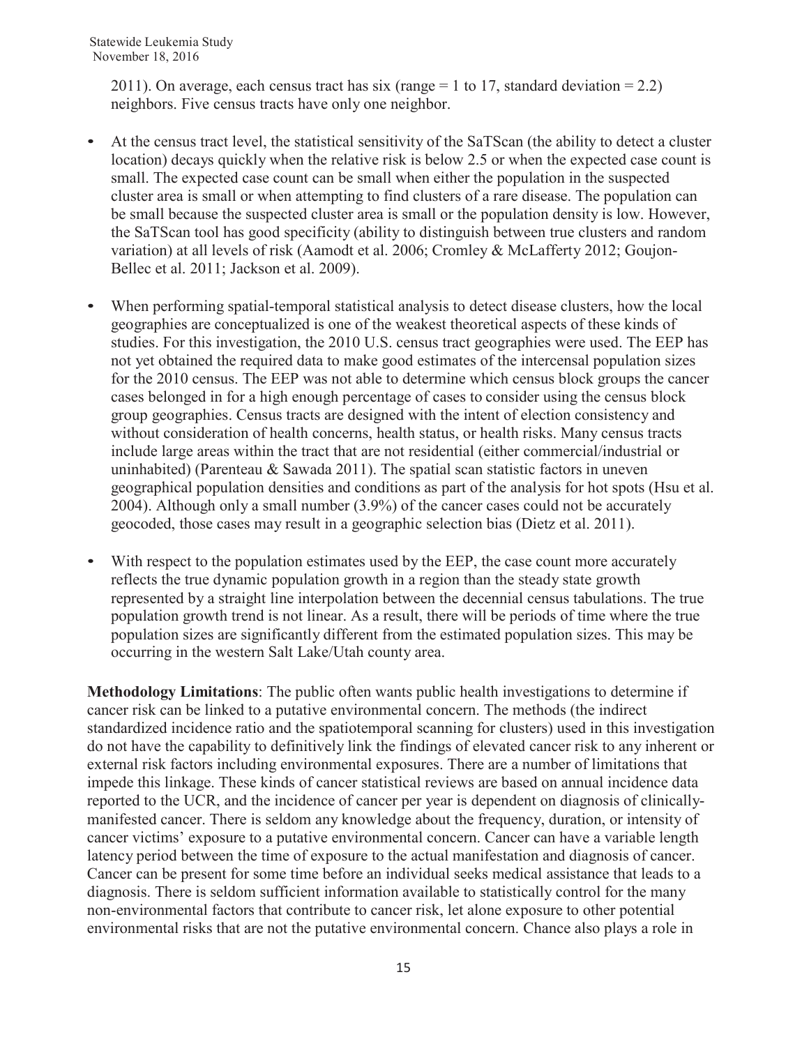2011). On average, each census tract has six (range = 1 to 17, standard deviation = 2.2) neighbors. Five census tracts have only one neighbor.

- At the census tract level, the statistical sensitivity of the SaTScan (the ability to detect a cluster location) decays quickly when the relative risk is below 2.5 or when the expected case count is small. The expected case count can be small when either the population in the suspected cluster area is small or when attempting to find clusters of a rare disease. The population can be small because the suspected cluster area is small or the population density is low. However, the SaTScan tool has good specificity (ability to distinguish between true clusters and random variation) at all levels of risk (Aamodt et al. 2006; Cromley & McLafferty 2012; Goujon-Bellec et al. 2011; Jackson et al. 2009).

- When performing spatial-temporal statistical analysis to detect disease clusters, how the local geographies are conceptualized is one of the weakest theoretical aspects of these kinds of studies. For this investigation, the 2010 U.S. census tract geographies were used. The EEP has not yet obtained the required data to make good estimates of the intercensal population sizes for the 2010 census. The EEP was not able to determine which census block groups the cancer cases belonged in for a high enough percentage of cases to consider using the census block group geographies. Census tracts are designed with the intent of election consistency and without consideration of health concerns, health status, or health risks. Many census tracts include large areas within the tract that are not residential (either commercial/industrial or uninhabited) (Parenteau & Sawada 2011). The spatial scan statistic factors in uneven geographical population densities and conditions as part of the analysis for hot spots (Hsu et al. 2004). Although only a small number (3.9%) of the cancer cases could not be accurately geocoded, those cases may result in a geographic selection bias (Dietz et al. 2011).

- With respect to the population estimates used by the EEP, the case count more accurately reflects the true dynamic population growth in a region than the steady state growth represented by a straight line interpolation between the decennial census tabulations. The true population growth trend is not linear. As a result, there will be periods of time where the true population sizes are significantly different from the estimated population sizes. This may be occurring in the western Salt Lake/Utah county area.

**Methodology Limitations**: The public often wants public health investigations to determine if cancer risk can be linked to a putative environmental concern. The methods (the indirect standardized incidence ratio and the spatiotemporal scanning for clusters) used in this investigation do not have the capability to definitively link the findings of elevated cancer risk to any inherent or external risk factors including environmental exposures. There are a number of limitations that impede this linkage. These kinds of cancer statistical reviews are based on annual incidence data reported to the UCR, and the incidence of cancer per year is dependent on diagnosis of clinically-manifested cancer. There is seldom any knowledge about the frequency, duration, or intensity of cancer victims' exposure to a putative environmental concern. Cancer can have a variable length latency period between the time of exposure to the actual manifestation and diagnosis of cancer. Cancer can be present for some time before an individual seeks medical assistance that leads to a diagnosis. There is seldom sufficient information available to statistically control for the many non-environmental factors that contribute to cancer risk, let alone exposure to other potential environmental risks that are not the putative environmental concern. Chance also plays a role in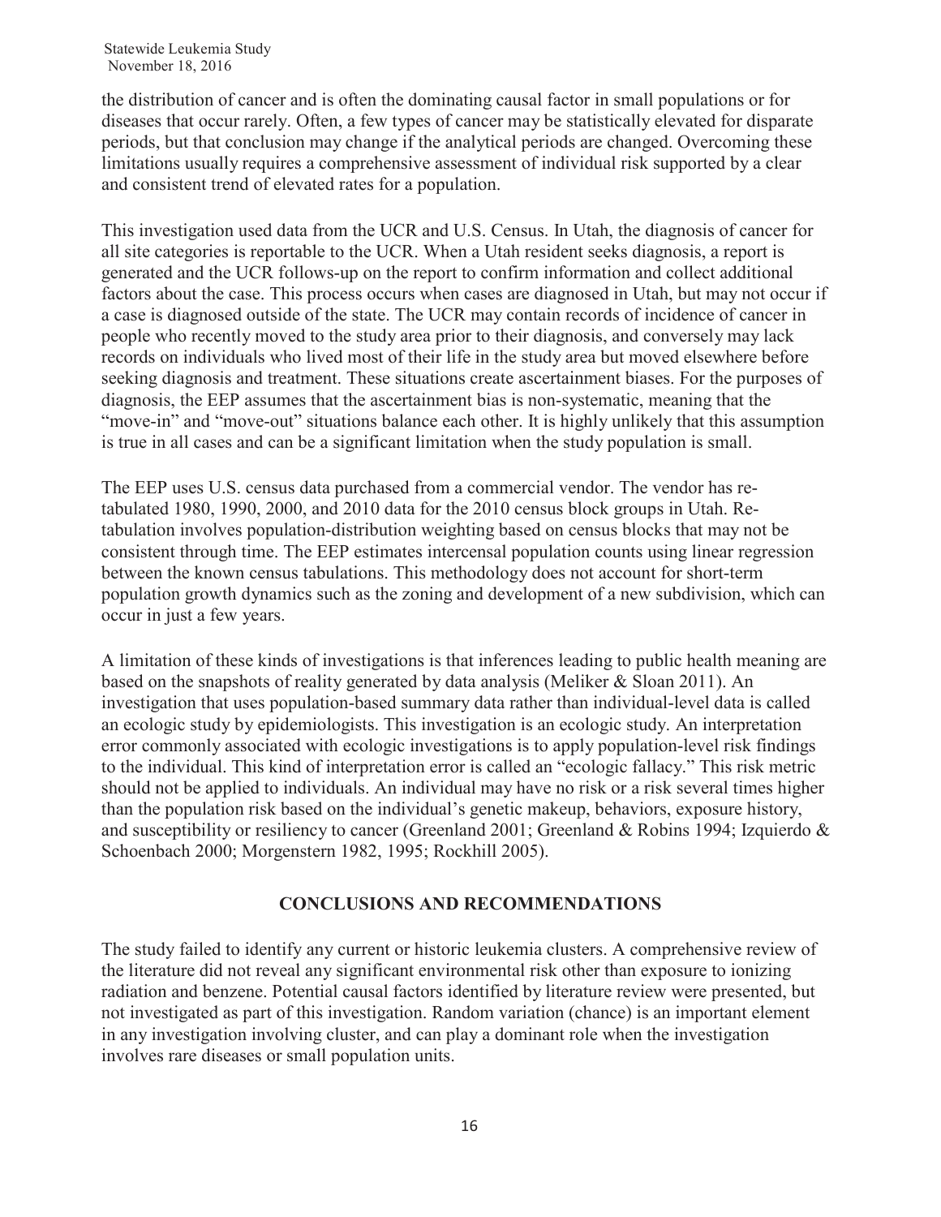the distribution of cancer and is often the dominating causal factor in small populations or for diseases that occur rarely. Often, a few types of cancer may be statistically elevated for disparate periods, but that conclusion may change if the analytical periods are changed. Overcoming these limitations usually requires a comprehensive assessment of individual risk supported by a clear and consistent trend of elevated rates for a population.

This investigation used data from the UCR and U.S. Census. In Utah, the diagnosis of cancer for all site categories is reportable to the UCR. When a Utah resident seeks diagnosis, a report is generated and the UCR follows-up on the report to confirm information and collect additional factors about the case. This process occurs when cases are diagnosed in Utah, but may not occur if a case is diagnosed outside of the state. The UCR may contain records of incidence of cancer in people who recently moved to the study area prior to their diagnosis, and conversely may lack records on individuals who lived most of their life in the study area but moved elsewhere before seeking diagnosis and treatment. These situations create ascertainment biases. For the purposes of diagnosis, the EEP assumes that the ascertainment bias is non-systematic, meaning that the "move-in" and "move-out" situations balance each other. It is highly unlikely that this assumption is true in all cases and can be a significant limitation when the study population is small.

The EEP uses U.S. census data purchased from a commercial vendor. The vendor has re-tabulated 1980, 1990, 2000, and 2010 data for the 2010 census block groups in Utah. Re-tabulation involves population-distribution weighting based on census blocks that may not be consistent through time. The EEP estimates intercensal population counts using linear regression between the known census tabulations. This methodology does not account for short-term population growth dynamics such as the zoning and development of a new subdivision, which can occur in just a few years.

A limitation of these kinds of investigations is that inferences leading to public health meaning are based on the snapshots of reality generated by data analysis (Meliker & Sloan 2011). An investigation that uses population-based summary data rather than individual-level data is called an ecologic study by epidemiologists. This investigation is an ecologic study. An interpretation error commonly associated with ecologic investigations is to apply population-level risk findings to the individual. This kind of interpretation error is called an "ecologic fallacy." This risk metric should not be applied to individuals. An individual may have no risk or a risk several times higher than the population risk based on the individual's genetic makeup, behaviors, exposure history, and susceptibility or resiliency to cancer (Greenland 2001; Greenland & Robins 1994; Izquierdo & Schoenbach 2000; Morgenstern 1982, 1995; Rockhill 2005).

## CONCLUSIONS AND RECOMMENDATIONS

The study failed to identify any current or historic leukemia clusters. A comprehensive review of the literature did not reveal any significant environmental risk other than exposure to ionizing radiation and benzene. Potential causal factors identified by literature review were presented, but not investigated as part of this investigation. Random variation (chance) is an important element in any investigation involving cluster, and can play a dominant role when the investigation involves rare diseases or small population units.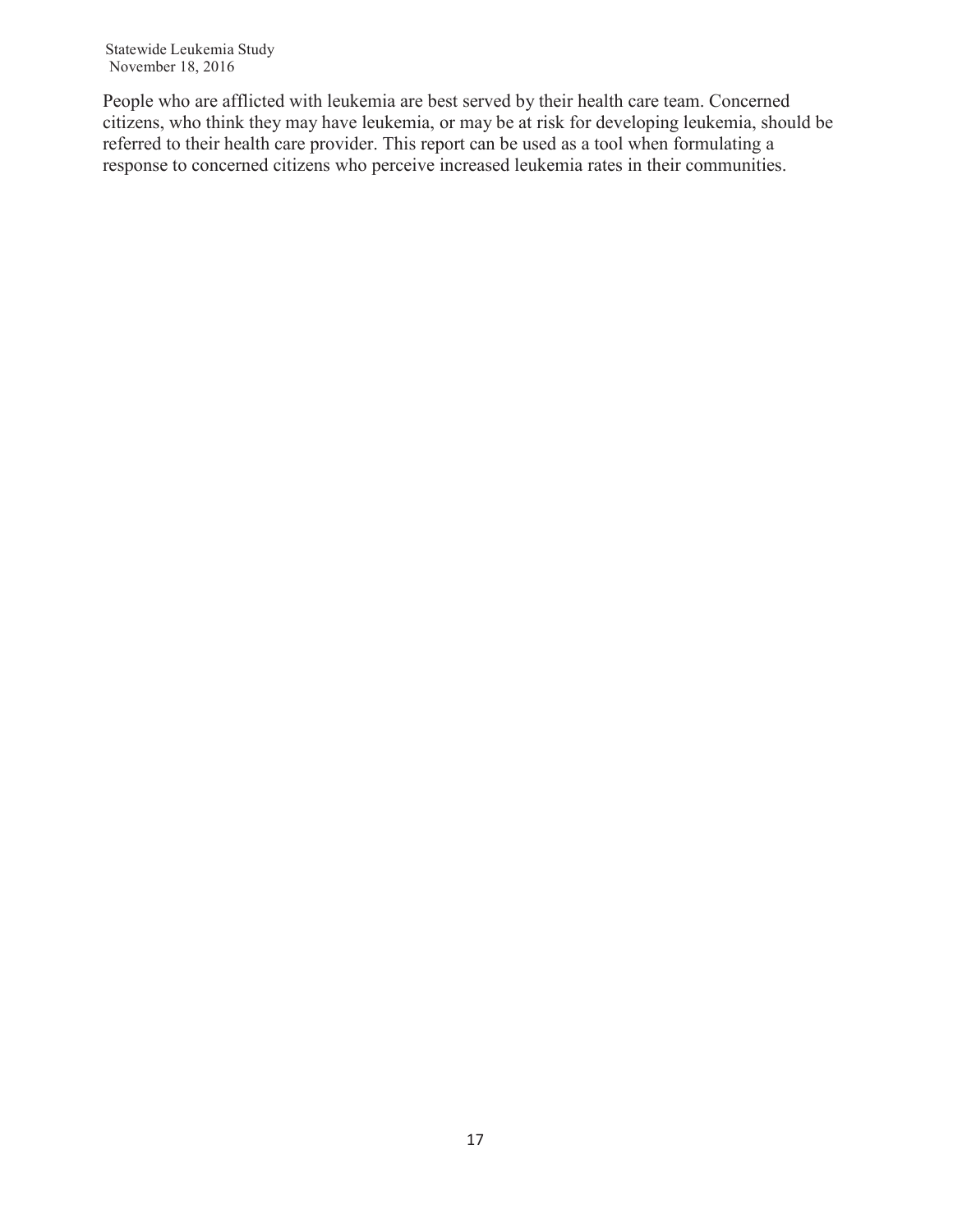People who are afflicted with leukemia are best served by their health care team. Concerned citizens, who think they may have leukemia, or may be at risk for developing leukemia, should be referred to their health care provider. This report can be used as a tool when formulating a response to concerned citizens who perceive increased leukemia rates in their communities.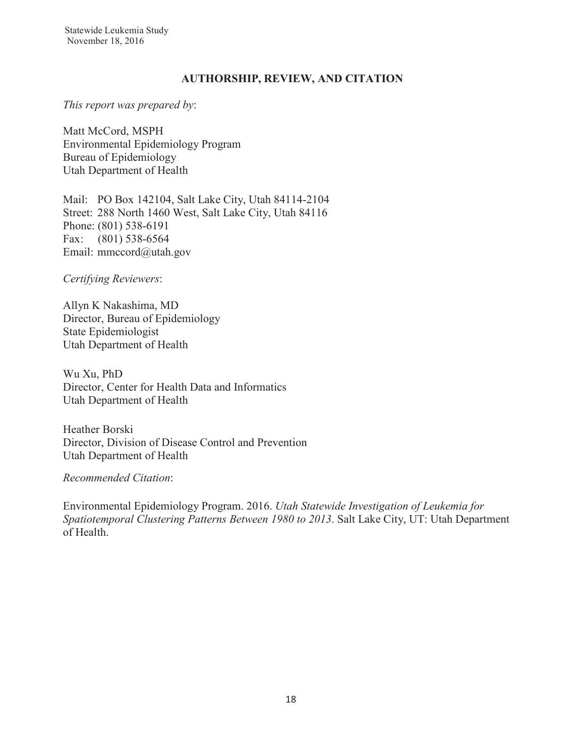## AUTHORSHIP, REVIEW, AND CITATION

*This report was prepared by*:

Matt McCord, MSPH
Environmental Epidemiology Program
Bureau of Epidemiology
Utah Department of Health

Mail: PO Box 142104, Salt Lake City, Utah 84114-2104
Street: 288 North 1460 West, Salt Lake City, Utah 84116
Phone: (801) 538-6191
Fax: (801) 538-6564
Email: mmccord@utah.gov

*Certifying Reviewers*:

Allyn K Nakashima, MD
Director, Bureau of Epidemiology
State Epidemiologist
Utah Department of Health

Wu Xu, PhD
Director, Center for Health Data and Informatics
Utah Department of Health

Heather Borski
Director, Division of Disease Control and Prevention
Utah Department of Health

*Recommended Citation*:

Environmental Epidemiology Program. 2016. *Utah Statewide Investigation of Leukemia for Spatiotemporal Clustering Patterns Between 1980 to 2013*. Salt Lake City, UT: Utah Department of Health.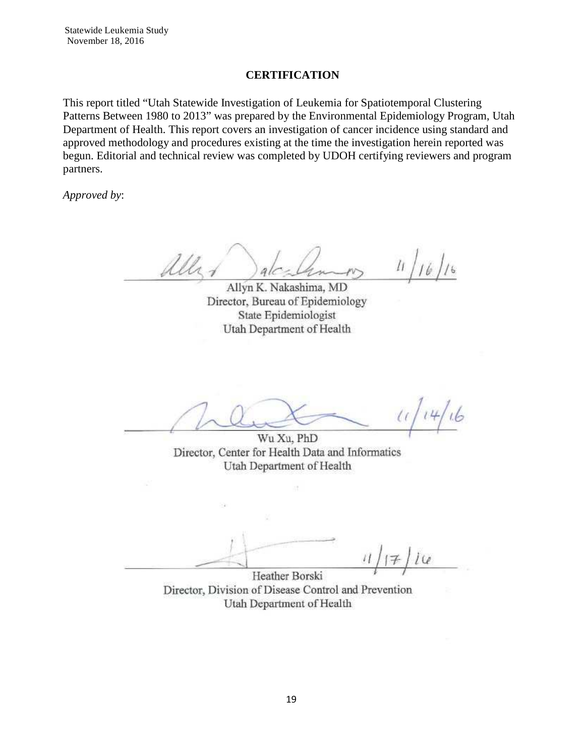## CERTIFICATION

This report titled "Utah Statewide Investigation of Leukemia for Spatiotemporal Clustering Patterns Between 1980 to 2013" was prepared by the Environmental Epidemiology Program, Utah Department of Health. This report covers an investigation of cancer incidence using standard and approved methodology and procedures existing at the time the investigation herein reported was begun. Editorial and technical review was completed by UDOH certifying reviewers and program partners.

*Approved by*:

11/16/16

Allyn K. Nakashima, MD
Director, Bureau of Epidemiology
State Epidemiologist
Utah Department of Health

11/14/16

Wu Xu, PhD
Director, Center for Health Data and Informatics
Utah Department of Health

11/17/16

Heather Borski
Director, Division of Disease Control and Prevention
Utah Department of Health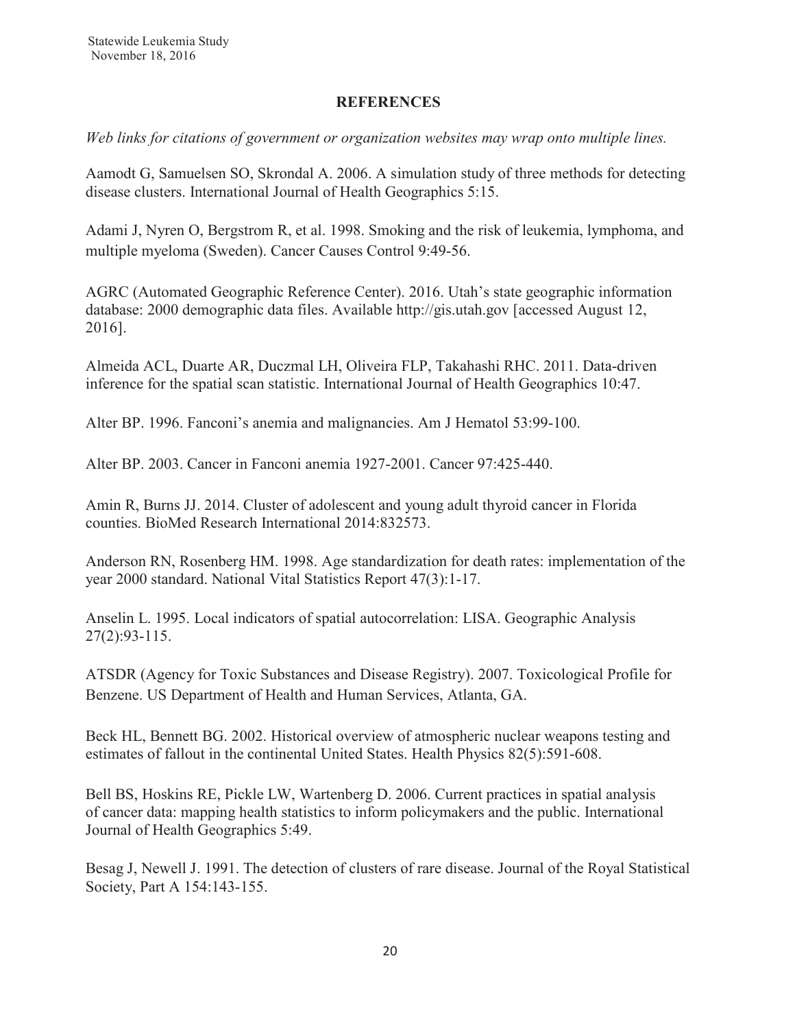## REFERENCES

*Web links for citations of government or organization websites may wrap onto multiple lines.*

Aamodt G, Samuelsen SO, Skrondal A. 2006. A simulation study of three methods for detecting disease clusters. International Journal of Health Geographics 5:15.

Adami J, Nyren O, Bergstrom R, et al. 1998. Smoking and the risk of leukemia, lymphoma, and multiple myeloma (Sweden). Cancer Causes Control 9:49-56.

AGRC (Automated Geographic Reference Center). 2016. Utah's state geographic information database: 2000 demographic data files. Available http://gis.utah.gov [accessed August 12, 2016].

Almeida ACL, Duarte AR, Duczmal LH, Oliveira FLP, Takahashi RHC. 2011. Data-driven inference for the spatial scan statistic. International Journal of Health Geographics 10:47.

Alter BP. 1996. Fanconi's anemia and malignancies. Am J Hematol 53:99-100.

Alter BP. 2003. Cancer in Fanconi anemia 1927-2001. Cancer 97:425-440.

Amin R, Burns JJ. 2014. Cluster of adolescent and young adult thyroid cancer in Florida counties. BioMed Research International 2014:832573.

Anderson RN, Rosenberg HM. 1998. Age standardization for death rates: implementation of the year 2000 standard. National Vital Statistics Report 47(3):1-17.

Anselin L. 1995. Local indicators of spatial autocorrelation: LISA. Geographic Analysis 27(2):93-115.

ATSDR (Agency for Toxic Substances and Disease Registry). 2007. Toxicological Profile for Benzene. US Department of Health and Human Services, Atlanta, GA.

Beck HL, Bennett BG. 2002. Historical overview of atmospheric nuclear weapons testing and estimates of fallout in the continental United States. Health Physics 82(5):591-608.

Bell BS, Hoskins RE, Pickle LW, Wartenberg D. 2006. Current practices in spatial analysis of cancer data: mapping health statistics to inform policymakers and the public. International Journal of Health Geographics 5:49.

Besag J, Newell J. 1991. The detection of clusters of rare disease. Journal of the Royal Statistical Society, Part A 154:143-155.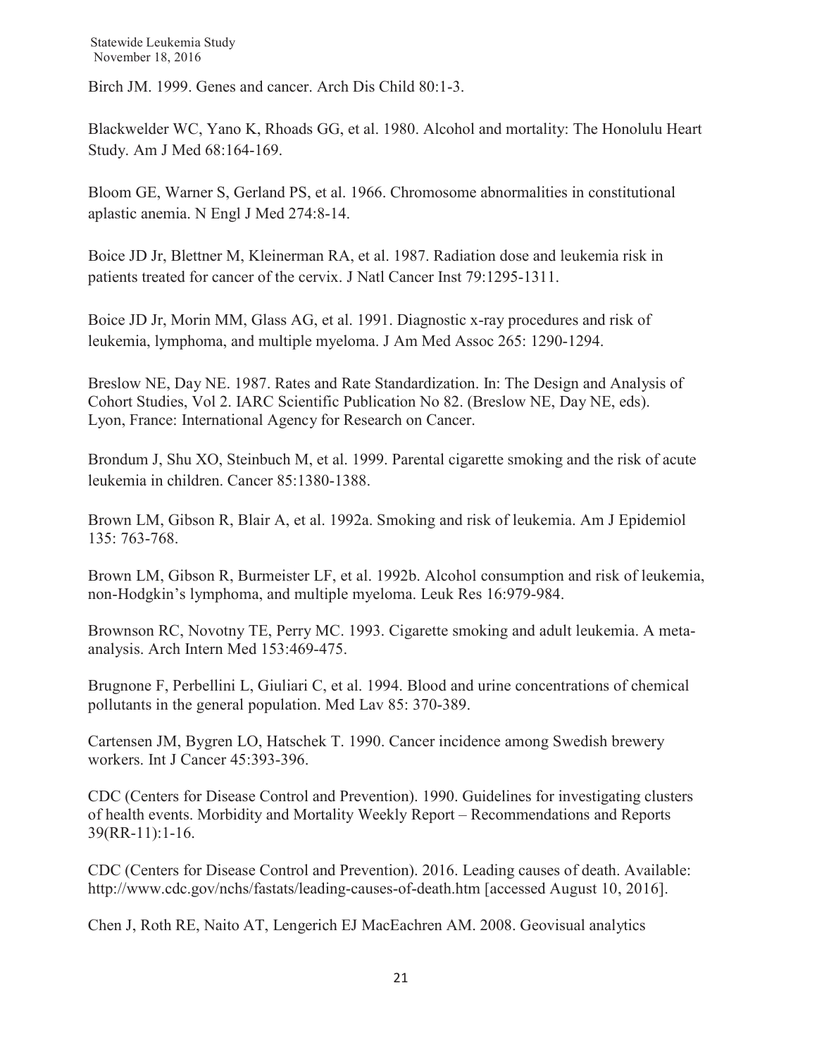Birch JM. 1999. Genes and cancer. Arch Dis Child 80:1-3.

Blackwelder WC, Yano K, Rhoads GG, et al. 1980. Alcohol and mortality: The Honolulu Heart Study. Am J Med 68:164-169.

Bloom GE, Warner S, Gerland PS, et al. 1966. Chromosome abnormalities in constitutional aplastic anemia. N Engl J Med 274:8-14.

Boice JD Jr, Blettner M, Kleinerman RA, et al. 1987. Radiation dose and leukemia risk in patients treated for cancer of the cervix. J Natl Cancer Inst 79:1295-1311.

Boice JD Jr, Morin MM, Glass AG, et al. 1991. Diagnostic x-ray procedures and risk of leukemia, lymphoma, and multiple myeloma. J Am Med Assoc 265: 1290-1294.

Breslow NE, Day NE. 1987. Rates and Rate Standardization. In: The Design and Analysis of Cohort Studies, Vol 2. IARC Scientific Publication No 82. (Breslow NE, Day NE, eds). Lyon, France: International Agency for Research on Cancer.

Brondum J, Shu XO, Steinbuch M, et al. 1999. Parental cigarette smoking and the risk of acute leukemia in children. Cancer 85:1380-1388.

Brown LM, Gibson R, Blair A, et al. 1992a. Smoking and risk of leukemia. Am J Epidemiol 135: 763-768.

Brown LM, Gibson R, Burmeister LF, et al. 1992b. Alcohol consumption and risk of leukemia, non-Hodgkin's lymphoma, and multiple myeloma. Leuk Res 16:979-984.

Brownson RC, Novotny TE, Perry MC. 1993. Cigarette smoking and adult leukemia. A meta-analysis. Arch Intern Med 153:469-475.

Brugnone F, Perbellini L, Giuliari C, et al. 1994. Blood and urine concentrations of chemical pollutants in the general population. Med Lav 85: 370-389.

Cartensen JM, Bygren LO, Hatschek T. 1990. Cancer incidence among Swedish brewery workers. Int J Cancer 45:393-396.

CDC (Centers for Disease Control and Prevention). 1990. Guidelines for investigating clusters of health events. Morbidity and Mortality Weekly Report – Recommendations and Reports 39(RR-11):1-16.

CDC (Centers for Disease Control and Prevention). 2016. Leading causes of death. Available: http://www.cdc.gov/nchs/fastats/leading-causes-of-death.htm [accessed August 10, 2016].

Chen J, Roth RE, Naito AT, Lengerich EJ MacEachren AM. 2008. Geovisual analytics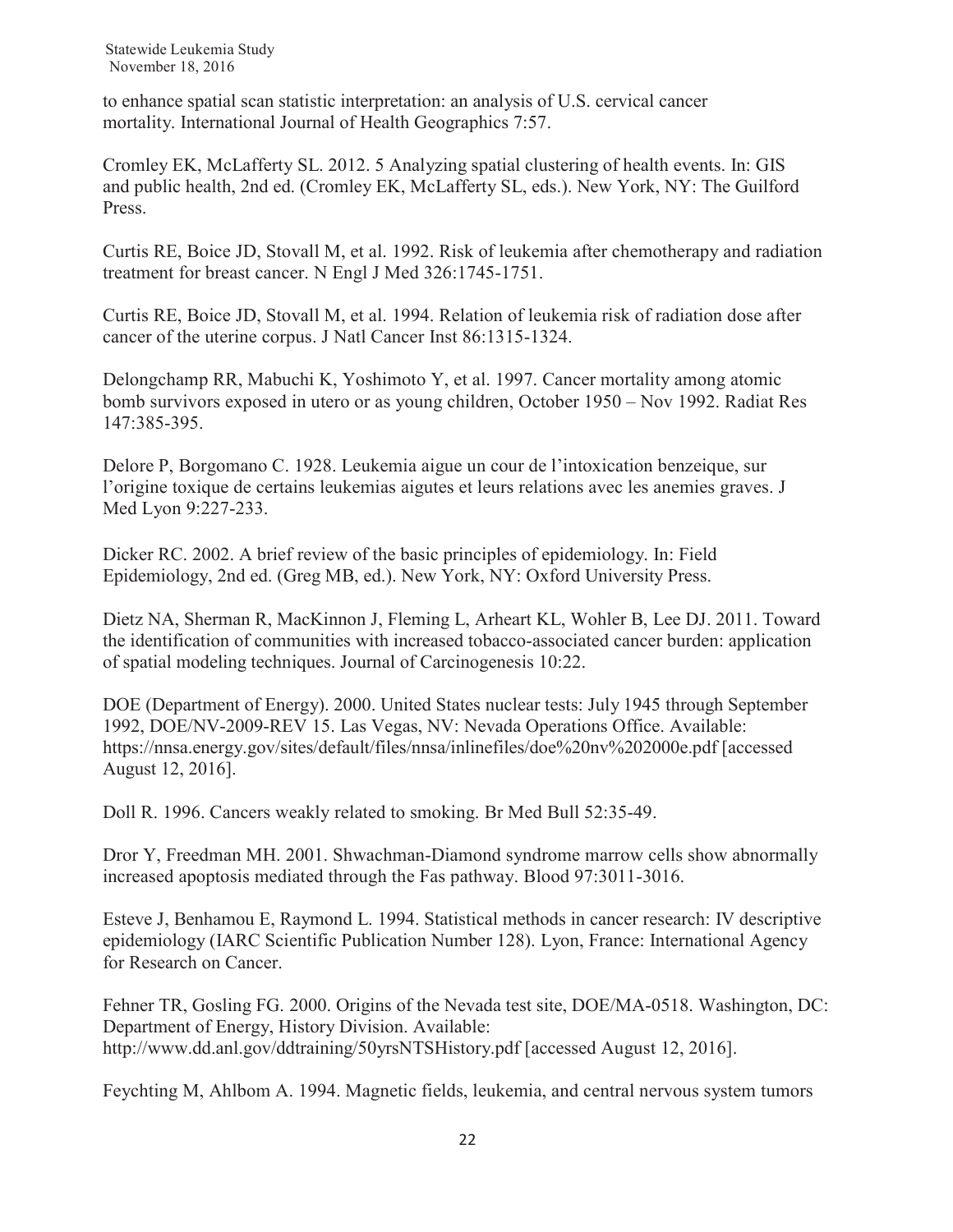to enhance spatial scan statistic interpretation: an analysis of U.S. cervical cancer mortality. International Journal of Health Geographics 7:57.

Cromley EK, McLafferty SL. 2012. 5 Analyzing spatial clustering of health events. In: GIS and public health, 2nd ed. (Cromley EK, McLafferty SL, eds.). New York, NY: The Guilford Press.

Curtis RE, Boice JD, Stovall M, et al. 1992. Risk of leukemia after chemotherapy and radiation treatment for breast cancer. N Engl J Med 326:1745-1751.

Curtis RE, Boice JD, Stovall M, et al. 1994. Relation of leukemia risk of radiation dose after cancer of the uterine corpus. J Natl Cancer Inst 86:1315-1324.

Delongchamp RR, Mabuchi K, Yoshimoto Y, et al. 1997. Cancer mortality among atomic bomb survivors exposed in utero or as young children, October 1950 – Nov 1992. Radiat Res 147:385-395.

Delore P, Borgomano C. 1928. Leukemia aigue un cour de l'intoxication benzeique, sur l'origine toxique de certains leukemias aigutes et leurs relations avec les anemies graves. J Med Lyon 9:227-233.

Dicker RC. 2002. A brief review of the basic principles of epidemiology. In: Field Epidemiology, 2nd ed. (Greg MB, ed.). New York, NY: Oxford University Press.

Dietz NA, Sherman R, MacKinnon J, Fleming L, Arheart KL, Wohler B, Lee DJ. 2011. Toward the identification of communities with increased tobacco-associated cancer burden: application of spatial modeling techniques. Journal of Carcinogenesis 10:22.

DOE (Department of Energy). 2000. United States nuclear tests: July 1945 through September 1992, DOE/NV-2009-REV 15. Las Vegas, NV: Nevada Operations Office. Available: https://nnsa.energy.gov/sites/default/files/nnsa/inlinefiles/doe%20nv%202000e.pdf [accessed August 12, 2016].

Doll R. 1996. Cancers weakly related to smoking. Br Med Bull 52:35-49.

Dror Y, Freedman MH. 2001. Shwachman-Diamond syndrome marrow cells show abnormally increased apoptosis mediated through the Fas pathway. Blood 97:3011-3016.

Esteve J, Benhamou E, Raymond L. 1994. Statistical methods in cancer research: IV descriptive epidemiology (IARC Scientific Publication Number 128). Lyon, France: International Agency for Research on Cancer.

Fehner TR, Gosling FG. 2000. Origins of the Nevada test site, DOE/MA-0518. Washington, DC: Department of Energy, History Division. Available: http://www.dd.anl.gov/ddtraining/50yrsNTSHistory.pdf [accessed August 12, 2016].

Feychting M, Ahlbom A. 1994. Magnetic fields, leukemia, and central nervous system tumors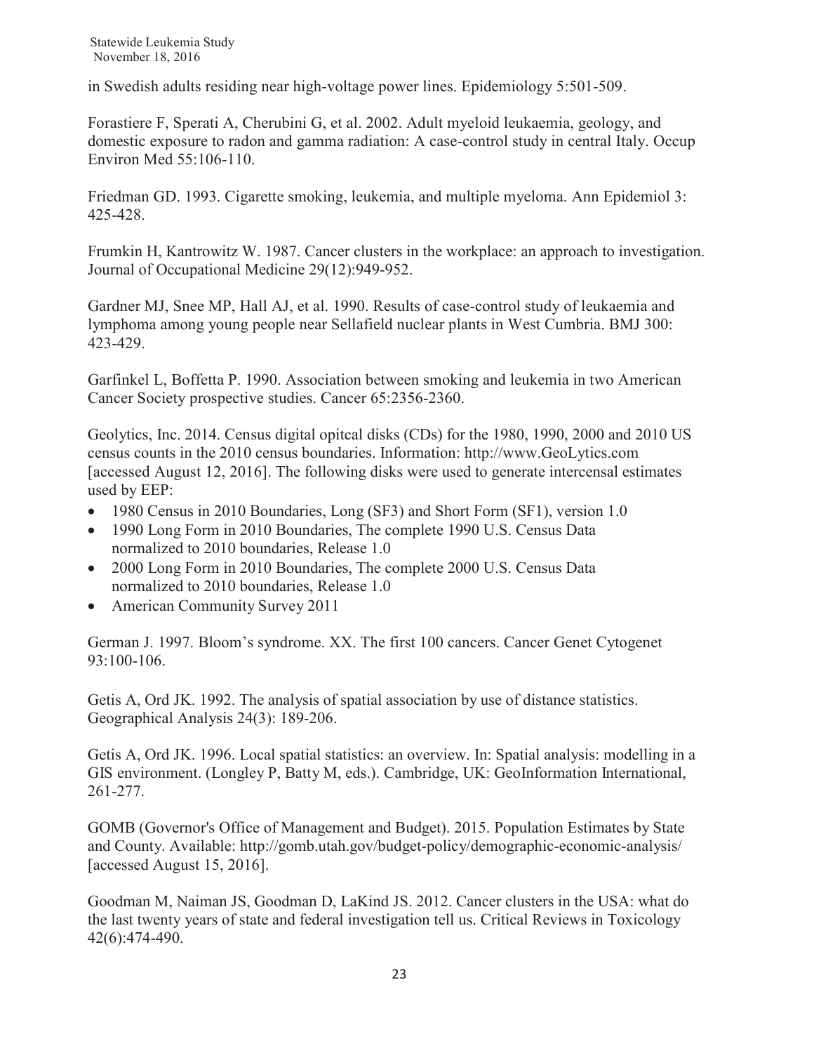in Swedish adults residing near high-voltage power lines. Epidemiology 5:501-509.

Forastiere F, Sperati A, Cherubini G, et al. 2002. Adult myeloid leukaemia, geology, and domestic exposure to radon and gamma radiation: A case-control study in central Italy. Occup Environ Med 55:106-110.

Friedman GD. 1993. Cigarette smoking, leukemia, and multiple myeloma. Ann Epidemiol 3: 425-428.

Frumkin H, Kantrowitz W. 1987. Cancer clusters in the workplace: an approach to investigation. Journal of Occupational Medicine 29(12):949-952.

Gardner MJ, Snee MP, Hall AJ, et al. 1990. Results of case-control study of leukaemia and lymphoma among young people near Sellafield nuclear plants in West Cumbria. BMJ 300: 423-429.

Garfinkel L, Boffetta P. 1990. Association between smoking and leukemia in two American Cancer Society prospective studies. Cancer 65:2356-2360.

Geolytics, Inc. 2014. Census digital opitcal disks (CDs) for the 1980, 1990, 2000 and 2010 US census counts in the 2010 census boundaries. Information: http://www.GeoLytics.com [accessed August 12, 2016]. The following disks were used to generate intercensal estimates used by EEP:

- 1980 Census in 2010 Boundaries, Long (SF3) and Short Form (SF1), version 1.0
- 1990 Long Form in 2010 Boundaries, The complete 1990 U.S. Census Data normalized to 2010 boundaries, Release 1.0
- 2000 Long Form in 2010 Boundaries, The complete 2000 U.S. Census Data normalized to 2010 boundaries, Release 1.0
- American Community Survey 2011

German J. 1997. Bloom's syndrome. XX. The first 100 cancers. Cancer Genet Cytogenet 93:100-106.

Getis A, Ord JK. 1992. The analysis of spatial association by use of distance statistics. Geographical Analysis 24(3): 189-206.

Getis A, Ord JK. 1996. Local spatial statistics: an overview. In: Spatial analysis: modelling in a GIS environment. (Longley P, Batty M, eds.). Cambridge, UK: GeoInformation International, 261-277.

GOMB (Governor's Office of Management and Budget). 2015. Population Estimates by State and County. Available: http://gomb.utah.gov/budget-policy/demographic-economic-analysis/ [accessed August 15, 2016].

Goodman M, Naiman JS, Goodman D, LaKind JS. 2012. Cancer clusters in the USA: what do the last twenty years of state and federal investigation tell us. Critical Reviews in Toxicology 42(6):474-490.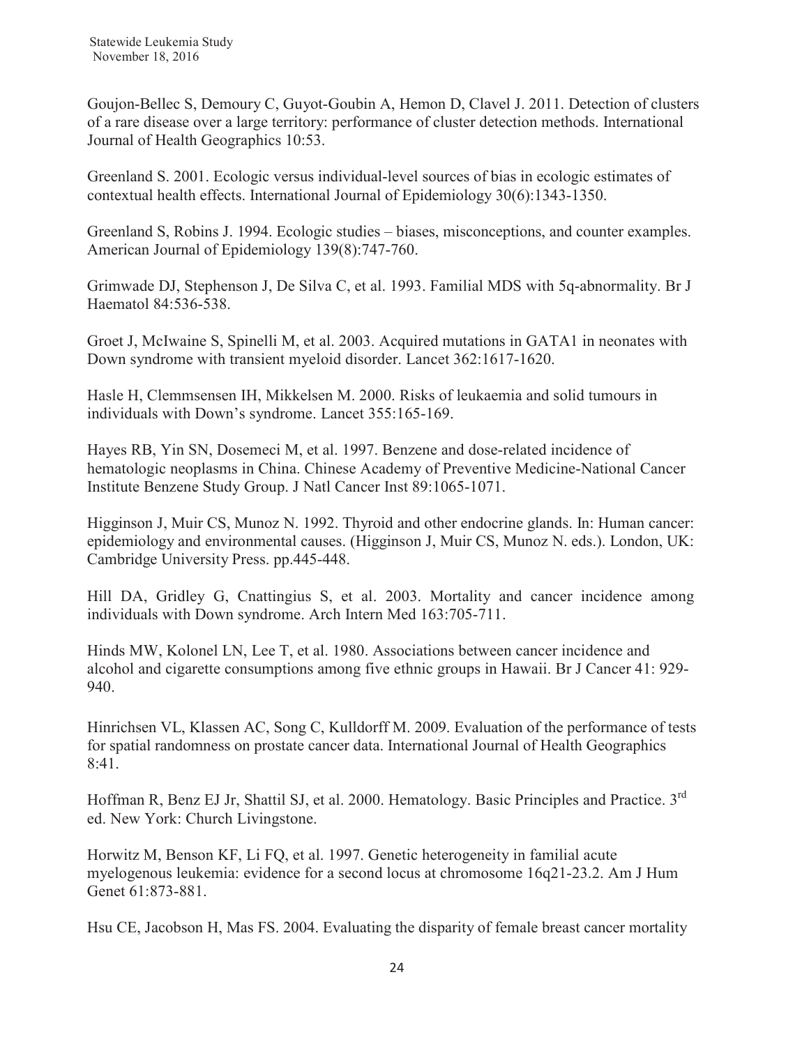Goujon-Bellec S, Demoury C, Guyot-Goubin A, Hemon D, Clavel J. 2011. Detection of clusters of a rare disease over a large territory: performance of cluster detection methods. International Journal of Health Geographics 10:53.

Greenland S. 2001. Ecologic versus individual-level sources of bias in ecologic estimates of contextual health effects. International Journal of Epidemiology 30(6):1343-1350.

Greenland S, Robins J. 1994. Ecologic studies – biases, misconceptions, and counter examples. American Journal of Epidemiology 139(8):747-760.

Grimwade DJ, Stephenson J, De Silva C, et al. 1993. Familial MDS with 5q-abnormality. Br J Haematol 84:536-538.

Groet J, McIwaine S, Spinelli M, et al. 2003. Acquired mutations in GATA1 in neonates with Down syndrome with transient myeloid disorder. Lancet 362:1617-1620.

Hasle H, Clemmsensen IH, Mikkelsen M. 2000. Risks of leukaemia and solid tumours in individuals with Down's syndrome. Lancet 355:165-169.

Hayes RB, Yin SN, Dosemeci M, et al. 1997. Benzene and dose-related incidence of hematologic neoplasms in China. Chinese Academy of Preventive Medicine-National Cancer Institute Benzene Study Group. J Natl Cancer Inst 89:1065-1071.

Higginson J, Muir CS, Munoz N. 1992. Thyroid and other endocrine glands. In: Human cancer: epidemiology and environmental causes. (Higginson J, Muir CS, Munoz N. eds.). London, UK: Cambridge University Press. pp.445-448.

Hill DA, Gridley G, Cnattingius S, et al. 2003. Mortality and cancer incidence among individuals with Down syndrome. Arch Intern Med 163:705-711.

Hinds MW, Kolonel LN, Lee T, et al. 1980. Associations between cancer incidence and alcohol and cigarette consumptions among five ethnic groups in Hawaii. Br J Cancer 41: 929-940.

Hinrichsen VL, Klassen AC, Song C, Kulldorff M. 2009. Evaluation of the performance of tests for spatial randomness on prostate cancer data. International Journal of Health Geographics 8:41.

Hoffman R, Benz EJ Jr, Shattil SJ, et al. 2000. Hematology. Basic Principles and Practice. 3rd ed. New York: Church Livingstone.

Horwitz M, Benson KF, Li FQ, et al. 1997. Genetic heterogeneity in familial acute myelogenous leukemia: evidence for a second locus at chromosome 16q21-23.2. Am J Hum Genet 61:873-881.

Hsu CE, Jacobson H, Mas FS. 2004. Evaluating the disparity of female breast cancer mortality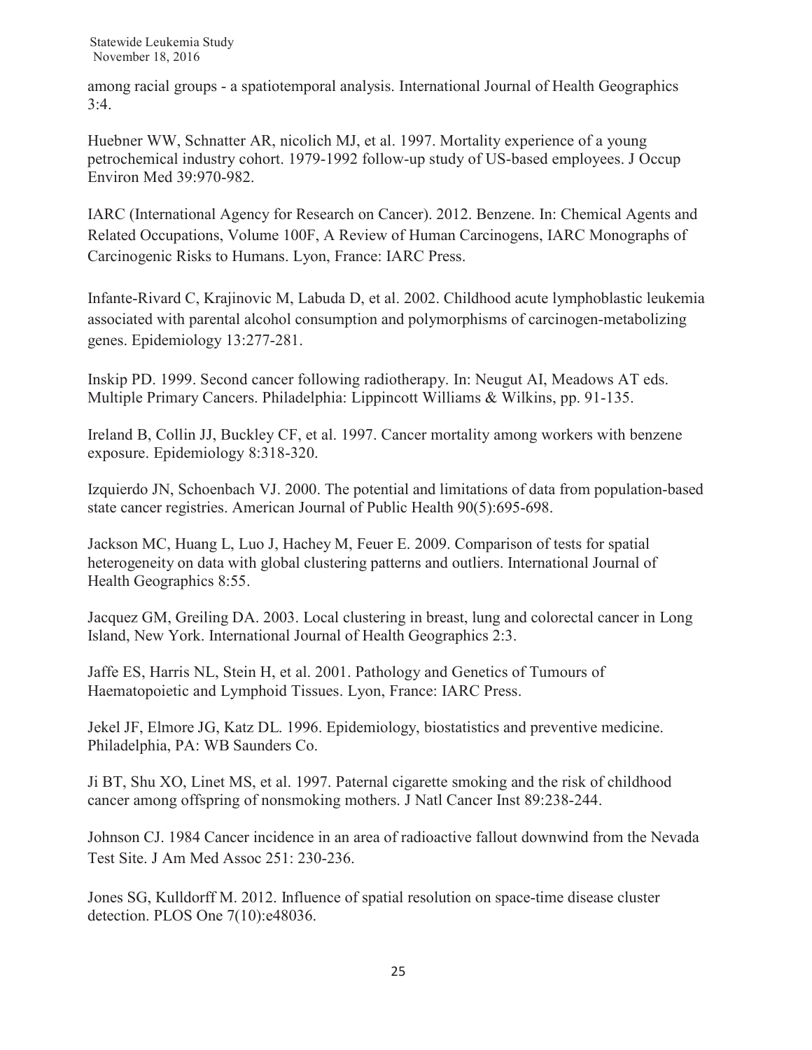among racial groups - a spatiotemporal analysis. International Journal of Health Geographics 3:4.

Huebner WW, Schnatter AR, nicolich MJ, et al. 1997. Mortality experience of a young petrochemical industry cohort. 1979-1992 follow-up study of US-based employees. J Occup Environ Med 39:970-982.

IARC (International Agency for Research on Cancer). 2012. Benzene. In: Chemical Agents and Related Occupations, Volume 100F, A Review of Human Carcinogens, IARC Monographs of Carcinogenic Risks to Humans. Lyon, France: IARC Press.

Infante-Rivard C, Krajinovic M, Labuda D, et al. 2002. Childhood acute lymphoblastic leukemia associated with parental alcohol consumption and polymorphisms of carcinogen-metabolizing genes. Epidemiology 13:277-281.

Inskip PD. 1999. Second cancer following radiotherapy. In: Neugut AI, Meadows AT eds. Multiple Primary Cancers. Philadelphia: Lippincott Williams & Wilkins, pp. 91-135.

Ireland B, Collin JJ, Buckley CF, et al. 1997. Cancer mortality among workers with benzene exposure. Epidemiology 8:318-320.

Izquierdo JN, Schoenbach VJ. 2000. The potential and limitations of data from population-based state cancer registries. American Journal of Public Health 90(5):695-698.

Jackson MC, Huang L, Luo J, Hachey M, Feuer E. 2009. Comparison of tests for spatial heterogeneity on data with global clustering patterns and outliers. International Journal of Health Geographics 8:55.

Jacquez GM, Greiling DA. 2003. Local clustering in breast, lung and colorectal cancer in Long Island, New York. International Journal of Health Geographics 2:3.

Jaffe ES, Harris NL, Stein H, et al. 2001. Pathology and Genetics of Tumours of Haematopoietic and Lymphoid Tissues. Lyon, France: IARC Press.

Jekel JF, Elmore JG, Katz DL. 1996. Epidemiology, biostatistics and preventive medicine. Philadelphia, PA: WB Saunders Co.

Ji BT, Shu XO, Linet MS, et al. 1997. Paternal cigarette smoking and the risk of childhood cancer among offspring of nonsmoking mothers. J Natl Cancer Inst 89:238-244.

Johnson CJ. 1984 Cancer incidence in an area of radioactive fallout downwind from the Nevada Test Site. J Am Med Assoc 251: 230-236.

Jones SG, Kulldorff M. 2012. Influence of spatial resolution on space-time disease cluster detection. PLOS One 7(10):e48036.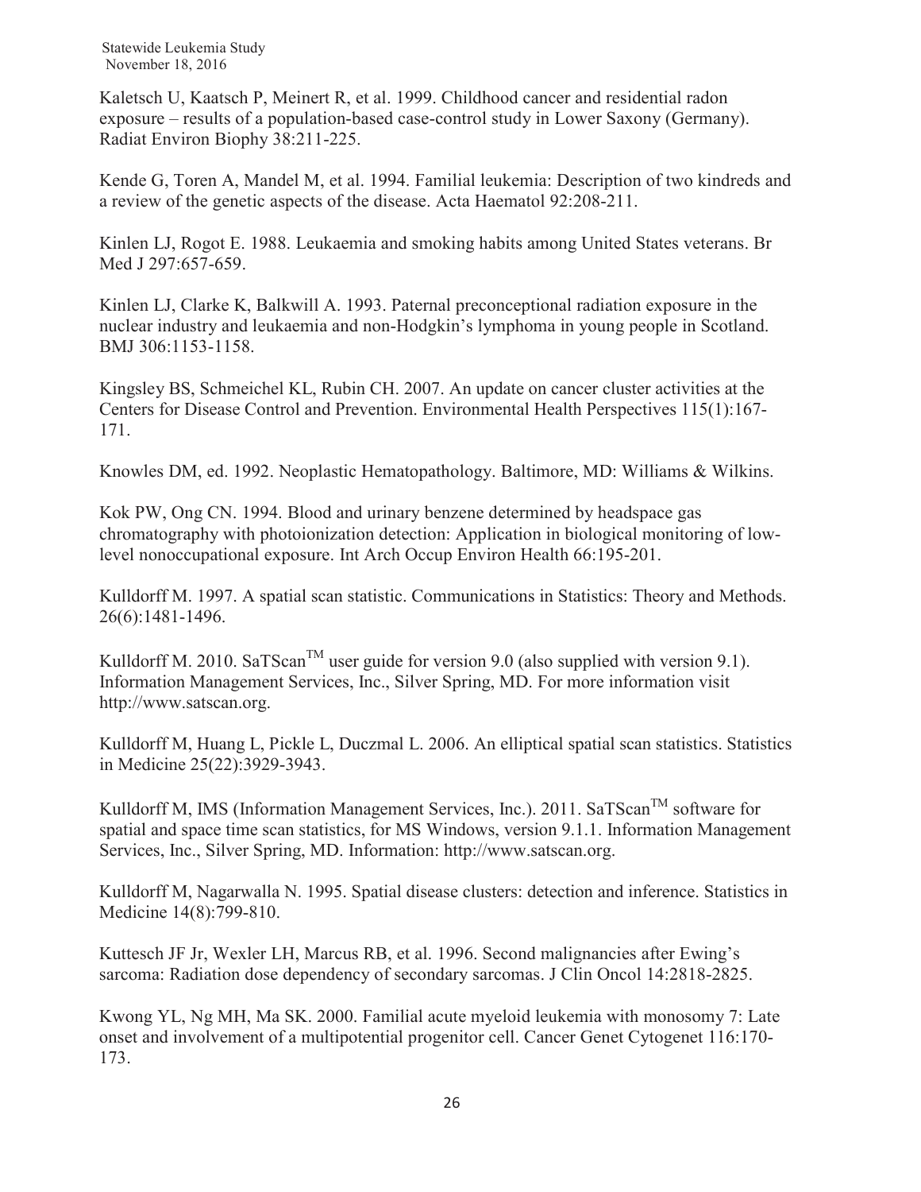Kaletsch U, Kaatsch P, Meinert R, et al. 1999. Childhood cancer and residential radon exposure – results of a population-based case-control study in Lower Saxony (Germany). Radiat Environ Biophy 38:211-225.

Kende G, Toren A, Mandel M, et al. 1994. Familial leukemia: Description of two kindreds and a review of the genetic aspects of the disease. Acta Haematol 92:208-211.

Kinlen LJ, Rogot E. 1988. Leukaemia and smoking habits among United States veterans. Br Med J 297:657-659.

Kinlen LJ, Clarke K, Balkwill A. 1993. Paternal preconceptional radiation exposure in the nuclear industry and leukaemia and non-Hodgkin's lymphoma in young people in Scotland. BMJ 306:1153-1158.

Kingsley BS, Schmeichel KL, Rubin CH. 2007. An update on cancer cluster activities at the Centers for Disease Control and Prevention. Environmental Health Perspectives 115(1):167-171.

Knowles DM, ed. 1992. Neoplastic Hematopathology. Baltimore, MD: Williams & Wilkins.

Kok PW, Ong CN. 1994. Blood and urinary benzene determined by headspace gas chromatography with photoionization detection: Application in biological monitoring of low-level nonoccupational exposure. Int Arch Occup Environ Health 66:195-201.

Kulldorff M. 1997. A spatial scan statistic. Communications in Statistics: Theory and Methods. 26(6):1481-1496.

Kulldorff M. 2010. SaTScan™ user guide for version 9.0 (also supplied with version 9.1). Information Management Services, Inc., Silver Spring, MD. For more information visit http://www.satscan.org.

Kulldorff M, Huang L, Pickle L, Duczmal L. 2006. An elliptical spatial scan statistics. Statistics in Medicine 25(22):3929-3943.

Kulldorff M, IMS (Information Management Services, Inc.). 2011. SaTScan™ software for spatial and space time scan statistics, for MS Windows, version 9.1.1. Information Management Services, Inc., Silver Spring, MD. Information: http://www.satscan.org.

Kulldorff M, Nagarwalla N. 1995. Spatial disease clusters: detection and inference. Statistics in Medicine 14(8):799-810.

Kuttesch JF Jr, Wexler LH, Marcus RB, et al. 1996. Second malignancies after Ewing's sarcoma: Radiation dose dependency of secondary sarcomas. J Clin Oncol 14:2818-2825.

Kwong YL, Ng MH, Ma SK. 2000. Familial acute myeloid leukemia with monosomy 7: Late onset and involvement of a multipotential progenitor cell. Cancer Genet Cytogenet 116:170-173.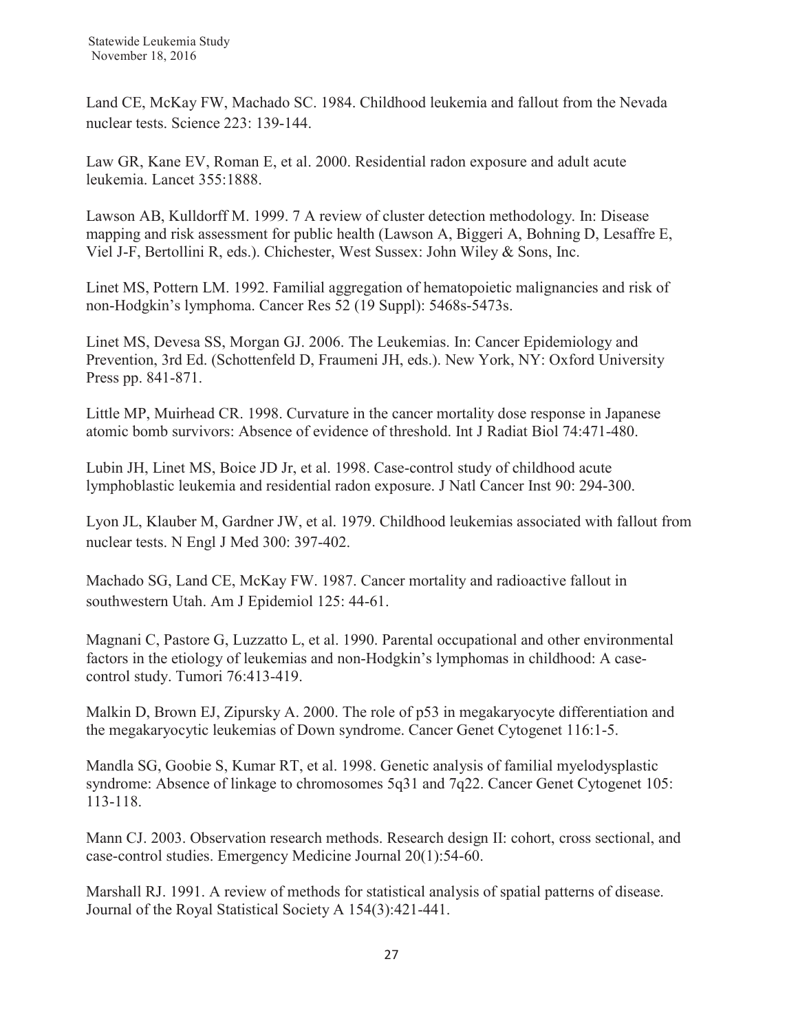Land CE, McKay FW, Machado SC. 1984. Childhood leukemia and fallout from the Nevada nuclear tests. Science 223: 139-144.

Law GR, Kane EV, Roman E, et al. 2000. Residential radon exposure and adult acute leukemia. Lancet 355:1888.

Lawson AB, Kulldorff M. 1999. 7 A review of cluster detection methodology. In: Disease mapping and risk assessment for public health (Lawson A, Biggeri A, Bohning D, Lesaffre E, Viel J-F, Bertollini R, eds.). Chichester, West Sussex: John Wiley & Sons, Inc.

Linet MS, Pottern LM. 1992. Familial aggregation of hematopoietic malignancies and risk of non-Hodgkin's lymphoma. Cancer Res 52 (19 Suppl): 5468s-5473s.

Linet MS, Devesa SS, Morgan GJ. 2006. The Leukemias. In: Cancer Epidemiology and Prevention, 3rd Ed. (Schottenfeld D, Fraumeni JH, eds.). New York, NY: Oxford University Press pp. 841-871.

Little MP, Muirhead CR. 1998. Curvature in the cancer mortality dose response in Japanese atomic bomb survivors: Absence of evidence of threshold. Int J Radiat Biol 74:471-480.

Lubin JH, Linet MS, Boice JD Jr, et al. 1998. Case-control study of childhood acute lymphoblastic leukemia and residential radon exposure. J Natl Cancer Inst 90: 294-300.

Lyon JL, Klauber M, Gardner JW, et al. 1979. Childhood leukemias associated with fallout from nuclear tests. N Engl J Med 300: 397-402.

Machado SG, Land CE, McKay FW. 1987. Cancer mortality and radioactive fallout in southwestern Utah. Am J Epidemiol 125: 44-61.

Magnani C, Pastore G, Luzzatto L, et al. 1990. Parental occupational and other environmental factors in the etiology of leukemias and non-Hodgkin's lymphomas in childhood: A case-control study. Tumori 76:413-419.

Malkin D, Brown EJ, Zipursky A. 2000. The role of p53 in megakaryocyte differentiation and the megakaryocytic leukemias of Down syndrome. Cancer Genet Cytogenet 116:1-5.

Mandla SG, Goobie S, Kumar RT, et al. 1998. Genetic analysis of familial myelodysplastic syndrome: Absence of linkage to chromosomes 5q31 and 7q22. Cancer Genet Cytogenet 105: 113-118.

Mann CJ. 2003. Observation research methods. Research design II: cohort, cross sectional, and case-control studies. Emergency Medicine Journal 20(1):54-60.

Marshall RJ. 1991. A review of methods for statistical analysis of spatial patterns of disease. Journal of the Royal Statistical Society A 154(3):421-441.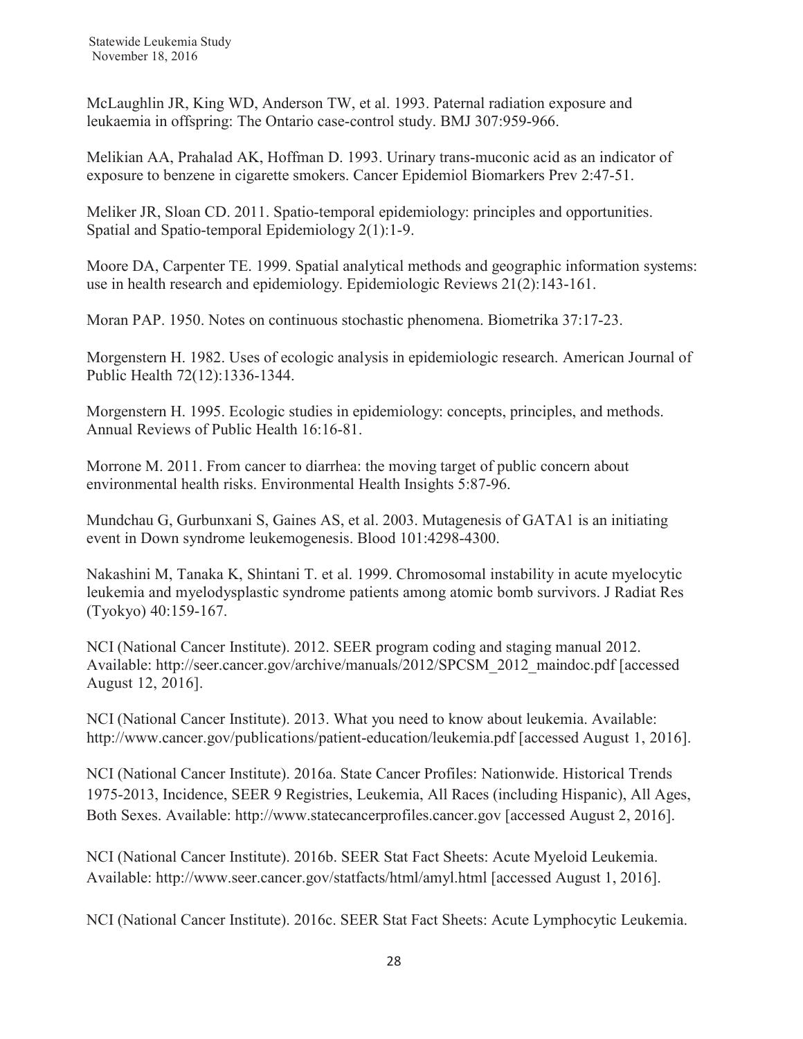McLaughlin JR, King WD, Anderson TW, et al. 1993. Paternal radiation exposure and leukaemia in offspring: The Ontario case-control study. BMJ 307:959-966.

Melikian AA, Prahalad AK, Hoffman D. 1993. Urinary trans-muconic acid as an indicator of exposure to benzene in cigarette smokers. Cancer Epidemiol Biomarkers Prev 2:47-51.

Meliker JR, Sloan CD. 2011. Spatio-temporal epidemiology: principles and opportunities. Spatial and Spatio-temporal Epidemiology 2(1):1-9.

Moore DA, Carpenter TE. 1999. Spatial analytical methods and geographic information systems: use in health research and epidemiology. Epidemiologic Reviews 21(2):143-161.

Moran PAP. 1950. Notes on continuous stochastic phenomena. Biometrika 37:17-23.

Morgenstern H. 1982. Uses of ecologic analysis in epidemiologic research. American Journal of Public Health 72(12):1336-1344.

Morgenstern H. 1995. Ecologic studies in epidemiology: concepts, principles, and methods. Annual Reviews of Public Health 16:16-81.

Morrone M. 2011. From cancer to diarrhea: the moving target of public concern about environmental health risks. Environmental Health Insights 5:87-96.

Mundchau G, Gurbunxani S, Gaines AS, et al. 2003. Mutagenesis of GATA1 is an initiating event in Down syndrome leukemogenesis. Blood 101:4298-4300.

Nakashini M, Tanaka K, Shintani T. et al. 1999. Chromosomal instability in acute myelocytic leukemia and myelodysplastic syndrome patients among atomic bomb survivors. J Radiat Res (Tyokyo) 40:159-167.

NCI (National Cancer Institute). 2012. SEER program coding and staging manual 2012. Available: http://seer.cancer.gov/archive/manuals/2012/SPCSM_2012_maindoc.pdf [accessed August 12, 2016].

NCI (National Cancer Institute). 2013. What you need to know about leukemia. Available: http://www.cancer.gov/publications/patient-education/leukemia.pdf [accessed August 1, 2016].

NCI (National Cancer Institute). 2016a. State Cancer Profiles: Nationwide. Historical Trends 1975-2013, Incidence, SEER 9 Registries, Leukemia, All Races (including Hispanic), All Ages, Both Sexes. Available: http://www.statecancerprofiles.cancer.gov [accessed August 2, 2016].

NCI (National Cancer Institute). 2016b. SEER Stat Fact Sheets: Acute Myeloid Leukemia. Available: http://www.seer.cancer.gov/statfacts/html/amyl.html [accessed August 1, 2016].

NCI (National Cancer Institute). 2016c. SEER Stat Fact Sheets: Acute Lymphocytic Leukemia.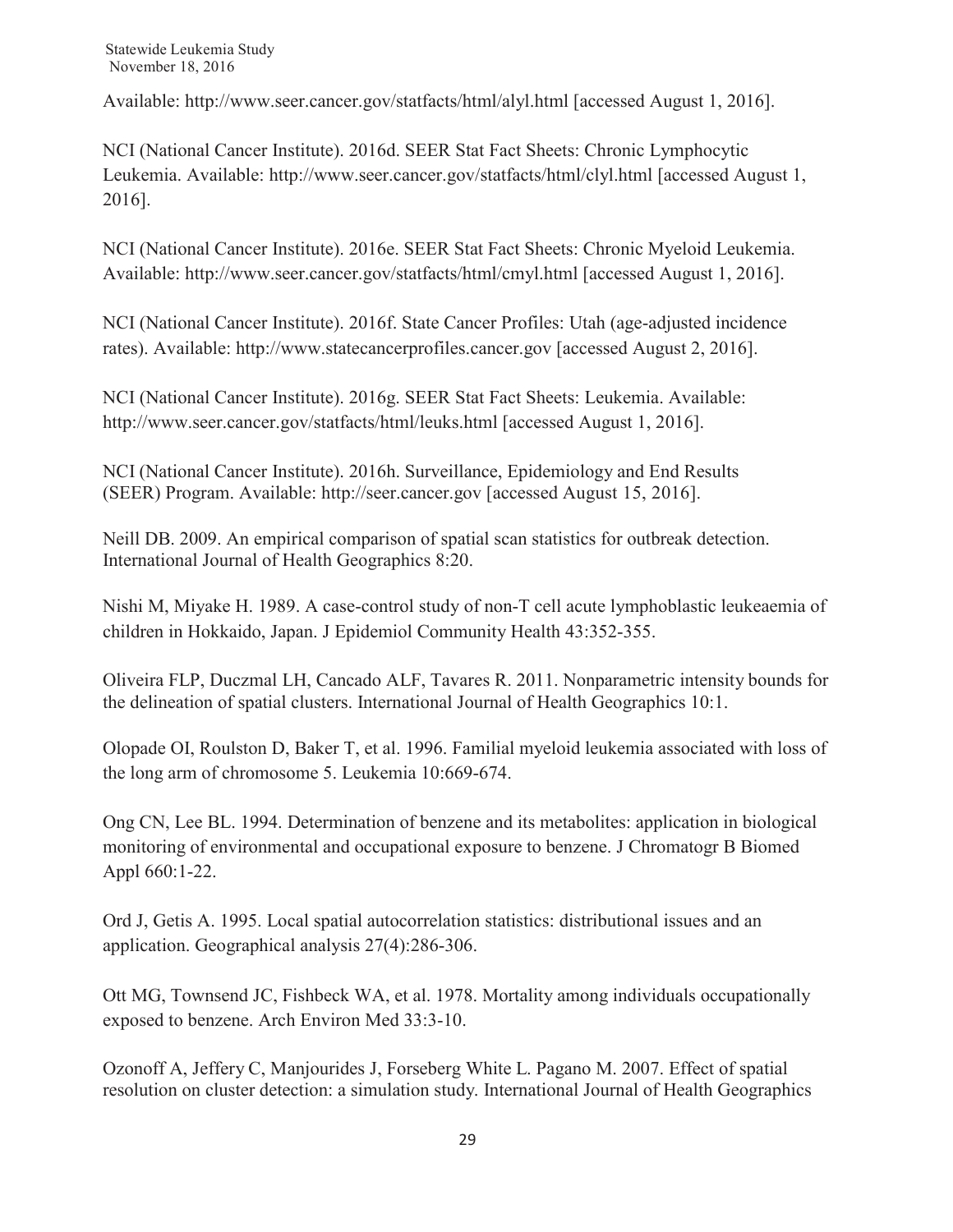Available: http://www.seer.cancer.gov/statfacts/html/alyl.html [accessed August 1, 2016].

NCI (National Cancer Institute). 2016d. SEER Stat Fact Sheets: Chronic Lymphocytic Leukemia. Available: http://www.seer.cancer.gov/statfacts/html/clyl.html [accessed August 1, 2016].

NCI (National Cancer Institute). 2016e. SEER Stat Fact Sheets: Chronic Myeloid Leukemia. Available: http://www.seer.cancer.gov/statfacts/html/cmyl.html [accessed August 1, 2016].

NCI (National Cancer Institute). 2016f. State Cancer Profiles: Utah (age-adjusted incidence rates). Available: http://www.statecancerprofiles.cancer.gov [accessed August 2, 2016].

NCI (National Cancer Institute). 2016g. SEER Stat Fact Sheets: Leukemia. Available: http://www.seer.cancer.gov/statfacts/html/leuks.html [accessed August 1, 2016].

NCI (National Cancer Institute). 2016h. Surveillance, Epidemiology and End Results (SEER) Program. Available: http://seer.cancer.gov [accessed August 15, 2016].

Neill DB. 2009. An empirical comparison of spatial scan statistics for outbreak detection. International Journal of Health Geographics 8:20.

Nishi M, Miyake H. 1989. A case-control study of non-T cell acute lymphoblastic leukeaemia of children in Hokkaido, Japan. J Epidemiol Community Health 43:352-355.

Oliveira FLP, Duczmal LH, Cancado ALF, Tavares R. 2011. Nonparametric intensity bounds for the delineation of spatial clusters. International Journal of Health Geographics 10:1.

Olopade OI, Roulston D, Baker T, et al. 1996. Familial myeloid leukemia associated with loss of the long arm of chromosome 5. Leukemia 10:669-674.

Ong CN, Lee BL. 1994. Determination of benzene and its metabolites: application in biological monitoring of environmental and occupational exposure to benzene. J Chromatogr B Biomed Appl 660:1-22.

Ord J, Getis A. 1995. Local spatial autocorrelation statistics: distributional issues and an application. Geographical analysis 27(4):286-306.

Ott MG, Townsend JC, Fishbeck WA, et al. 1978. Mortality among individuals occupationally exposed to benzene. Arch Environ Med 33:3-10.

Ozonoff A, Jeffery C, Manjourides J, Forseberg White L. Pagano M. 2007. Effect of spatial resolution on cluster detection: a simulation study. International Journal of Health Geographics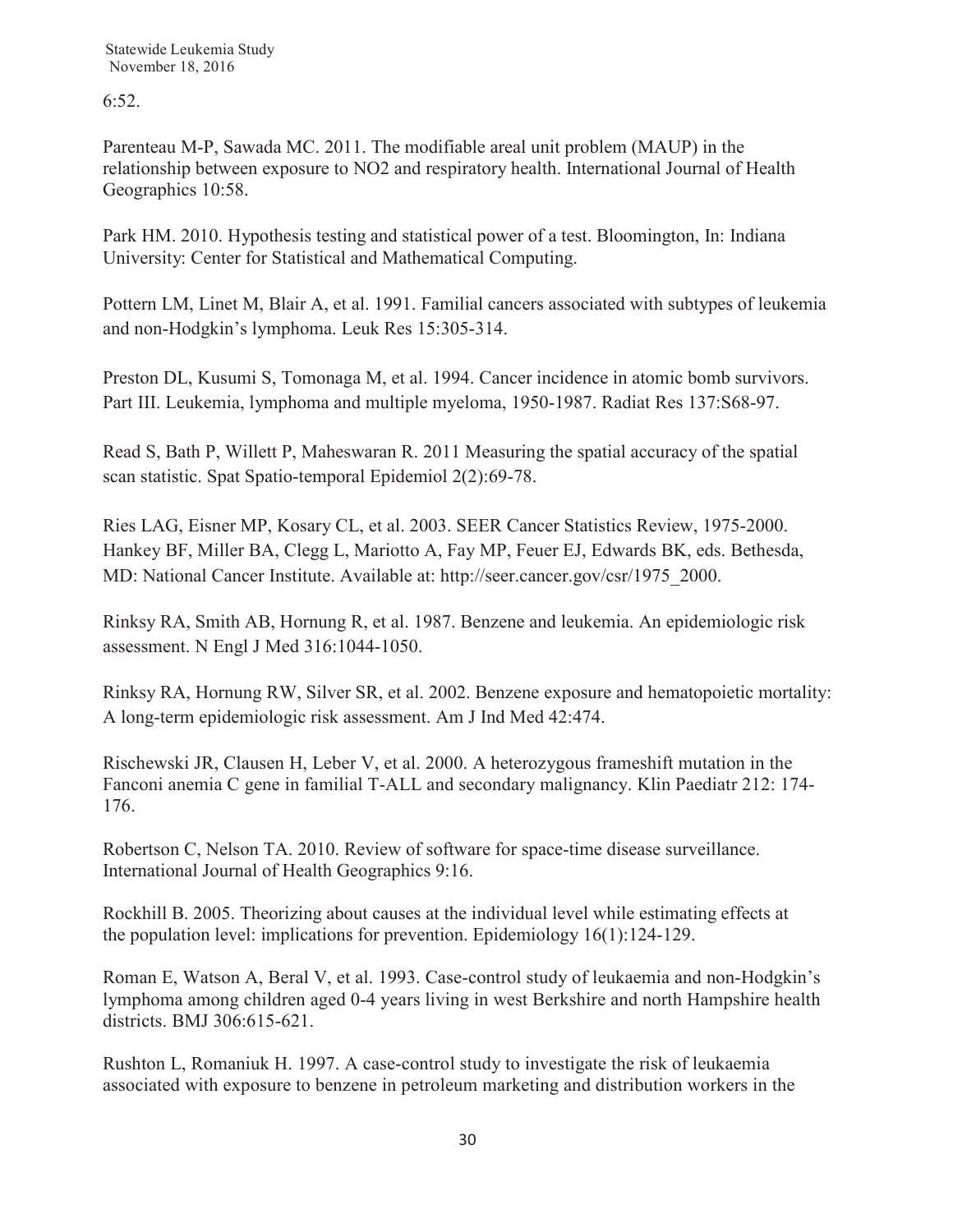6:52.

Parenteau M-P, Sawada MC. 2011. The modifiable areal unit problem (MAUP) in the relationship between exposure to NO2 and respiratory health. International Journal of Health Geographics 10:58.

Park HM. 2010. Hypothesis testing and statistical power of a test. Bloomington, In: Indiana University: Center for Statistical and Mathematical Computing.

Pottern LM, Linet M, Blair A, et al. 1991. Familial cancers associated with subtypes of leukemia and non-Hodgkin's lymphoma. Leuk Res 15:305-314.

Preston DL, Kusumi S, Tomonaga M, et al. 1994. Cancer incidence in atomic bomb survivors. Part III. Leukemia, lymphoma and multiple myeloma, 1950-1987. Radiat Res 137:S68-97.

Read S, Bath P, Willett P, Maheswaran R. 2011 Measuring the spatial accuracy of the spatial scan statistic. Spat Spatio-temporal Epidemiol 2(2):69-78.

Ries LAG, Eisner MP, Kosary CL, et al. 2003. SEER Cancer Statistics Review, 1975-2000. Hankey BF, Miller BA, Clegg L, Mariotto A, Fay MP, Feuer EJ, Edwards BK, eds. Bethesda, MD: National Cancer Institute. Available at: http://seer.cancer.gov/csr/1975_2000.

Rinksy RA, Smith AB, Hornung R, et al. 1987. Benzene and leukemia. An epidemiologic risk assessment. N Engl J Med 316:1044-1050.

Rinksy RA, Hornung RW, Silver SR, et al. 2002. Benzene exposure and hematopoietic mortality: A long-term epidemiologic risk assessment. Am J Ind Med 42:474.

Rischewski JR, Clausen H, Leber V, et al. 2000. A heterozygous frameshift mutation in the Fanconi anemia C gene in familial T-ALL and secondary malignancy. Klin Paediatr 212: 174-176.

Robertson C, Nelson TA. 2010. Review of software for space-time disease surveillance. International Journal of Health Geographics 9:16.

Rockhill B. 2005. Theorizing about causes at the individual level while estimating effects at the population level: implications for prevention. Epidemiology 16(1):124-129.

Roman E, Watson A, Beral V, et al. 1993. Case-control study of leukaemia and non-Hodgkin's lymphoma among children aged 0-4 years living in west Berkshire and north Hampshire health districts. BMJ 306:615-621.

Rushton L, Romaniuk H. 1997. A case-control study to investigate the risk of leukaemia associated with exposure to benzene in petroleum marketing and distribution workers in the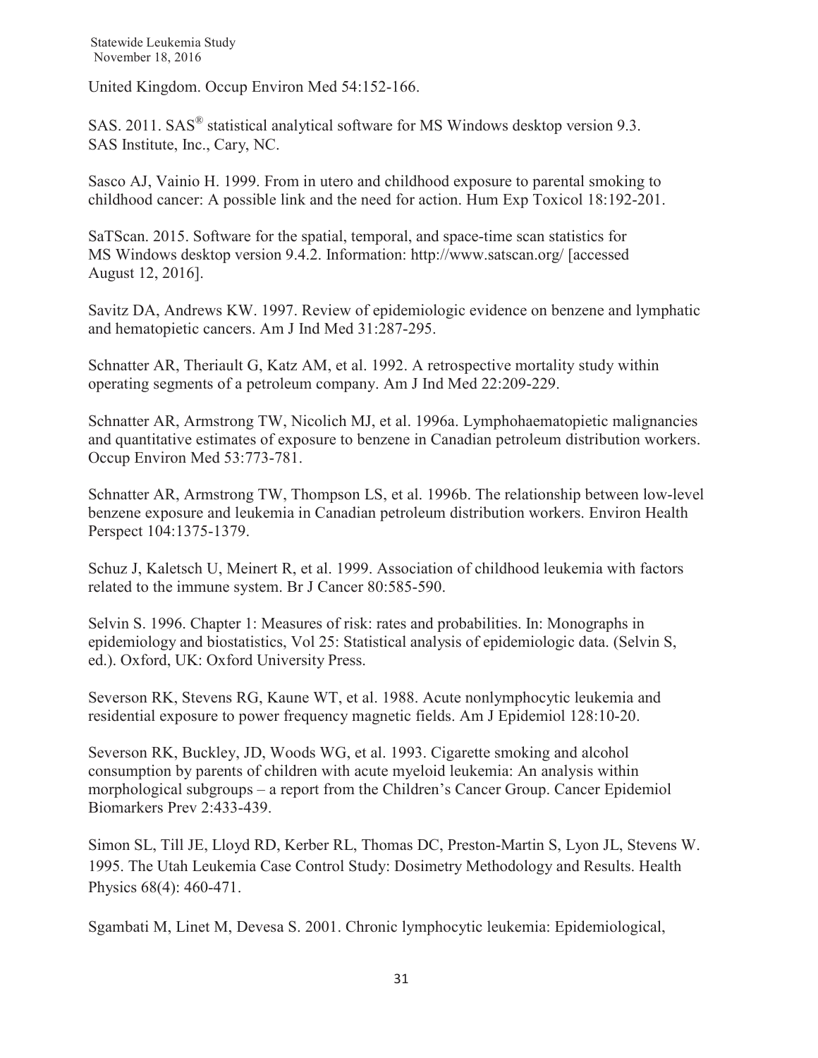United Kingdom. Occup Environ Med 54:152-166.

SAS. 2011. SAS® statistical analytical software for MS Windows desktop version 9.3. SAS Institute, Inc., Cary, NC.

Sasco AJ, Vainio H. 1999. From in utero and childhood exposure to parental smoking to childhood cancer: A possible link and the need for action. Hum Exp Toxicol 18:192-201.

SaTScan. 2015. Software for the spatial, temporal, and space-time scan statistics for MS Windows desktop version 9.4.2. Information: http://www.satscan.org/ [accessed August 12, 2016].

Savitz DA, Andrews KW. 1997. Review of epidemiologic evidence on benzene and lymphatic and hematopietic cancers. Am J Ind Med 31:287-295.

Schnatter AR, Theriault G, Katz AM, et al. 1992. A retrospective mortality study within operating segments of a petroleum company. Am J Ind Med 22:209-229.

Schnatter AR, Armstrong TW, Nicolich MJ, et al. 1996a. Lymphohaematopietic malignancies and quantitative estimates of exposure to benzene in Canadian petroleum distribution workers. Occup Environ Med 53:773-781.

Schnatter AR, Armstrong TW, Thompson LS, et al. 1996b. The relationship between low-level benzene exposure and leukemia in Canadian petroleum distribution workers. Environ Health Perspect 104:1375-1379.

Schuz J, Kaletsch U, Meinert R, et al. 1999. Association of childhood leukemia with factors related to the immune system. Br J Cancer 80:585-590.

Selvin S. 1996. Chapter 1: Measures of risk: rates and probabilities. In: Monographs in epidemiology and biostatistics, Vol 25: Statistical analysis of epidemiologic data. (Selvin S, ed.). Oxford, UK: Oxford University Press.

Severson RK, Stevens RG, Kaune WT, et al. 1988. Acute nonlymphocytic leukemia and residential exposure to power frequency magnetic fields. Am J Epidemiol 128:10-20.

Severson RK, Buckley, JD, Woods WG, et al. 1993. Cigarette smoking and alcohol consumption by parents of children with acute myeloid leukemia: An analysis within morphological subgroups – a report from the Children's Cancer Group. Cancer Epidemiol Biomarkers Prev 2:433-439.

Simon SL, Till JE, Lloyd RD, Kerber RL, Thomas DC, Preston-Martin S, Lyon JL, Stevens W. 1995. The Utah Leukemia Case Control Study: Dosimetry Methodology and Results. Health Physics 68(4): 460-471.

Sgambati M, Linet M, Devesa S. 2001. Chronic lymphocytic leukemia: Epidemiological,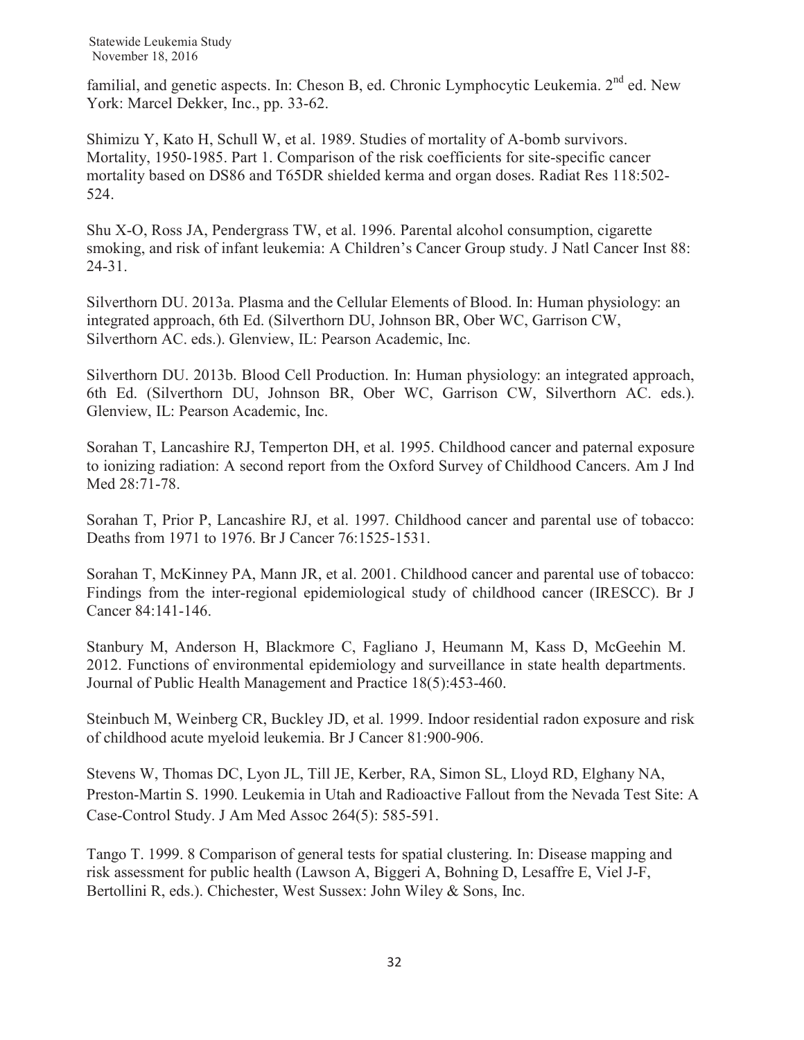familial, and genetic aspects. In: Cheson B, ed. Chronic Lymphocytic Leukemia. 2nd ed. New York: Marcel Dekker, Inc., pp. 33-62.

Shimizu Y, Kato H, Schull W, et al. 1989. Studies of mortality of A-bomb survivors. Mortality, 1950-1985. Part 1. Comparison of the risk coefficients for site-specific cancer mortality based on DS86 and T65DR shielded kerma and organ doses. Radiat Res 118:502-524.

Shu X-O, Ross JA, Pendergrass TW, et al. 1996. Parental alcohol consumption, cigarette smoking, and risk of infant leukemia: A Children's Cancer Group study. J Natl Cancer Inst 88: 24-31.

Silverthorn DU. 2013a. Plasma and the Cellular Elements of Blood. In: Human physiology: an integrated approach, 6th Ed. (Silverthorn DU, Johnson BR, Ober WC, Garrison CW, Silverthorn AC. eds.). Glenview, IL: Pearson Academic, Inc.

Silverthorn DU. 2013b. Blood Cell Production. In: Human physiology: an integrated approach, 6th Ed. (Silverthorn DU, Johnson BR, Ober WC, Garrison CW, Silverthorn AC. eds.). Glenview, IL: Pearson Academic, Inc.

Sorahan T, Lancashire RJ, Temperton DH, et al. 1995. Childhood cancer and paternal exposure to ionizing radiation: A second report from the Oxford Survey of Childhood Cancers. Am J Ind Med 28:71-78.

Sorahan T, Prior P, Lancashire RJ, et al. 1997. Childhood cancer and parental use of tobacco: Deaths from 1971 to 1976. Br J Cancer 76:1525-1531.

Sorahan T, McKinney PA, Mann JR, et al. 2001. Childhood cancer and parental use of tobacco: Findings from the inter-regional epidemiological study of childhood cancer (IRESCC). Br J Cancer 84:141-146.

Stanbury M, Anderson H, Blackmore C, Fagliano J, Heumann M, Kass D, McGeehin M. 2012. Functions of environmental epidemiology and surveillance in state health departments. Journal of Public Health Management and Practice 18(5):453-460.

Steinbuch M, Weinberg CR, Buckley JD, et al. 1999. Indoor residential radon exposure and risk of childhood acute myeloid leukemia. Br J Cancer 81:900-906.

Stevens W, Thomas DC, Lyon JL, Till JE, Kerber, RA, Simon SL, Lloyd RD, Elghany NA, Preston-Martin S. 1990. Leukemia in Utah and Radioactive Fallout from the Nevada Test Site: A Case-Control Study. J Am Med Assoc 264(5): 585-591.

Tango T. 1999. 8 Comparison of general tests for spatial clustering. In: Disease mapping and risk assessment for public health (Lawson A, Biggeri A, Bohning D, Lesaffre E, Viel J-F, Bertollini R, eds.). Chichester, West Sussex: John Wiley & Sons, Inc.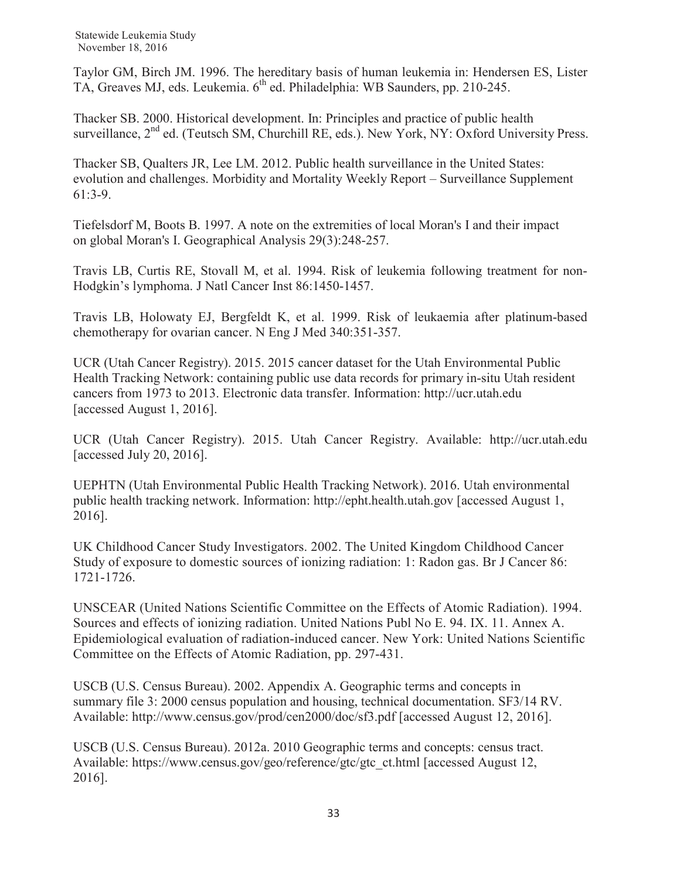Taylor GM, Birch JM. 1996. The hereditary basis of human leukemia in: Hendersen ES, Lister TA, Greaves MJ, eds. Leukemia. 6th ed. Philadelphia: WB Saunders, pp. 210-245.

Thacker SB. 2000. Historical development. In: Principles and practice of public health surveillance, 2nd ed. (Teutsch SM, Churchill RE, eds.). New York, NY: Oxford University Press.

Thacker SB, Qualters JR, Lee LM. 2012. Public health surveillance in the United States: evolution and challenges. Morbidity and Mortality Weekly Report – Surveillance Supplement 61:3-9.

Tiefelsdorf M, Boots B. 1997. A note on the extremities of local Moran's I and their impact on global Moran's I. Geographical Analysis 29(3):248-257.

Travis LB, Curtis RE, Stovall M, et al. 1994. Risk of leukemia following treatment for non-Hodgkin's lymphoma. J Natl Cancer Inst 86:1450-1457.

Travis LB, Holowaty EJ, Bergfeldt K, et al. 1999. Risk of leukaemia after platinum-based chemotherapy for ovarian cancer. N Eng J Med 340:351-357.

UCR (Utah Cancer Registry). 2015. 2015 cancer dataset for the Utah Environmental Public Health Tracking Network: containing public use data records for primary in-situ Utah resident cancers from 1973 to 2013. Electronic data transfer. Information: http://ucr.utah.edu [accessed August 1, 2016].

UCR (Utah Cancer Registry). 2015. Utah Cancer Registry. Available: http://ucr.utah.edu [accessed July 20, 2016].

UEPHTN (Utah Environmental Public Health Tracking Network). 2016. Utah environmental public health tracking network. Information: http://epht.health.utah.gov [accessed August 1, 2016].

UK Childhood Cancer Study Investigators. 2002. The United Kingdom Childhood Cancer Study of exposure to domestic sources of ionizing radiation: 1: Radon gas. Br J Cancer 86: 1721-1726.

UNSCEAR (United Nations Scientific Committee on the Effects of Atomic Radiation). 1994. Sources and effects of ionizing radiation. United Nations Publ No E. 94. IX. 11. Annex A. Epidemiological evaluation of radiation-induced cancer. New York: United Nations Scientific Committee on the Effects of Atomic Radiation, pp. 297-431.

USCB (U.S. Census Bureau). 2002. Appendix A. Geographic terms and concepts in summary file 3: 2000 census population and housing, technical documentation. SF3/14 RV. Available: http://www.census.gov/prod/cen2000/doc/sf3.pdf [accessed August 12, 2016].

USCB (U.S. Census Bureau). 2012a. 2010 Geographic terms and concepts: census tract. Available: https://www.census.gov/geo/reference/gtc/gtc_ct.html [accessed August 12, 2016].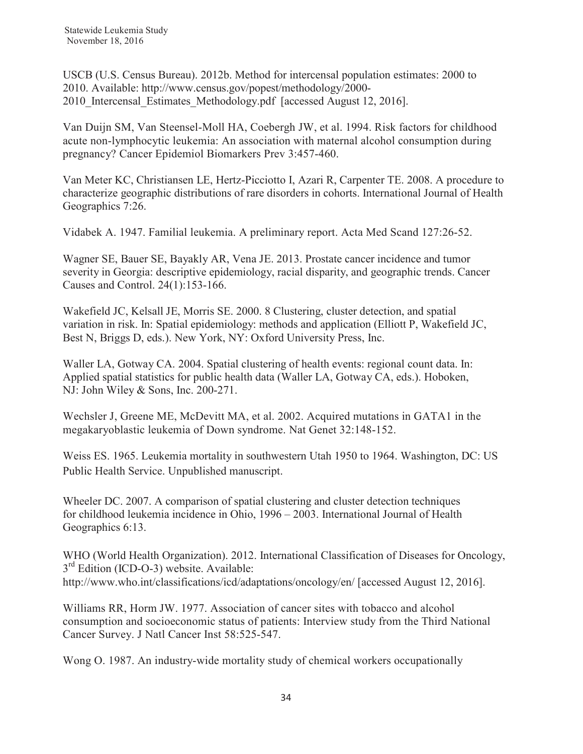USCB (U.S. Census Bureau). 2012b. Method for intercensal population estimates: 2000 to 2010. Available: http://www.census.gov/popest/methodology/2000-2010_Intercensal_Estimates_Methodology.pdf [accessed August 12, 2016].

Van Duijn SM, Van Steensel-Moll HA, Coebergh JW, et al. 1994. Risk factors for childhood acute non-lymphocytic leukemia: An association with maternal alcohol consumption during pregnancy? Cancer Epidemiol Biomarkers Prev 3:457-460.

Van Meter KC, Christiansen LE, Hertz-Picciotto I, Azari R, Carpenter TE. 2008. A procedure to characterize geographic distributions of rare disorders in cohorts. International Journal of Health Geographics 7:26.

Vidabek A. 1947. Familial leukemia. A preliminary report. Acta Med Scand 127:26-52.

Wagner SE, Bauer SE, Bayakly AR, Vena JE. 2013. Prostate cancer incidence and tumor severity in Georgia: descriptive epidemiology, racial disparity, and geographic trends. Cancer Causes and Control. 24(1):153-166.

Wakefield JC, Kelsall JE, Morris SE. 2000. 8 Clustering, cluster detection, and spatial variation in risk. In: Spatial epidemiology: methods and application (Elliott P, Wakefield JC, Best N, Briggs D, eds.). New York, NY: Oxford University Press, Inc.

Waller LA, Gotway CA. 2004. Spatial clustering of health events: regional count data. In: Applied spatial statistics for public health data (Waller LA, Gotway CA, eds.). Hoboken, NJ: John Wiley & Sons, Inc. 200-271.

Wechsler J, Greene ME, McDevitt MA, et al. 2002. Acquired mutations in GATA1 in the megakaryoblastic leukemia of Down syndrome. Nat Genet 32:148-152.

Weiss ES. 1965. Leukemia mortality in southwestern Utah 1950 to 1964. Washington, DC: US Public Health Service. Unpublished manuscript.

Wheeler DC. 2007. A comparison of spatial clustering and cluster detection techniques for childhood leukemia incidence in Ohio, 1996 – 2003. International Journal of Health Geographics 6:13.

WHO (World Health Organization). 2012. International Classification of Diseases for Oncology, 3rd Edition (ICD-O-3) website. Available: http://www.who.int/classifications/icd/adaptations/oncology/en/ [accessed August 12, 2016].

Williams RR, Horm JW. 1977. Association of cancer sites with tobacco and alcohol consumption and socioeconomic status of patients: Interview study from the Third National Cancer Survey. J Natl Cancer Inst 58:525-547.

Wong O. 1987. An industry-wide mortality study of chemical workers occupationally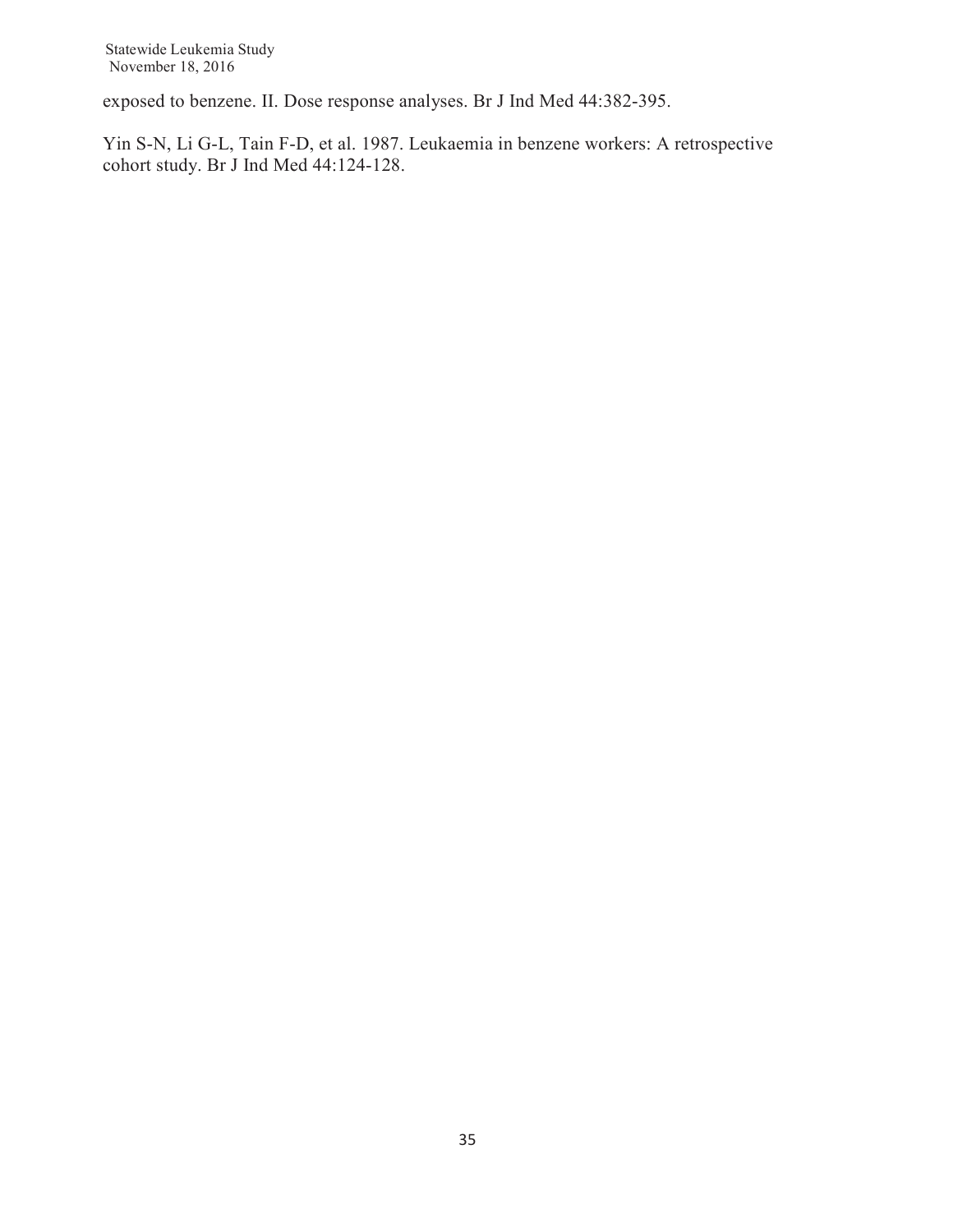exposed to benzene. II. Dose response analyses. Br J Ind Med 44:382-395.

Yin S-N, Li G-L, Tain F-D, et al. 1987. Leukaemia in benzene workers: A retrospective cohort study. Br J Ind Med 44:124-128.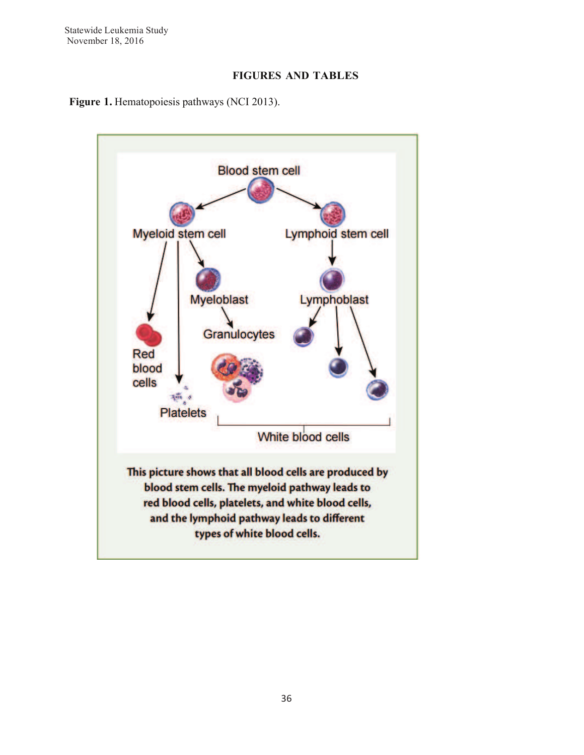## FIGURES AND TABLES

**Figure 1.** Hematopoiesis pathways (NCI 2013).

Blood stem cell

Myeloid stem cell

Lymphoid stem cell

Myeloblast

Lymphoblast

Granulocytes

Red blood cells

Platelets

White blood cells

This picture shows that all blood cells are produced by blood stem cells. The myeloid pathway leads to red blood cells, platelets, and white blood cells, and the lymphoid pathway leads to different types of white blood cells.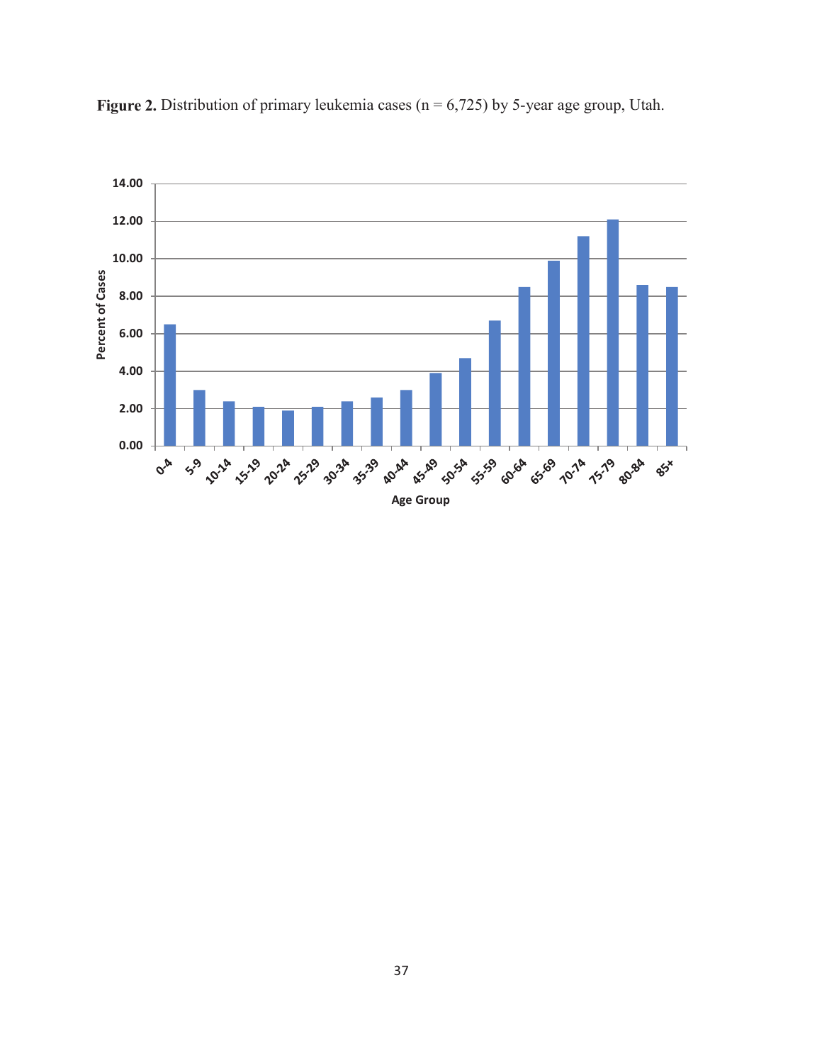**Figure 2.** Distribution of primary leukemia cases (n = 6,725) by 5-year age group, Utah.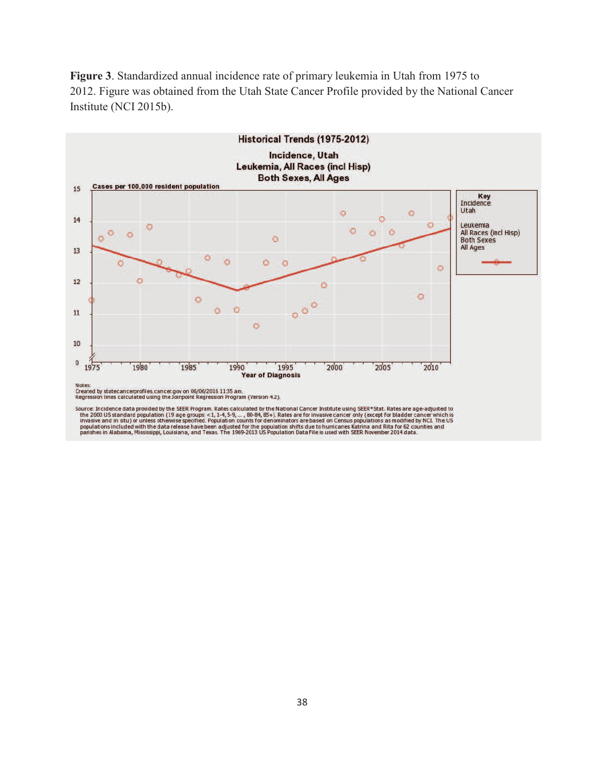**Figure 3**. Standardized annual incidence rate of primary leukemia in Utah from 1975 to 2012. Figure was obtained from the Utah State Cancer Profile provided by the National Cancer Institute (NCI 2015b).

Historical Trends (1975-2012)

Incidence, Utah
Leukemia, All Races (incl Hisp)
Both Sexes, All Ages

Notes:
Created by statecancerprofiles.cancer.gov on 06/06/2015 11:35 am.
Regression lines calculated using the Joinpoint Regression Program (Version 4.2).

Source: Incidence data provided by the SEER Program. Rates calculated by the National Cancer Institute using SEER*Stat. Rates are age-adjusted to the 2000 US standard population (19 age groups: <1, 1-4, 5-9, ... , 80-84, 85+). Rates are for invasive cancer only (except for bladder cancer which is invasive and in situ) or unless otherwise specified. Population counts for denominators are based on Census populations as modified by NCI. The US populations included with the data release have been adjusted for the population shifts due to hurricanes Katrina and Rita for 62 counties and parishes in Alabama, Mississippi, Louisiana, and Texas. The 1969-2013 US Population Data File is used with SEER November 2014 data.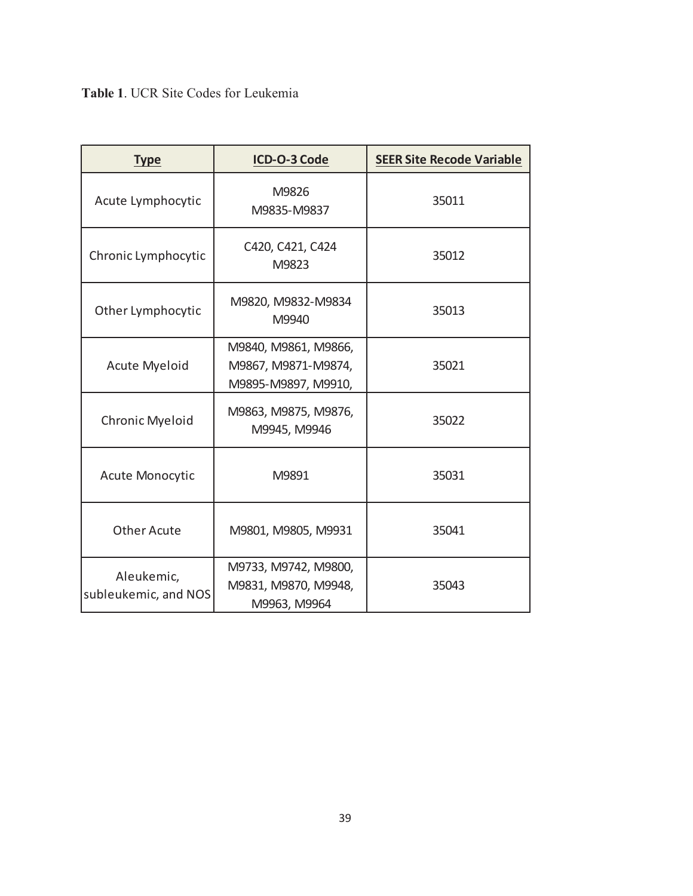**Table 1**. UCR Site Codes for Leukemia

| Type | ICD-O-3 Code | SEER Site Recode Variable |
| --- | --- | --- |
| Acute Lymphocytic | M9826 M9835-M9837 | 35011 |
| Chronic Lymphocytic | C420, C421, C424 M9823 | 35012 |
| Other Lymphocytic | M9820, M9832-M9834 M9940 | 35013 |
| Acute Myeloid | M9840, M9861, M9866, M9867, M9871-M9874, M9895-M9897, M9910, | 35021 |
| Chronic Myeloid | M9863, M9875, M9876, M9945, M9946 | 35022 |
| Acute Monocytic | M9891 | 35031 |
| Other Acute | M9801, M9805, M9931 | 35041 |
| Aleukemic, subleukemic, and NOS | M9733, M9742, M9800, M9831, M9870, M9948, M9963, M9964 | 35043 |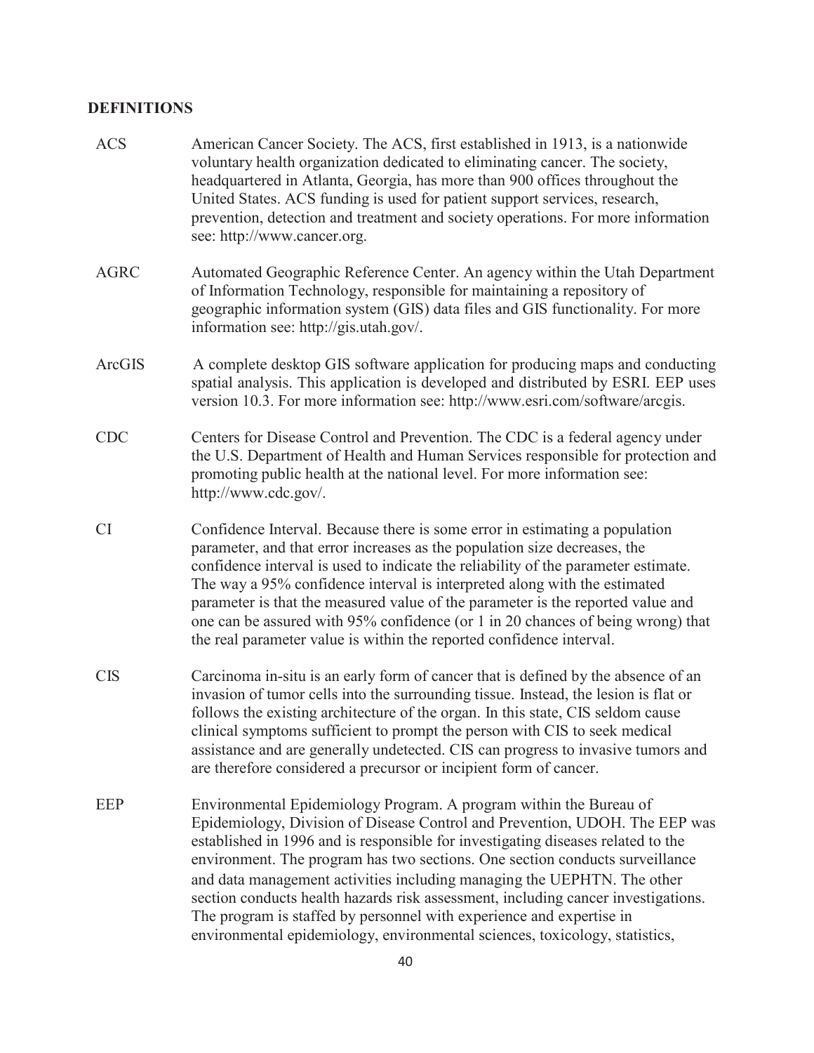## DEFINITIONS

**ACS** American Cancer Society. The ACS, first established in 1913, is a nationwide voluntary health organization dedicated to eliminating cancer. The society, headquartered in Atlanta, Georgia, has more than 900 offices throughout the United States. ACS funding is used for patient support services, research, prevention, detection and treatment and society operations. For more information see: http://www.cancer.org.

**AGRC** Automated Geographic Reference Center. An agency within the Utah Department of Information Technology, responsible for maintaining a repository of geographic information system (GIS) data files and GIS functionality. For more information see: http://gis.utah.gov/.

**ArcGIS** A complete desktop GIS software application for producing maps and conducting spatial analysis. This application is developed and distributed by ESRI. EEP uses version 10.3. For more information see: http://www.esri.com/software/arcgis.

**CDC** Centers for Disease Control and Prevention. The CDC is a federal agency under the U.S. Department of Health and Human Services responsible for protection and promoting public health at the national level. For more information see: http://www.cdc.gov/.

**CI** Confidence Interval. Because there is some error in estimating a population parameter, and that error increases as the population size decreases, the confidence interval is used to indicate the reliability of the parameter estimate. The way a 95% confidence interval is interpreted along with the estimated parameter is that the measured value of the parameter is the reported value and one can be assured with 95% confidence (or 1 in 20 chances of being wrong) that the real parameter value is within the reported confidence interval.

**CIS** Carcinoma in-situ is an early form of cancer that is defined by the absence of an invasion of tumor cells into the surrounding tissue. Instead, the lesion is flat or follows the existing architecture of the organ. In this state, CIS seldom cause clinical symptoms sufficient to prompt the person with CIS to seek medical assistance and are generally undetected. CIS can progress to invasive tumors and are therefore considered a precursor or incipient form of cancer.

**EEP** Environmental Epidemiology Program. A program within the Bureau of Epidemiology, Division of Disease Control and Prevention, UDOH. The EEP was established in 1996 and is responsible for investigating diseases related to the environment. The program has two sections. One section conducts surveillance and data management activities including managing the UEPHTN. The other section conducts health hazards risk assessment, including cancer investigations. The program is staffed by personnel with experience and expertise in environmental epidemiology, environmental sciences, toxicology, statistics,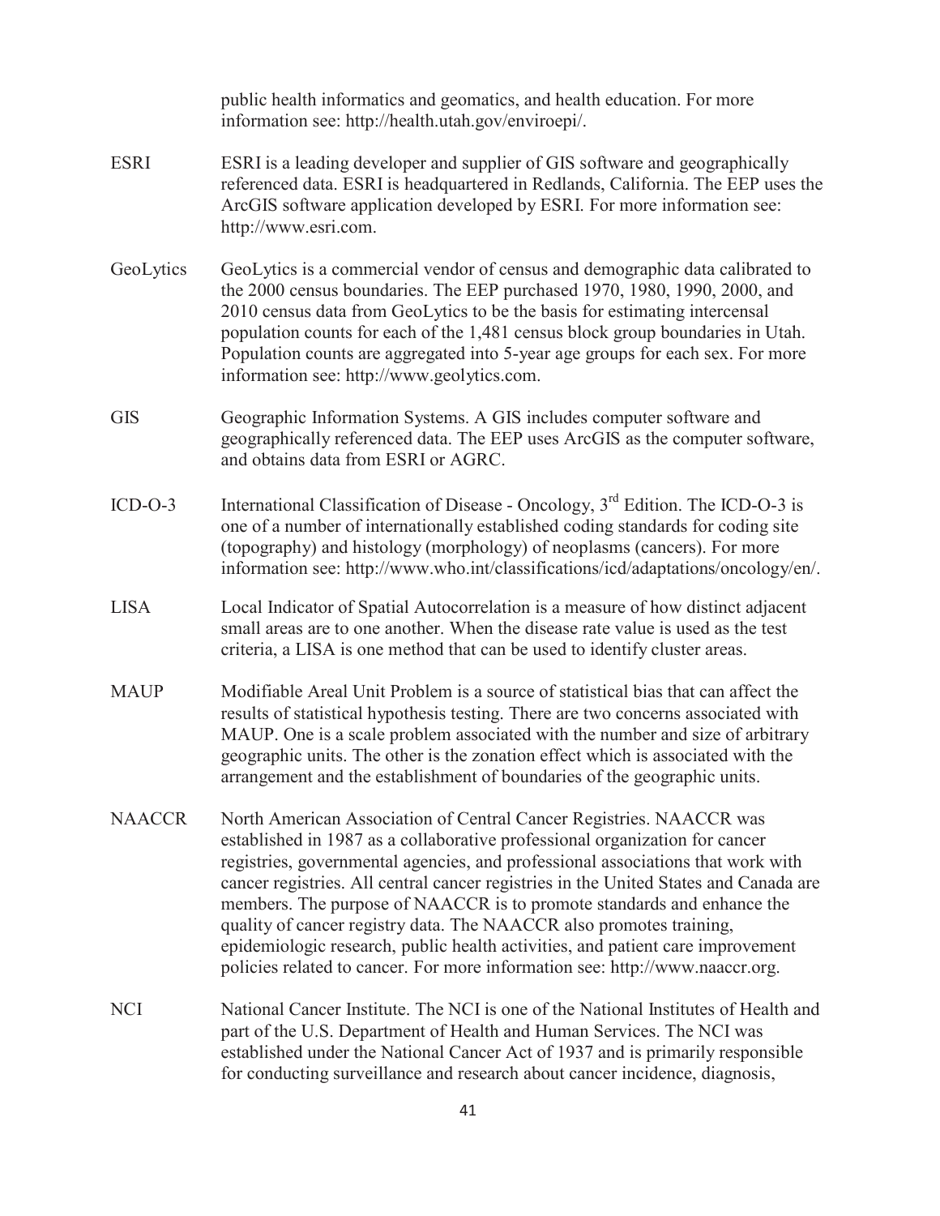public health informatics and geomatics, and health education. For more information see: http://health.utah.gov/enviroepi/.

**ESRI** ESRI is a leading developer and supplier of GIS software and geographically referenced data. ESRI is headquartered in Redlands, California. The EEP uses the ArcGIS software application developed by ESRI. For more information see: http://www.esri.com.

**GeoLytics** GeoLytics is a commercial vendor of census and demographic data calibrated to the 2000 census boundaries. The EEP purchased 1970, 1980, 1990, 2000, and 2010 census data from GeoLytics to be the basis for estimating intercensal population counts for each of the 1,481 census block group boundaries in Utah. Population counts are aggregated into 5-year age groups for each sex. For more information see: http://www.geolytics.com.

**GIS** Geographic Information Systems. A GIS includes computer software and geographically referenced data. The EEP uses ArcGIS as the computer software, and obtains data from ESRI or AGRC.

**ICD-O-3** International Classification of Disease - Oncology, 3rd Edition. The ICD-O-3 is one of a number of internationally established coding standards for coding site (topography) and histology (morphology) of neoplasms (cancers). For more information see: http://www.who.int/classifications/icd/adaptations/oncology/en/.

**LISA** Local Indicator of Spatial Autocorrelation is a measure of how distinct adjacent small areas are to one another. When the disease rate value is used as the test criteria, a LISA is one method that can be used to identify cluster areas.

**MAUP** Modifiable Areal Unit Problem is a source of statistical bias that can affect the results of statistical hypothesis testing. There are two concerns associated with MAUP. One is a scale problem associated with the number and size of arbitrary geographic units. The other is the zonation effect which is associated with the arrangement and the establishment of boundaries of the geographic units.

**NAACCR** North American Association of Central Cancer Registries. NAACCR was established in 1987 as a collaborative professional organization for cancer registries, governmental agencies, and professional associations that work with cancer registries. All central cancer registries in the United States and Canada are members. The purpose of NAACCR is to promote standards and enhance the quality of cancer registry data. The NAACCR also promotes training, epidemiologic research, public health activities, and patient care improvement policies related to cancer. For more information see: http://www.naaccr.org.

**NCI** National Cancer Institute. The NCI is one of the National Institutes of Health and part of the U.S. Department of Health and Human Services. The NCI was established under the National Cancer Act of 1937 and is primarily responsible for conducting surveillance and research about cancer incidence, diagnosis,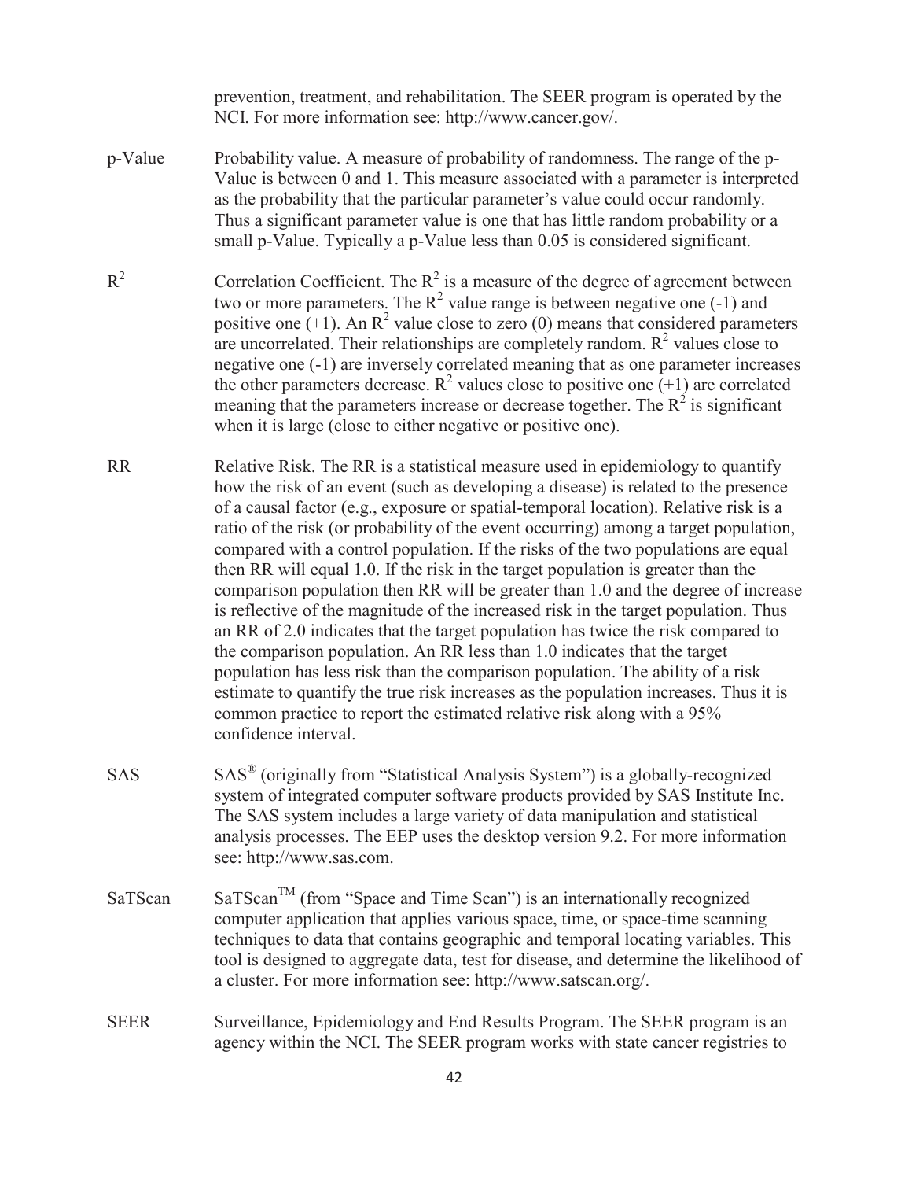prevention, treatment, and rehabilitation. The SEER program is operated by the NCI. For more information see: http://www.cancer.gov/.

**p-Value** Probability value. A measure of probability of randomness. The range of the p-Value is between 0 and 1. This measure associated with a parameter is interpreted as the probability that the particular parameter's value could occur randomly. Thus a significant parameter value is one that has little random probability or a small p-Value. Typically a p-Value less than 0.05 is considered significant.

**$R^2$** Correlation Coefficient. The $R^2$ is a measure of the degree of agreement between two or more parameters. The $R^2$ value range is between negative one (-1) and positive one (+1). An $R^2$ value close to zero (0) means that considered parameters are uncorrelated. Their relationships are completely random. $R^2$ values close to negative one (-1) are inversely correlated meaning that as one parameter increases the other parameters decrease. $R^2$ values close to positive one (+1) are correlated meaning that the parameters increase or decrease together. The $R^2$ is significant when it is large (close to either negative or positive one).

**RR** Relative Risk. The RR is a statistical measure used in epidemiology to quantify how the risk of an event (such as developing a disease) is related to the presence of a causal factor (e.g., exposure or spatial-temporal location). Relative risk is a ratio of the risk (or probability of the event occurring) among a target population, compared with a control population. If the risks of the two populations are equal then RR will equal 1.0. If the risk in the target population is greater than the comparison population then RR will be greater than 1.0 and the degree of increase is reflective of the magnitude of the increased risk in the target population. Thus an RR of 2.0 indicates that the target population has twice the risk compared to the comparison population. An RR less than 1.0 indicates that the target population has less risk than the comparison population. The ability of a risk estimate to quantify the true risk increases as the population increases. Thus it is common practice to report the estimated relative risk along with a 95% confidence interval.

**SAS** SAS® (originally from "Statistical Analysis System") is a globally-recognized system of integrated computer software products provided by SAS Institute Inc. The SAS system includes a large variety of data manipulation and statistical analysis processes. The EEP uses the desktop version 9.2. For more information see: http://www.sas.com.

**SaTScan** SaTScan™ (from "Space and Time Scan") is an internationally recognized computer application that applies various space, time, or space-time scanning techniques to data that contains geographic and temporal locating variables. This tool is designed to aggregate data, test for disease, and determine the likelihood of a cluster. For more information see: http://www.satscan.org/.

**SEER** Surveillance, Epidemiology and End Results Program. The SEER program is an agency within the NCI. The SEER program works with state cancer registries to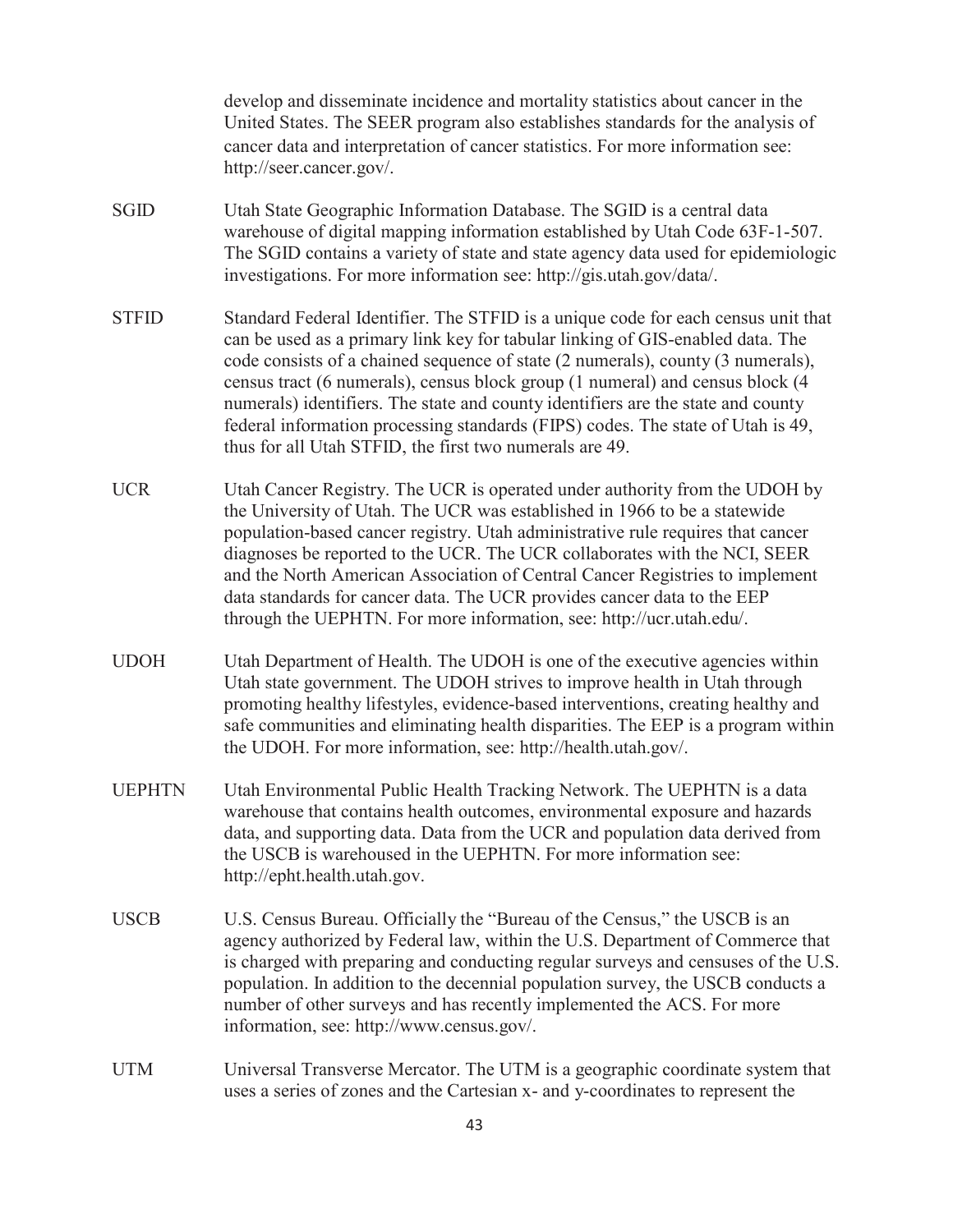develop and disseminate incidence and mortality statistics about cancer in the United States. The SEER program also establishes standards for the analysis of cancer data and interpretation of cancer statistics. For more information see: http://seer.cancer.gov/.

**SGID** Utah State Geographic Information Database. The SGID is a central data warehouse of digital mapping information established by Utah Code 63F-1-507. The SGID contains a variety of state and state agency data used for epidemiologic investigations. For more information see: http://gis.utah.gov/data/.

**STFID** Standard Federal Identifier. The STFID is a unique code for each census unit that can be used as a primary link key for tabular linking of GIS-enabled data. The code consists of a chained sequence of state (2 numerals), county (3 numerals), census tract (6 numerals), census block group (1 numeral) and census block (4 numerals) identifiers. The state and county identifiers are the state and county federal information processing standards (FIPS) codes. The state of Utah is 49, thus for all Utah STFID, the first two numerals are 49.

**UCR** Utah Cancer Registry. The UCR is operated under authority from the UDOH by the University of Utah. The UCR was established in 1966 to be a statewide population-based cancer registry. Utah administrative rule requires that cancer diagnoses be reported to the UCR. The UCR collaborates with the NCI, SEER and the North American Association of Central Cancer Registries to implement data standards for cancer data. The UCR provides cancer data to the EEP through the UEPHTN. For more information, see: http://ucr.utah.edu/.

**UDOH** Utah Department of Health. The UDOH is one of the executive agencies within Utah state government. The UDOH strives to improve health in Utah through promoting healthy lifestyles, evidence-based interventions, creating healthy and safe communities and eliminating health disparities. The EEP is a program within the UDOH. For more information, see: http://health.utah.gov/.

**UEPHTN** Utah Environmental Public Health Tracking Network. The UEPHTN is a data warehouse that contains health outcomes, environmental exposure and hazards data, and supporting data. Data from the UCR and population data derived from the USCB is warehoused in the UEPHTN. For more information see: http://epht.health.utah.gov.

**USCB** U.S. Census Bureau. Officially the "Bureau of the Census," the USCB is an agency authorized by Federal law, within the U.S. Department of Commerce that is charged with preparing and conducting regular surveys and censuses of the U.S. population. In addition to the decennial population survey, the USCB conducts a number of other surveys and has recently implemented the ACS. For more information, see: http://www.census.gov/.

**UTM** Universal Transverse Mercator. The UTM is a geographic coordinate system that uses a series of zones and the Cartesian x- and y-coordinates to represent the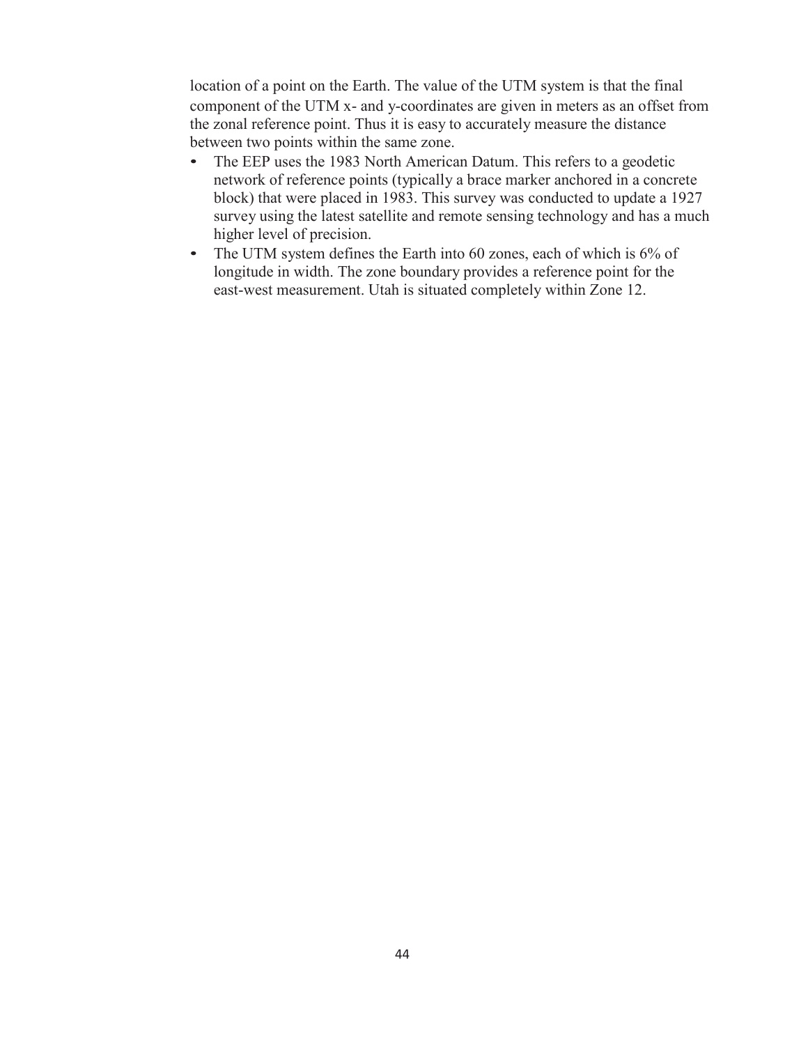location of a point on the Earth. The value of the UTM system is that the final component of the UTM x- and y-coordinates are given in meters as an offset from the zonal reference point. Thus it is easy to accurately measure the distance between two points within the same zone.

- The EEP uses the 1983 North American Datum. This refers to a geodetic network of reference points (typically a brace marker anchored in a concrete block) that were placed in 1983. This survey was conducted to update a 1927 survey using the latest satellite and remote sensing technology and has a much higher level of precision.
- The UTM system defines the Earth into 60 zones, each of which is 6% of longitude in width. The zone boundary provides a reference point for the east-west measurement. Utah is situated completely within Zone 12.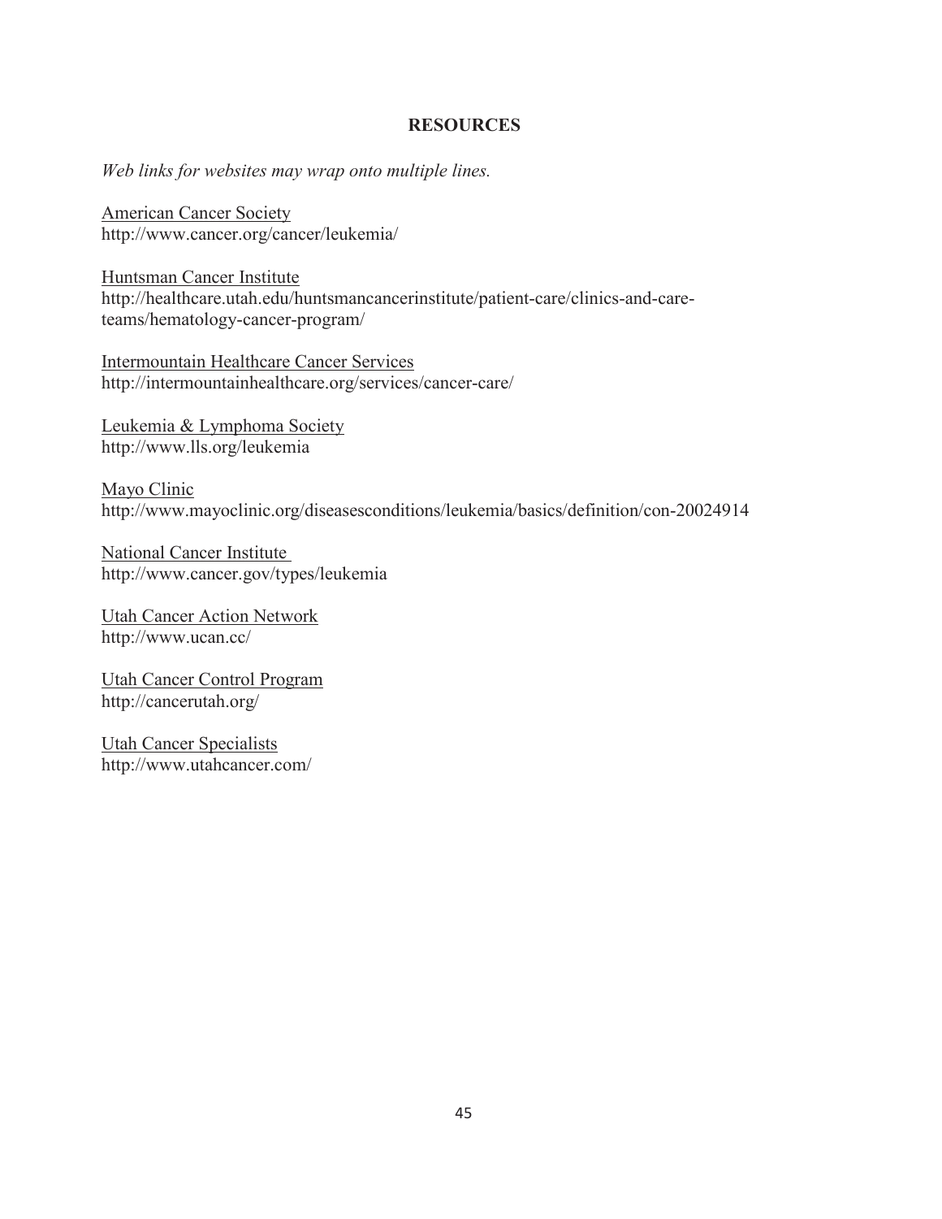## RESOURCES

*Web links for websites may wrap onto multiple lines.*

American Cancer Society
http://www.cancer.org/cancer/leukemia/

Huntsman Cancer Institute
http://healthcare.utah.edu/huntsmancancerinstitute/patient-care/clinics-and-care-teams/hematology-cancer-program/

Intermountain Healthcare Cancer Services
http://intermountainhealthcare.org/services/cancer-care/

Leukemia & Lymphoma Society
http://www.lls.org/leukemia

Mayo Clinic
http://www.mayoclinic.org/diseasesconditions/leukemia/basics/definition/con-20024914

National Cancer Institute
http://www.cancer.gov/types/leukemia

Utah Cancer Action Network
http://www.ucan.cc/

Utah Cancer Control Program
http://cancerutah.org/

Utah Cancer Specialists
http://www.utahcancer.com/